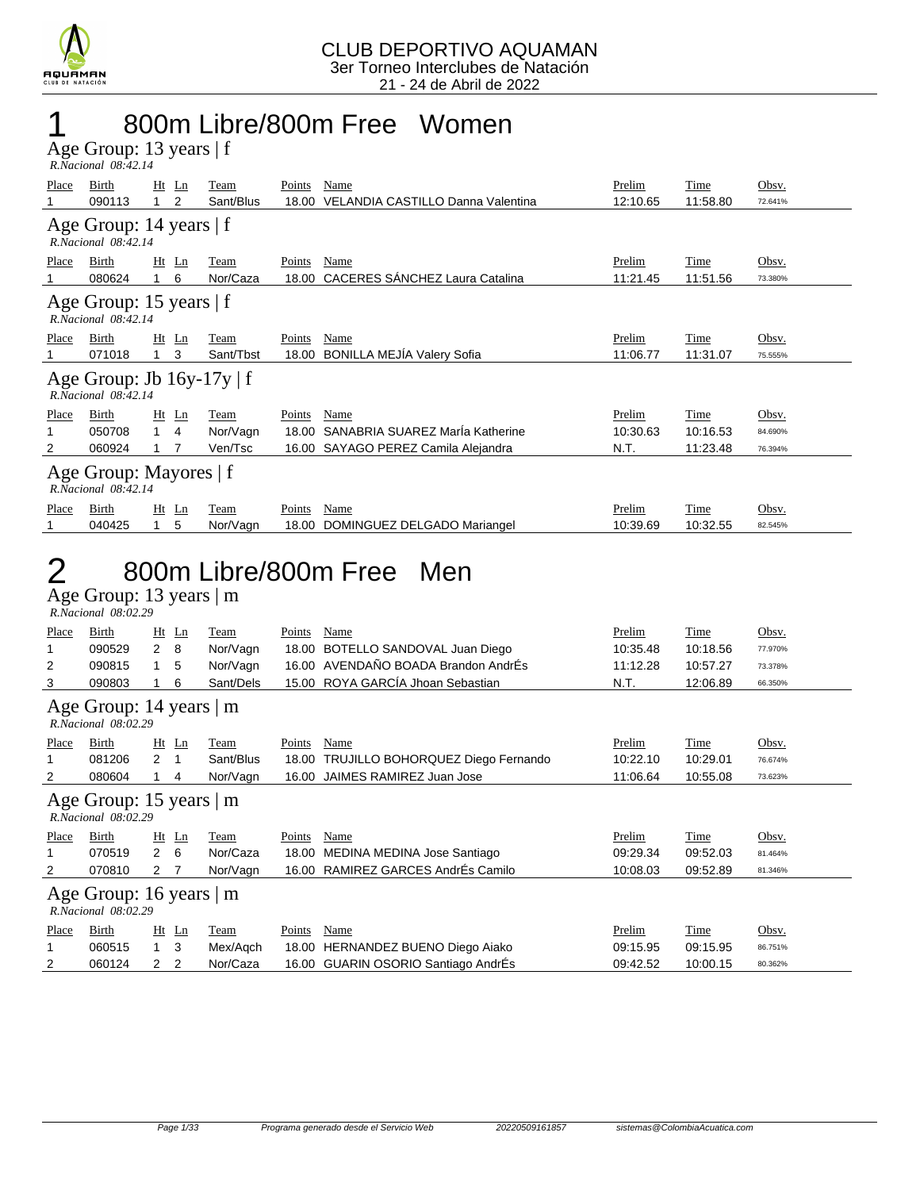CLUB DEPORTIVO AQUAMAN
3er Torneo Interclubes de Natación
21 - 24 de Abril de 2022

# 1 800m Libre/800m Free Women

## Age Group: 13 years | f

*R.Nacional 08:42.14*

| Place | Birth | Ht | Ln | Team | Points | Name | Prelim | Time | Obsv. |
|---|---|---|---|---|---|---|---|---|---|
| 1 | 090113 | 1 | 2 | Sant/Blus | 18.00 | VELANDIA CASTILLO Danna Valentina | 12:10.65 | 11:58.80 | 72.641% |

## Age Group: 14 years | f

*R.Nacional 08:42.14*

| Place | Birth | Ht | Ln | Team | Points | Name | Prelim | Time | Obsv. |
|---|---|---|---|---|---|---|---|---|---|
| 1 | 080624 | 1 | 6 | Nor/Caza | 18.00 | CACERES SÁNCHEZ Laura Catalina | 11:21.45 | 11:51.56 | 73.380% |

## Age Group: 15 years | f

*R.Nacional 08:42.14*

| Place | Birth | Ht | Ln | Team | Points | Name | Prelim | Time | Obsv. |
|---|---|---|---|---|---|---|---|---|---|
| 1 | 071018 | 1 | 3 | Sant/Tbst | 18.00 | BONILLA MEJÍA Valery Sofia | 11:06.77 | 11:31.07 | 75.555% |

## Age Group: Jb 16y-17y | f

*R.Nacional 08:42.14*

| Place | Birth | Ht | Ln | Team | Points | Name | Prelim | Time | Obsv. |
|---|---|---|---|---|---|---|---|---|---|
| 1 | 050708 | 1 | 4 | Nor/Vagn | 18.00 | SANABRIA SUAREZ MarÍa Katherine | 10:30.63 | 10:16.53 | 84.690% |
| 2 | 060924 | 1 | 7 | Ven/Tsc | 16.00 | SAYAGO PEREZ Camila Alejandra | N.T. | 11:23.48 | 76.394% |

## Age Group: Mayores | f

*R.Nacional 08:42.14*

| Place | Birth | Ht | Ln | Team | Points | Name | Prelim | Time | Obsv. |
|---|---|---|---|---|---|---|---|---|---|
| 1 | 040425 | 1 | 5 | Nor/Vagn | 18.00 | DOMINGUEZ DELGADO Mariangel | 10:39.69 | 10:32.55 | 82.545% |

# 2 800m Libre/800m Free Men

## Age Group: 13 years | m

*R.Nacional 08:02.29*

| Place | Birth | Ht | Ln | Team | Points | Name | Prelim | Time | Obsv. |
|---|---|---|---|---|---|---|---|---|---|
| 1 | 090529 | 2 | 8 | Nor/Vagn | 18.00 | BOTELLO SANDOVAL Juan Diego | 10:35.48 | 10:18.56 | 77.970% |
| 2 | 090815 | 1 | 5 | Nor/Vagn | 16.00 | AVENDAÑO BOADA Brandon AndrÉs | 11:12.28 | 10:57.27 | 73.378% |
| 3 | 090803 | 1 | 6 | Sant/Dels | 15.00 | ROYA GARCÍA Jhoan Sebastian | N.T. | 12:06.89 | 66.350% |

## Age Group: 14 years | m

*R.Nacional 08:02.29*

| Place | Birth | Ht | Ln | Team | Points | Name | Prelim | Time | Obsv. |
|---|---|---|---|---|---|---|---|---|---|
| 1 | 081206 | 2 | 1 | Sant/Blus | 18.00 | TRUJILLO BOHORQUEZ Diego Fernando | 10:22.10 | 10:29.01 | 76.674% |
| 2 | 080604 | 1 | 4 | Nor/Vagn | 16.00 | JAIMES RAMIREZ Juan Jose | 11:06.64 | 10:55.08 | 73.623% |

## Age Group: 15 years | m

*R.Nacional 08:02.29*

| Place | Birth | Ht | Ln | Team | Points | Name | Prelim | Time | Obsv. |
|---|---|---|---|---|---|---|---|---|---|
| 1 | 070519 | 2 | 6 | Nor/Caza | 18.00 | MEDINA MEDINA Jose Santiago | 09:29.34 | 09:52.03 | 81.464% |
| 2 | 070810 | 2 | 7 | Nor/Vagn | 16.00 | RAMIREZ GARCES AndrÉs Camilo | 10:08.03 | 09:52.89 | 81.346% |

## Age Group: 16 years | m

*R.Nacional 08:02.29*

| Place | Birth | Ht | Ln | Team | Points | Name | Prelim | Time | Obsv. |
|---|---|---|---|---|---|---|---|---|---|
| 1 | 060515 | 1 | 3 | Mex/Aqch | 18.00 | HERNANDEZ BUENO Diego Aiako | 09:15.95 | 09:15.95 | 86.751% |
| 2 | 060124 | 2 | 2 | Nor/Caza | 16.00 | GUARIN OSORIO Santiago AndrÉs | 09:42.52 | 10:00.15 | 80.362% |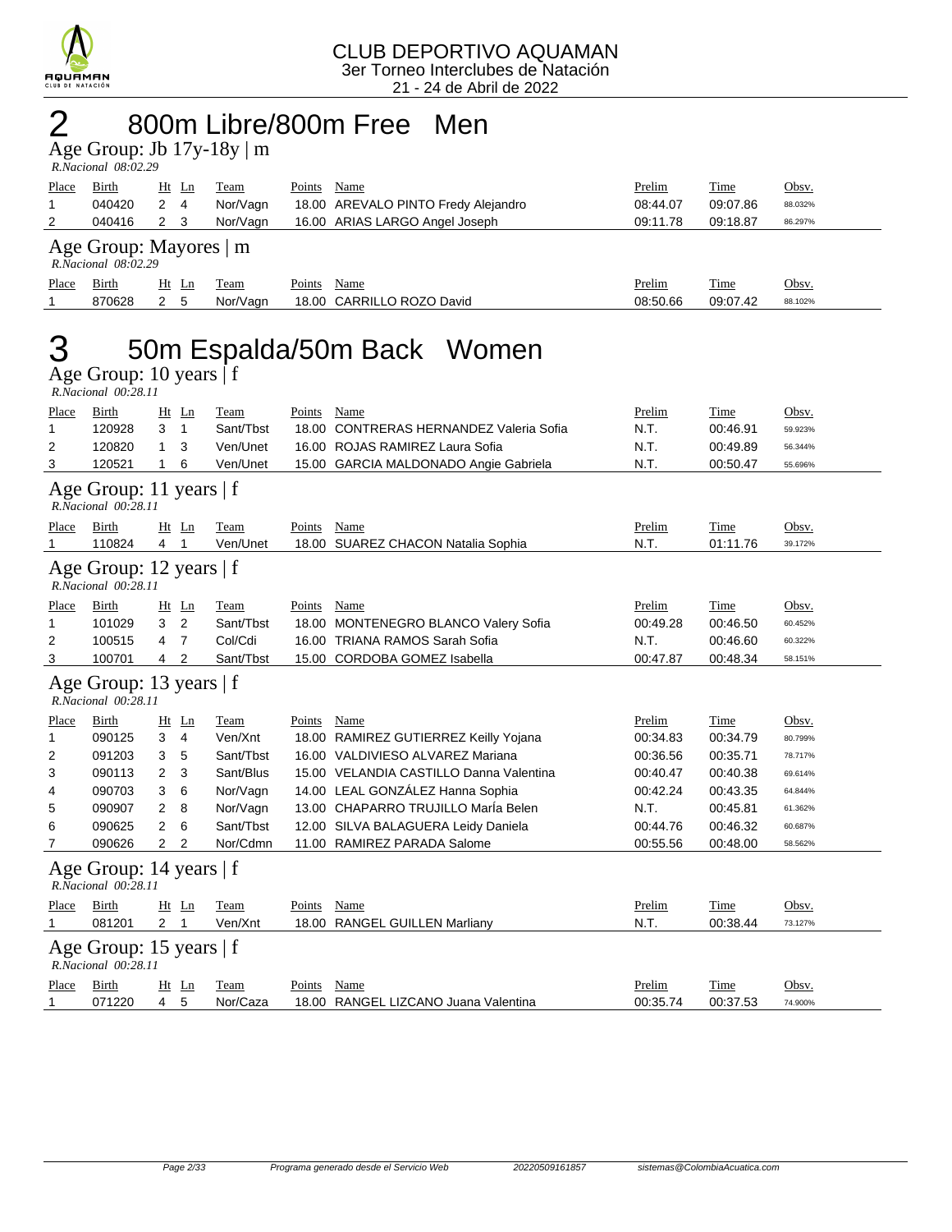# 2 800m Libre/800m Free Men

## Age Group: Jb 17y-18y | m

*R.Nacional 08:02.29*

| Place | Birth | Ht | Ln | Team | Points | Name | Prelim | Time | Obsv. |
|---|---|---|---|---|---|---|---|---|---|
| 1 | 040420 | 2 | 4 | Nor/Vagn | 18.00 | AREVALO PINTO Fredy Alejandro | 08:44.07 | 09:07.86 | 88.032% |
| 2 | 040416 | 2 | 3 | Nor/Vagn | 16.00 | ARIAS LARGO Angel Joseph | 09:11.78 | 09:18.87 | 86.297% |

## Age Group: Mayores | m

*R.Nacional 08:02.29*

| Place | Birth | Ht | Ln | Team | Points | Name | Prelim | Time | Obsv. |
|---|---|---|---|---|---|---|---|---|---|
| 1 | 870628 | 2 | 5 | Nor/Vagn | 18.00 | CARRILLO ROZO David | 08:50.66 | 09:07.42 | 88.102% |

# 3 50m Espalda/50m Back Women

## Age Group: 10 years | f

*R.Nacional 00:28.11*

| Place | Birth | Ht | Ln | Team | Points | Name | Prelim | Time | Obsv. |
|---|---|---|---|---|---|---|---|---|---|
| 1 | 120928 | 3 | 1 | Sant/Tbst | 18.00 | CONTRERAS HERNANDEZ Valeria Sofia | N.T. | 00:46.91 | 59.923% |
| 2 | 120820 | 1 | 3 | Ven/Unet | 16.00 | ROJAS RAMIREZ Laura Sofia | N.T. | 00:49.89 | 56.344% |
| 3 | 120521 | 1 | 6 | Ven/Unet | 15.00 | GARCIA MALDONADO Angie Gabriela | N.T. | 00:50.47 | 55.696% |

## Age Group: 11 years | f

*R.Nacional 00:28.11*

| Place | Birth | Ht | Ln | Team | Points | Name | Prelim | Time | Obsv. |
|---|---|---|---|---|---|---|---|---|---|
| 1 | 110824 | 4 | 1 | Ven/Unet | 18.00 | SUAREZ CHACON Natalia Sophia | N.T. | 01:11.76 | 39.172% |

## Age Group: 12 years | f

*R.Nacional 00:28.11*

| Place | Birth | Ht | Ln | Team | Points | Name | Prelim | Time | Obsv. |
|---|---|---|---|---|---|---|---|---|---|
| 1 | 101029 | 3 | 2 | Sant/Tbst | 18.00 | MONTENEGRO BLANCO Valery Sofia | 00:49.28 | 00:46.50 | 60.452% |
| 2 | 100515 | 4 | 7 | Col/Cdi | 16.00 | TRIANA RAMOS Sarah Sofia | N.T. | 00:46.60 | 60.322% |
| 3 | 100701 | 4 | 2 | Sant/Tbst | 15.00 | CORDOBA GOMEZ Isabella | 00:47.87 | 00:48.34 | 58.151% |

## Age Group: 13 years | f

*R.Nacional 00:28.11*

| Place | Birth | Ht | Ln | Team | Points | Name | Prelim | Time | Obsv. |
|---|---|---|---|---|---|---|---|---|---|
| 1 | 090125 | 3 | 4 | Ven/Xnt | 18.00 | RAMIREZ GUTIERREZ Keilly Yojana | 00:34.83 | 00:34.79 | 80.799% |
| 2 | 091203 | 3 | 5 | Sant/Tbst | 16.00 | VALDIVIESO ALVAREZ Mariana | 00:36.56 | 00:35.71 | 78.717% |
| 3 | 090113 | 2 | 3 | Sant/Blus | 15.00 | VELANDIA CASTILLO Danna Valentina | 00:40.47 | 00:40.38 | 69.614% |
| 4 | 090703 | 3 | 6 | Nor/Vagn | 14.00 | LEAL GONZÁLEZ Hanna Sophia | 00:42.24 | 00:43.35 | 64.844% |
| 5 | 090907 | 2 | 8 | Nor/Vagn | 13.00 | CHAPARRO TRUJILLO MarÍa Belen | N.T. | 00:45.81 | 61.362% |
| 6 | 090625 | 2 | 6 | Sant/Tbst | 12.00 | SILVA BALAGUERA Leidy Daniela | 00:44.76 | 00:46.32 | 60.687% |
| 7 | 090626 | 2 | 2 | Nor/Cdmn | 11.00 | RAMIREZ PARADA Salome | 00:55.56 | 00:48.00 | 58.562% |

## Age Group: 14 years | f

*R.Nacional 00:28.11*

| Place | Birth | Ht | Ln | Team | Points | Name | Prelim | Time | Obsv. |
|---|---|---|---|---|---|---|---|---|---|
| 1 | 081201 | 2 | 1 | Ven/Xnt | 18.00 | RANGEL GUILLEN Marliany | N.T. | 00:38.44 | 73.127% |

## Age Group: 15 years | f

*R.Nacional 00:28.11*

| Place | Birth | Ht | Ln | Team | Points | Name | Prelim | Time | Obsv. |
|---|---|---|---|---|---|---|---|---|---|
| 1 | 071220 | 4 | 5 | Nor/Caza | 18.00 | RANGEL LIZCANO Juana Valentina | 00:35.74 | 00:37.53 | 74.900% |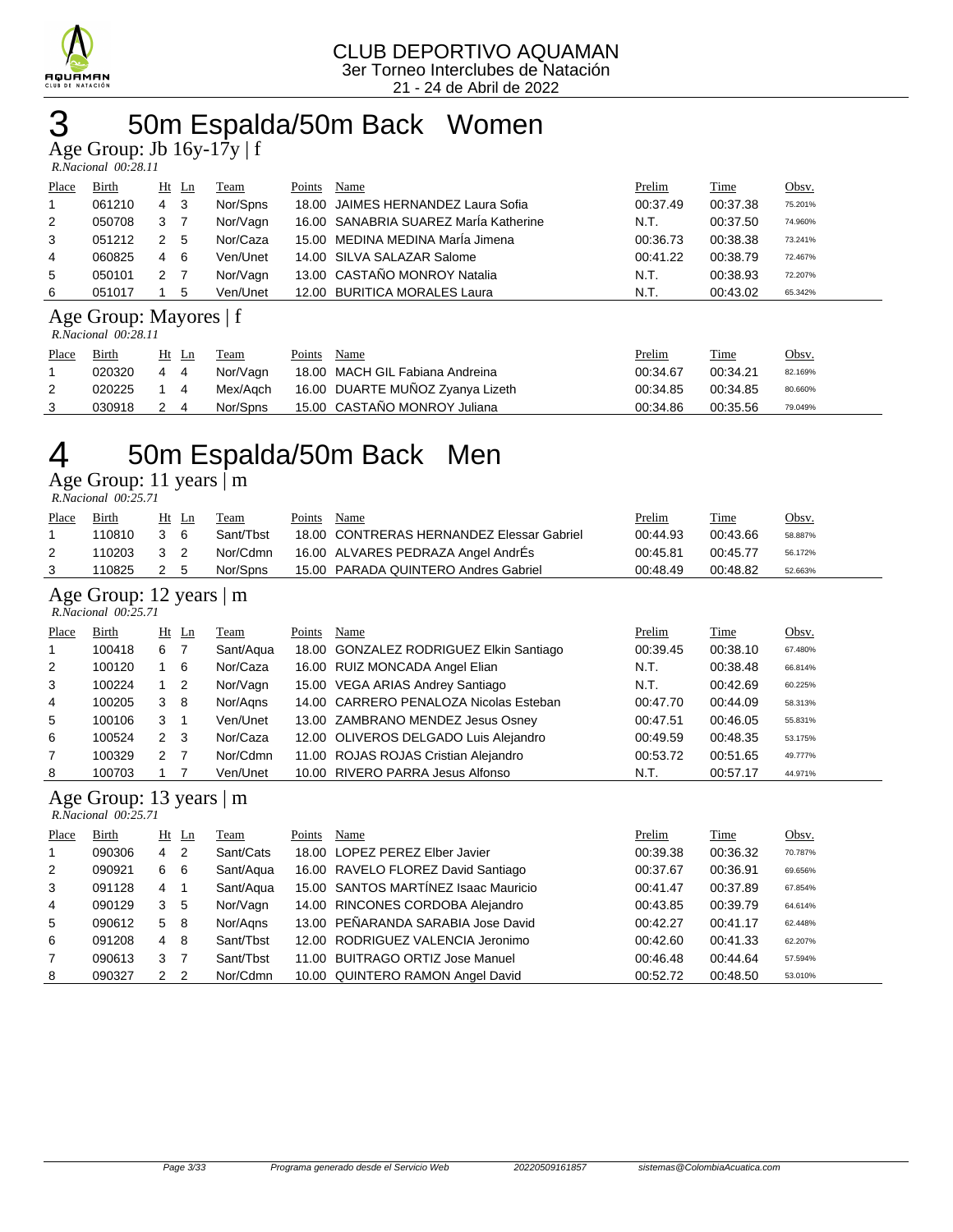CLUB DEPORTIVO AQUAMAN
3er Torneo Interclubes de Natación
21 - 24 de Abril de 2022

# 3 50m Espalda/50m Back Women

## Age Group: Jb 16y-17y | f

*R.Nacional 00:28.11*

| Place | Birth | Ht | Ln | Team | Points | Name | Prelim | Time | Obsv. |
|---|---|---|---|---|---|---|---|---|---|
| 1 | 061210 | 4 | 3 | Nor/Spns | 18.00 | JAIMES HERNANDEZ Laura Sofia | 00:37.49 | 00:37.38 | 75.201% |
| 2 | 050708 | 3 | 7 | Nor/Vagn | 16.00 | SANABRIA SUAREZ MarÍa Katherine | N.T. | 00:37.50 | 74.960% |
| 3 | 051212 | 2 | 5 | Nor/Caza | 15.00 | MEDINA MEDINA MarÍa Jimena | 00:36.73 | 00:38.38 | 73.241% |
| 4 | 060825 | 4 | 6 | Ven/Unet | 14.00 | SILVA SALAZAR Salome | 00:41.22 | 00:38.79 | 72.467% |
| 5 | 050101 | 2 | 7 | Nor/Vagn | 13.00 | CASTAÑO MONROY Natalia | N.T. | 00:38.93 | 72.207% |
| 6 | 051017 | 1 | 5 | Ven/Unet | 12.00 | BURITICA MORALES Laura | N.T. | 00:43.02 | 65.342% |

## Age Group: Mayores | f

*R.Nacional 00:28.11*

| Place | Birth | Ht | Ln | Team | Points | Name | Prelim | Time | Obsv. |
|---|---|---|---|---|---|---|---|---|---|
| 1 | 020320 | 4 | 4 | Nor/Vagn | 18.00 | MACH GIL Fabiana Andreina | 00:34.67 | 00:34.21 | 82.169% |
| 2 | 020225 | 1 | 4 | Mex/Aqch | 16.00 | DUARTE MUÑOZ Zyanya Lizeth | 00:34.85 | 00:34.85 | 80.660% |
| 3 | 030918 | 2 | 4 | Nor/Spns | 15.00 | CASTAÑO MONROY Juliana | 00:34.86 | 00:35.56 | 79.049% |

# 4 50m Espalda/50m Back Men

## Age Group: 11 years | m

*R.Nacional 00:25.71*

| Place | Birth | Ht | Ln | Team | Points | Name | Prelim | Time | Obsv. |
|---|---|---|---|---|---|---|---|---|---|
| 1 | 110810 | 3 | 6 | Sant/Tbst | 18.00 | CONTRERAS HERNANDEZ Elessar Gabriel | 00:44.93 | 00:43.66 | 58.887% |
| 2 | 110203 | 3 | 2 | Nor/Cdmn | 16.00 | ALVARES PEDRAZA Angel AndrÉs | 00:45.81 | 00:45.77 | 56.172% |
| 3 | 110825 | 2 | 5 | Nor/Spns | 15.00 | PARADA QUINTERO Andres Gabriel | 00:48.49 | 00:48.82 | 52.663% |

## Age Group: 12 years | m

*R.Nacional 00:25.71*

| Place | Birth | Ht | Ln | Team | Points | Name | Prelim | Time | Obsv. |
|---|---|---|---|---|---|---|---|---|---|
| 1 | 100418 | 6 | 7 | Sant/Aqua | 18.00 | GONZALEZ RODRIGUEZ Elkin Santiago | 00:39.45 | 00:38.10 | 67.480% |
| 2 | 100120 | 1 | 6 | Nor/Caza | 16.00 | RUIZ MONCADA Angel Elian | N.T. | 00:38.48 | 66.814% |
| 3 | 100224 | 1 | 2 | Nor/Vagn | 15.00 | VEGA ARIAS Andrey Santiago | N.T. | 00:42.69 | 60.225% |
| 4 | 100205 | 3 | 8 | Nor/Aqns | 14.00 | CARRERO PENALOZA Nicolas Esteban | 00:47.70 | 00:44.09 | 58.313% |
| 5 | 100106 | 3 | 1 | Ven/Unet | 13.00 | ZAMBRANO MENDEZ Jesus Osney | 00:47.51 | 00:46.05 | 55.831% |
| 6 | 100524 | 2 | 3 | Nor/Caza | 12.00 | OLIVEROS DELGADO Luis Alejandro | 00:49.59 | 00:48.35 | 53.175% |
| 7 | 100329 | 2 | 7 | Nor/Cdmn | 11.00 | ROJAS ROJAS Cristian Alejandro | 00:53.72 | 00:51.65 | 49.777% |
| 8 | 100703 | 1 | 7 | Ven/Unet | 10.00 | RIVERO PARRA Jesus Alfonso | N.T. | 00:57.17 | 44.971% |

## Age Group: 13 years | m

*R.Nacional 00:25.71*

| Place | Birth | Ht | Ln | Team | Points | Name | Prelim | Time | Obsv. |
|---|---|---|---|---|---|---|---|---|---|
| 1 | 090306 | 4 | 2 | Sant/Cats | 18.00 | LOPEZ PEREZ Elber Javier | 00:39.38 | 00:36.32 | 70.787% |
| 2 | 090921 | 6 | 6 | Sant/Aqua | 16.00 | RAVELO FLOREZ David Santiago | 00:37.67 | 00:36.91 | 69.656% |
| 3 | 091128 | 4 | 1 | Sant/Aqua | 15.00 | SANTOS MARTÍNEZ Isaac Mauricio | 00:41.47 | 00:37.89 | 67.854% |
| 4 | 090129 | 3 | 5 | Nor/Vagn | 14.00 | RINCONES CORDOBA Alejandro | 00:43.85 | 00:39.79 | 64.614% |
| 5 | 090612 | 5 | 8 | Nor/Aqns | 13.00 | PEÑARANDA SARABIA Jose David | 00:42.27 | 00:41.17 | 62.448% |
| 6 | 091208 | 4 | 8 | Sant/Tbst | 12.00 | RODRIGUEZ VALENCIA Jeronimo | 00:42.60 | 00:41.33 | 62.207% |
| 7 | 090613 | 3 | 7 | Sant/Tbst | 11.00 | BUITRAGO ORTIZ Jose Manuel | 00:46.48 | 00:44.64 | 57.594% |
| 8 | 090327 | 2 | 2 | Nor/Cdmn | 10.00 | QUINTERO RAMON Angel David | 00:52.72 | 00:48.50 | 53.010% |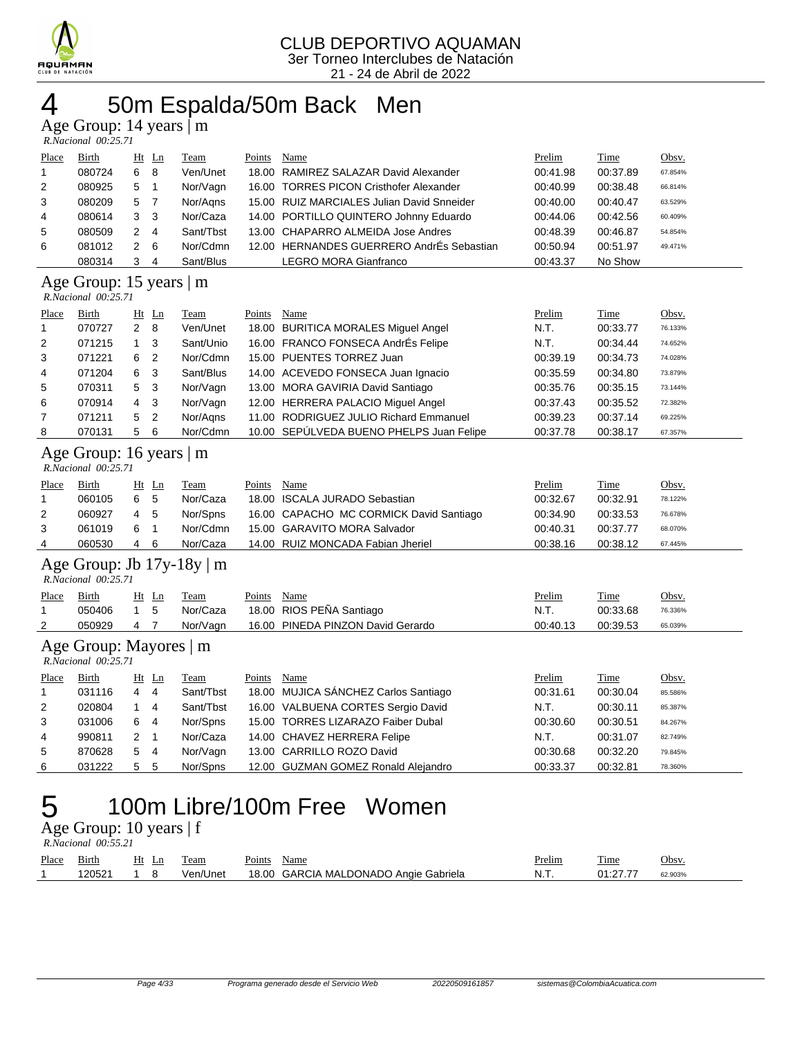# 4 50m Espalda/50m Back Men

## Age Group: 14 years | m

*R.Nacional 00:25.71*

| Place | Birth | Ht | Ln | Team | Points | Name | Prelim | Time | Obsv. |
|---|---|---|---|---|---|---|---|---|---|
| 1 | 080724 | 6 | 8 | Ven/Unet | 18.00 | RAMIREZ SALAZAR David Alexander | 00:41.98 | 00:37.89 | 67.854% |
| 2 | 080925 | 5 | 1 | Nor/Vagn | 16.00 | TORRES PICON Cristhofer Alexander | 00:40.99 | 00:38.48 | 66.814% |
| 3 | 080209 | 5 | 7 | Nor/Aqns | 15.00 | RUIZ MARCIALES Julian David Snneider | 00:40.00 | 00:40.47 | 63.529% |
| 4 | 080614 | 3 | 3 | Nor/Caza | 14.00 | PORTILLO QUINTERO Johnny Eduardo | 00:44.06 | 00:42.56 | 60.409% |
| 5 | 080509 | 2 | 4 | Sant/Tbst | 13.00 | CHAPARRO ALMEIDA Jose Andres | 00:48.39 | 00:46.87 | 54.854% |
| 6 | 081012 | 2 | 6 | Nor/Cdmn | 12.00 | HERNANDES GUERRERO AndrÉs Sebastian | 00:50.94 | 00:51.97 | 49.471% |
| | 080314 | 3 | 4 | Sant/Blus | | LEGRO MORA Gianfranco | 00:43.37 | No Show | |

## Age Group: 15 years | m

*R.Nacional 00:25.71*

| Place | Birth | Ht | Ln | Team | Points | Name | Prelim | Time | Obsv. |
|---|---|---|---|---|---|---|---|---|---|
| 1 | 070727 | 2 | 8 | Ven/Unet | 18.00 | BURITICA MORALES Miguel Angel | N.T. | 00:33.77 | 76.133% |
| 2 | 071215 | 1 | 3 | Sant/Unio | 16.00 | FRANCO FONSECA AndrÉs Felipe | N.T. | 00:34.44 | 74.652% |
| 3 | 071221 | 6 | 2 | Nor/Cdmn | 15.00 | PUENTES TORREZ Juan | 00:39.19 | 00:34.73 | 74.028% |
| 4 | 071204 | 6 | 3 | Sant/Blus | 14.00 | ACEVEDO FONSECA Juan Ignacio | 00:35.59 | 00:34.80 | 73.879% |
| 5 | 070311 | 5 | 3 | Nor/Vagn | 13.00 | MORA GAVIRIA David Santiago | 00:35.76 | 00:35.15 | 73.144% |
| 6 | 070914 | 4 | 3 | Nor/Vagn | 12.00 | HERRERA PALACIO Miguel Angel | 00:37.43 | 00:35.52 | 72.382% |
| 7 | 071211 | 5 | 2 | Nor/Aqns | 11.00 | RODRIGUEZ JULIO Richard Emmanuel | 00:39.23 | 00:37.14 | 69.225% |
| 8 | 070131 | 5 | 6 | Nor/Cdmn | 10.00 | SEPÚLVEDA BUENO PHELPS Juan Felipe | 00:37.78 | 00:38.17 | 67.357% |

## Age Group: 16 years | m

*R.Nacional 00:25.71*

| Place | Birth | Ht | Ln | Team | Points | Name | Prelim | Time | Obsv. |
|---|---|---|---|---|---|---|---|---|---|
| 1 | 060105 | 6 | 5 | Nor/Caza | 18.00 | ISCALA JURADO Sebastian | 00:32.67 | 00:32.91 | 78.122% |
| 2 | 060927 | 4 | 5 | Nor/Spns | 16.00 | CAPACHO MC CORMICK David Santiago | 00:34.90 | 00:33.53 | 76.678% |
| 3 | 061019 | 6 | 1 | Nor/Cdmn | 15.00 | GARAVITO MORA Salvador | 00:40.31 | 00:37.77 | 68.070% |
| 4 | 060530 | 4 | 6 | Nor/Caza | 14.00 | RUIZ MONCADA Fabian Jheriel | 00:38.16 | 00:38.12 | 67.445% |

## Age Group: Jb 17y-18y | m

*R.Nacional 00:25.71*

| Place | Birth | Ht | Ln | Team | Points | Name | Prelim | Time | Obsv. |
|---|---|---|---|---|---|---|---|---|---|
| 1 | 050406 | 1 | 5 | Nor/Caza | 18.00 | RIOS PEÑA Santiago | N.T. | 00:33.68 | 76.336% |
| 2 | 050929 | 4 | 7 | Nor/Vagn | 16.00 | PINEDA PINZON David Gerardo | 00:40.13 | 00:39.53 | 65.039% |

## Age Group: Mayores | m

*R.Nacional 00:25.71*

| Place | Birth | Ht | Ln | Team | Points | Name | Prelim | Time | Obsv. |
|---|---|---|---|---|---|---|---|---|---|
| 1 | 031116 | 4 | 4 | Sant/Tbst | 18.00 | MUJICA SÁNCHEZ Carlos Santiago | 00:31.61 | 00:30.04 | 85.586% |
| 2 | 020804 | 1 | 4 | Sant/Tbst | 16.00 | VALBUENA CORTES Sergio David | N.T. | 00:30.11 | 85.387% |
| 3 | 031006 | 6 | 4 | Nor/Spns | 15.00 | TORRES LIZARAZO Faiber Dubal | 00:30.60 | 00:30.51 | 84.267% |
| 4 | 990811 | 2 | 1 | Nor/Caza | 14.00 | CHAVEZ HERRERA Felipe | N.T. | 00:31.07 | 82.749% |
| 5 | 870628 | 5 | 4 | Nor/Vagn | 13.00 | CARRILLO ROZO David | 00:30.68 | 00:32.20 | 79.845% |
| 6 | 031222 | 5 | 5 | Nor/Spns | 12.00 | GUZMAN GOMEZ Ronald Alejandro | 00:33.37 | 00:32.81 | 78.360% |

# 5 100m Libre/100m Free Women

## Age Group: 10 years | f

*R.Nacional 00:55.21*

| Place | Birth | Ht | Ln | Team | Points | Name | Prelim | Time | Obsv. |
|---|---|---|---|---|---|---|---|---|---|
| 1 | 120521 | 1 | 8 | Ven/Unet | 18.00 | GARCIA MALDONADO Angie Gabriela | N.T. | 01:27.77 | 62.903% |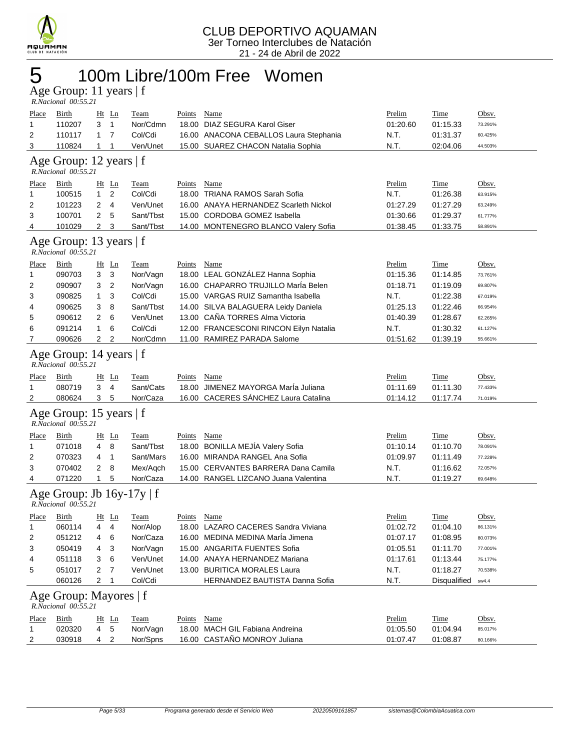CLUB DEPORTIVO AQUAMAN
3er Torneo Interclubes de Natación
21 - 24 de Abril de 2022

# 5 100m Libre/100m Free Women

## Age Group: 11 years | f

*R.Nacional 00:55.21*

| Place | Birth | Ht | Ln | Team | Points | Name | Prelim | Time | Obsv. |
|---|---|---|---|---|---|---|---|---|---|
| 1 | 110207 | 3 | 1 | Nor/Cdmn | 18.00 | DIAZ SEGURA Karol Giser | 01:20.60 | 01:15.33 | 73.291% |
| 2 | 110117 | 1 | 7 | Col/Cdi | 16.00 | ANACONA CEBALLOS Laura Stephania | N.T. | 01:31.37 | 60.425% |
| 3 | 110824 | 1 | 1 | Ven/Unet | 15.00 | SUAREZ CHACON Natalia Sophia | N.T. | 02:04.06 | 44.503% |

## Age Group: 12 years | f

*R.Nacional 00:55.21*

| Place | Birth | Ht | Ln | Team | Points | Name | Prelim | Time | Obsv. |
|---|---|---|---|---|---|---|---|---|---|
| 1 | 100515 | 1 | 2 | Col/Cdi | 18.00 | TRIANA RAMOS Sarah Sofia | N.T. | 01:26.38 | 63.915% |
| 2 | 101223 | 2 | 4 | Ven/Unet | 16.00 | ANAYA HERNANDEZ Scarleth Nickol | 01:27.29 | 01:27.29 | 63.249% |
| 3 | 100701 | 2 | 5 | Sant/Tbst | 15.00 | CORDOBA GOMEZ Isabella | 01:30.66 | 01:29.37 | 61.777% |
| 4 | 101029 | 2 | 3 | Sant/Tbst | 14.00 | MONTENEGRO BLANCO Valery Sofia | 01:38.45 | 01:33.75 | 58.891% |

## Age Group: 13 years | f

*R.Nacional 00:55.21*

| Place | Birth | Ht | Ln | Team | Points | Name | Prelim | Time | Obsv. |
|---|---|---|---|---|---|---|---|---|---|
| 1 | 090703 | 3 | 3 | Nor/Vagn | 18.00 | LEAL GONZÁLEZ Hanna Sophia | 01:15.36 | 01:14.85 | 73.761% |
| 2 | 090907 | 3 | 2 | Nor/Vagn | 16.00 | CHAPARRO TRUJILLO MarÍa Belen | 01:18.71 | 01:19.09 | 69.807% |
| 3 | 090825 | 1 | 3 | Col/Cdi | 15.00 | VARGAS RUIZ Samantha Isabella | N.T. | 01:22.38 | 67.019% |
| 4 | 090625 | 3 | 8 | Sant/Tbst | 14.00 | SILVA BALAGUERA Leidy Daniela | 01:25.13 | 01:22.46 | 66.954% |
| 5 | 090612 | 2 | 6 | Ven/Unet | 13.00 | CAÑA TORRES Alma Victoria | 01:40.39 | 01:28.67 | 62.265% |
| 6 | 091214 | 1 | 6 | Col/Cdi | 12.00 | FRANCESCONI RINCON Eilyn Natalia | N.T. | 01:30.32 | 61.127% |
| 7 | 090626 | 2 | 2 | Nor/Cdmn | 11.00 | RAMIREZ PARADA Salome | 01:51.62 | 01:39.19 | 55.661% |

## Age Group: 14 years | f

*R.Nacional 00:55.21*

| Place | Birth | Ht | Ln | Team | Points | Name | Prelim | Time | Obsv. |
|---|---|---|---|---|---|---|---|---|---|
| 1 | 080719 | 3 | 4 | Sant/Cats | 18.00 | JIMENEZ MAYORGA MarÍa Juliana | 01:11.69 | 01:11.30 | 77.433% |
| 2 | 080624 | 3 | 5 | Nor/Caza | 16.00 | CACERES SÁNCHEZ Laura Catalina | 01:14.12 | 01:17.74 | 71.019% |

## Age Group: 15 years | f

*R.Nacional 00:55.21*

| Place | Birth | Ht | Ln | Team | Points | Name | Prelim | Time | Obsv. |
|---|---|---|---|---|---|---|---|---|---|
| 1 | 071018 | 4 | 8 | Sant/Tbst | 18.00 | BONILLA MEJÍA Valery Sofia | 01:10.14 | 01:10.70 | 78.091% |
| 2 | 070323 | 4 | 1 | Sant/Mars | 16.00 | MIRANDA RANGEL Ana Sofia | 01:09.97 | 01:11.49 | 77.228% |
| 3 | 070402 | 2 | 8 | Mex/Aqch | 15.00 | CERVANTES BARRERA Dana Camila | N.T. | 01:16.62 | 72.057% |
| 4 | 071220 | 1 | 5 | Nor/Caza | 14.00 | RANGEL LIZCANO Juana Valentina | N.T. | 01:19.27 | 69.648% |

## Age Group: Jb 16y-17y | f

*R.Nacional 00:55.21*

| Place | Birth | Ht | Ln | Team | Points | Name | Prelim | Time | Obsv. |
|---|---|---|---|---|---|---|---|---|---|
| 1 | 060114 | 4 | 4 | Nor/Alop | 18.00 | LAZARO CACERES Sandra Viviana | 01:02.72 | 01:04.10 | 86.131% |
| 2 | 051212 | 4 | 6 | Nor/Caza | 16.00 | MEDINA MEDINA MarÍa Jimena | 01:07.17 | 01:08.95 | 80.073% |
| 3 | 050419 | 4 | 3 | Nor/Vagn | 15.00 | ANGARITA FUENTES Sofia | 01:05.51 | 01:11.70 | 77.001% |
| 4 | 051118 | 3 | 6 | Ven/Unet | 14.00 | ANAYA HERNANDEZ Mariana | 01:17.61 | 01:13.44 | 75.177% |
| 5 | 051017 | 2 | 7 | Ven/Unet | 13.00 | BURITICA MORALES Laura | N.T. | 01:18.27 | 70.538% |
|  | 060126 | 2 | 1 | Col/Cdi |  | HERNANDEZ BAUTISTA Danna Sofia | N.T. | Disqualified | sw4.4 |

## Age Group: Mayores | f

*R.Nacional 00:55.21*

| Place | Birth | Ht | Ln | Team | Points | Name | Prelim | Time | Obsv. |
|---|---|---|---|---|---|---|---|---|---|
| 1 | 020320 | 4 | 5 | Nor/Vagn | 18.00 | MACH GIL Fabiana Andreina | 01:05.50 | 01:04.94 | 85.017% |
| 2 | 030918 | 4 | 2 | Nor/Spns | 16.00 | CASTAÑO MONROY Juliana | 01:07.47 | 01:08.87 | 80.166% |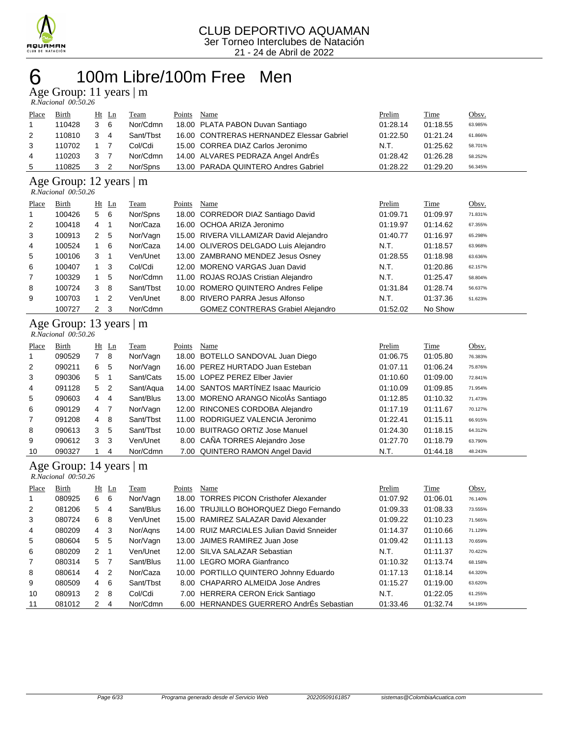CLUB DEPORTIVO AQUAMAN
3er Torneo Interclubes de Natación
21 - 24 de Abril de 2022

# 6 100m Libre/100m Free Men

## Age Group: 11 years | m

*R.Nacional 00:50.26*

| Place | Birth | Ht | Ln | Team | Points | Name | Prelim | Time | Obsv. |
|---|---|---|---|---|---|---|---|---|---|
| 1 | 110428 | 3 | 6 | Nor/Cdmn | 18.00 | PLATA PABON Duvan Santiago | 01:28.14 | 01:18.55 | 63.985% |
| 2 | 110810 | 3 | 4 | Sant/Tbst | 16.00 | CONTRERAS HERNANDEZ Elessar Gabriel | 01:22.50 | 01:21.24 | 61.866% |
| 3 | 110702 | 1 | 7 | Col/Cdi | 15.00 | CORREA DIAZ Carlos Jeronimo | N.T. | 01:25.62 | 58.701% |
| 4 | 110203 | 3 | 7 | Nor/Cdmn | 14.00 | ALVARES PEDRAZA Angel AndrÉs | 01:28.42 | 01:26.28 | 58.252% |
| 5 | 110825 | 3 | 2 | Nor/Spns | 13.00 | PARADA QUINTERO Andres Gabriel | 01:28.22 | 01:29.20 | 56.345% |

## Age Group: 12 years | m

*R.Nacional 00:50.26*

| Place | Birth | Ht | Ln | Team | Points | Name | Prelim | Time | Obsv. |
|---|---|---|---|---|---|---|---|---|---|
| 1 | 100426 | 5 | 6 | Nor/Spns | 18.00 | CORREDOR DIAZ Santiago David | 01:09.71 | 01:09.97 | 71.831% |
| 2 | 100418 | 4 | 1 | Nor/Caza | 16.00 | OCHOA ARIZA Jeronimo | 01:19.97 | 01:14.62 | 67.355% |
| 3 | 100913 | 2 | 5 | Nor/Vagn | 15.00 | RIVERA VILLAMIZAR David Alejandro | 01:40.77 | 01:16.97 | 65.298% |
| 4 | 100524 | 1 | 6 | Nor/Caza | 14.00 | OLIVEROS DELGADO Luis Alejandro | N.T. | 01:18.57 | 63.968% |
| 5 | 100106 | 3 | 1 | Ven/Unet | 13.00 | ZAMBRANO MENDEZ Jesus Osney | 01:28.55 | 01:18.98 | 63.636% |
| 6 | 100407 | 1 | 3 | Col/Cdi | 12.00 | MORENO VARGAS Juan David | N.T. | 01:20.86 | 62.157% |
| 7 | 100329 | 1 | 5 | Nor/Cdmn | 11.00 | ROJAS ROJAS Cristian Alejandro | N.T. | 01:25.47 | 58.804% |
| 8 | 100724 | 3 | 8 | Sant/Tbst | 10.00 | ROMERO QUINTERO Andres Felipe | 01:31.84 | 01:28.74 | 56.637% |
| 9 | 100703 | 1 | 2 | Ven/Unet | 8.00 | RIVERO PARRA Jesus Alfonso | N.T. | 01:37.36 | 51.623% |
| | 100727 | 2 | 3 | Nor/Cdmn | | GOMEZ CONTRERAS Grabiel Alejandro | 01:52.02 | No Show | |

## Age Group: 13 years | m

*R.Nacional 00:50.26*

| Place | Birth | Ht | Ln | Team | Points | Name | Prelim | Time | Obsv. |
|---|---|---|---|---|---|---|---|---|---|
| 1 | 090529 | 7 | 8 | Nor/Vagn | 18.00 | BOTELLO SANDOVAL Juan Diego | 01:06.75 | 01:05.80 | 76.383% |
| 2 | 090211 | 6 | 5 | Nor/Vagn | 16.00 | PEREZ HURTADO Juan Esteban | 01:07.11 | 01:06.24 | 75.876% |
| 3 | 090306 | 5 | 1 | Sant/Cats | 15.00 | LOPEZ PEREZ Elber Javier | 01:10.60 | 01:09.00 | 72.841% |
| 4 | 091128 | 5 | 2 | Sant/Aqua | 14.00 | SANTOS MARTÍNEZ Isaac Mauricio | 01:10.09 | 01:09.85 | 71.954% |
| 5 | 090603 | 4 | 4 | Sant/Blus | 13.00 | MORENO ARANGO NicolÁs Santiago | 01:12.85 | 01:10.32 | 71.473% |
| 6 | 090129 | 4 | 7 | Nor/Vagn | 12.00 | RINCONES CORDOBA Alejandro | 01:17.19 | 01:11.67 | 70.127% |
| 7 | 091208 | 4 | 8 | Sant/Tbst | 11.00 | RODRIGUEZ VALENCIA Jeronimo | 01:22.41 | 01:15.11 | 66.915% |
| 8 | 090613 | 3 | 5 | Sant/Tbst | 10.00 | BUITRAGO ORTIZ Jose Manuel | 01:24.30 | 01:18.15 | 64.312% |
| 9 | 090612 | 3 | 3 | Ven/Unet | 8.00 | CAÑA TORRES Alejandro Jose | 01:27.70 | 01:18.79 | 63.790% |
| 10 | 090327 | 1 | 4 | Nor/Cdmn | 7.00 | QUINTERO RAMON Angel David | N.T. | 01:44.18 | 48.243% |

## Age Group: 14 years | m

*R.Nacional 00:50.26*

| Place | Birth | Ht | Ln | Team | Points | Name | Prelim | Time | Obsv. |
|---|---|---|---|---|---|---|---|---|---|
| 1 | 080925 | 6 | 6 | Nor/Vagn | 18.00 | TORRES PICON Cristhofer Alexander | 01:07.92 | 01:06.01 | 76.140% |
| 2 | 081206 | 5 | 4 | Sant/Blus | 16.00 | TRUJILLO BOHORQUEZ Diego Fernando | 01:09.33 | 01:08.33 | 73.555% |
| 3 | 080724 | 6 | 8 | Ven/Unet | 15.00 | RAMIREZ SALAZAR David Alexander | 01:09.22 | 01:10.23 | 71.565% |
| 4 | 080209 | 4 | 3 | Nor/Aqns | 14.00 | RUIZ MARCIALES Julian David Snneider | 01:14.37 | 01:10.66 | 71.129% |
| 5 | 080604 | 5 | 5 | Nor/Vagn | 13.00 | JAIMES RAMIREZ Juan Jose | 01:09.42 | 01:11.13 | 70.659% |
| 6 | 080209 | 2 | 1 | Ven/Unet | 12.00 | SILVA SALAZAR Sebastian | N.T. | 01:11.37 | 70.422% |
| 7 | 080314 | 5 | 7 | Sant/Blus | 11.00 | LEGRO MORA Gianfranco | 01:10.32 | 01:13.74 | 68.158% |
| 8 | 080614 | 4 | 2 | Nor/Caza | 10.00 | PORTILLO QUINTERO Johnny Eduardo | 01:17.13 | 01:18.14 | 64.320% |
| 9 | 080509 | 4 | 6 | Sant/Tbst | 8.00 | CHAPARRO ALMEIDA Jose Andres | 01:15.27 | 01:19.00 | 63.620% |
| 10 | 080913 | 2 | 8 | Col/Cdi | 7.00 | HERRERA CERON Erick Santiago | N.T. | 01:22.05 | 61.255% |
| 11 | 081012 | 2 | 4 | Nor/Cdmn | 6.00 | HERNANDES GUERRERO AndrÉs Sebastian | 01:33.46 | 01:32.74 | 54.195% |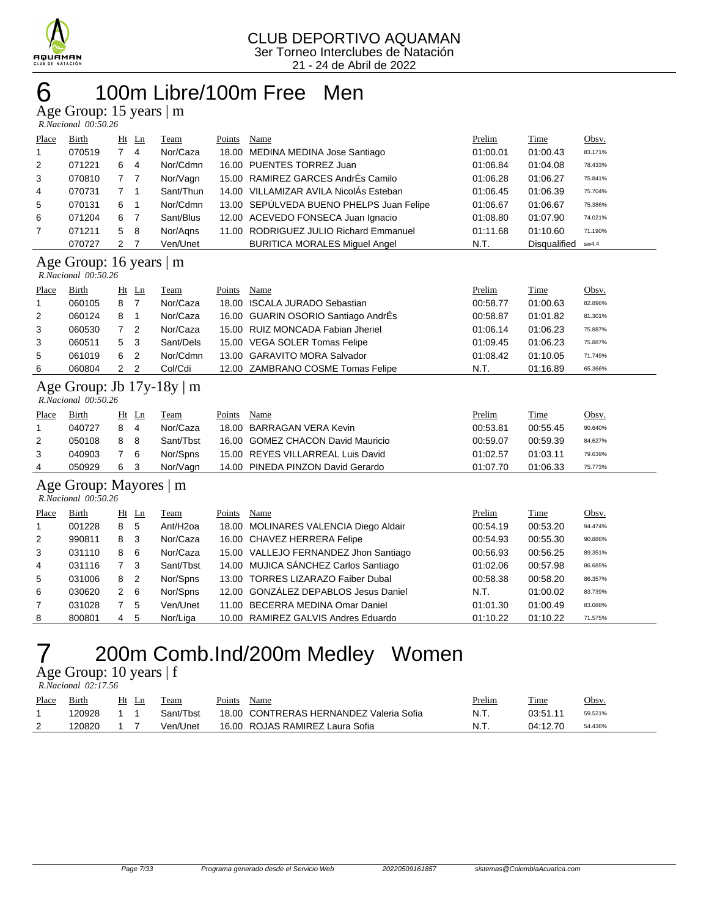CLUB DEPORTIVO AQUAMAN
3er Torneo Interclubes de Natación
21 - 24 de Abril de 2022

# 6 100m Libre/100m Free Men

## Age Group: 15 years | m

*R.Nacional 00:50.26*

| Place | Birth | Ht | Ln | Team | Points | Name | Prelim | Time | Obsv. |
|---|---|---|---|---|---|---|---|---|---|
| 1 | 070519 | 7 | 4 | Nor/Caza | 18.00 | MEDINA MEDINA Jose Santiago | 01:00.01 | 01:00.43 | 83.171% |
| 2 | 071221 | 6 | 4 | Nor/Cdmn | 16.00 | PUENTES TORREZ Juan | 01:06.84 | 01:04.08 | 78.433% |
| 3 | 070810 | 7 | 7 | Nor/Vagn | 15.00 | RAMIREZ GARCES AndrÉs Camilo | 01:06.28 | 01:06.27 | 75.841% |
| 4 | 070731 | 7 | 1 | Sant/Thun | 14.00 | VILLAMIZAR AVILA NicolÁs Esteban | 01:06.45 | 01:06.39 | 75.704% |
| 5 | 070131 | 6 | 1 | Nor/Cdmn | 13.00 | SEPÚLVEDA BUENO PHELPS Juan Felipe | 01:06.67 | 01:06.67 | 75.386% |
| 6 | 071204 | 6 | 7 | Sant/Blus | 12.00 | ACEVEDO FONSECA Juan Ignacio | 01:08.80 | 01:07.90 | 74.021% |
| 7 | 071211 | 5 | 8 | Nor/Aqns | 11.00 | RODRIGUEZ JULIO Richard Emmanuel | 01:11.68 | 01:10.60 | 71.190% |
| | 070727 | 2 | 7 | Ven/Unet | | BURITICA MORALES Miguel Angel | N.T. | Disqualified | sw4.4 |

## Age Group: 16 years | m

*R.Nacional 00:50.26*

| Place | Birth | Ht | Ln | Team | Points | Name | Prelim | Time | Obsv. |
|---|---|---|---|---|---|---|---|---|---|
| 1 | 060105 | 8 | 7 | Nor/Caza | 18.00 | ISCALA JURADO Sebastian | 00:58.77 | 01:00.63 | 82.896% |
| 2 | 060124 | 8 | 1 | Nor/Caza | 16.00 | GUARIN OSORIO Santiago AndrÉs | 00:58.87 | 01:01.82 | 81.301% |
| 3 | 060530 | 7 | 2 | Nor/Caza | 15.00 | RUIZ MONCADA Fabian Jheriel | 01:06.14 | 01:06.23 | 75.887% |
| 3 | 060511 | 5 | 3 | Sant/Dels | 15.00 | VEGA SOLER Tomas Felipe | 01:09.45 | 01:06.23 | 75.887% |
| 5 | 061019 | 6 | 2 | Nor/Cdmn | 13.00 | GARAVITO MORA Salvador | 01:08.42 | 01:10.05 | 71.749% |
| 6 | 060804 | 2 | 2 | Col/Cdi | 12.00 | ZAMBRANO COSME Tomas Felipe | N.T. | 01:16.89 | 65.366% |

## Age Group: Jb 17y-18y | m

*R.Nacional 00:50.26*

| Place | Birth | Ht | Ln | Team | Points | Name | Prelim | Time | Obsv. |
|---|---|---|---|---|---|---|---|---|---|
| 1 | 040727 | 8 | 4 | Nor/Caza | 18.00 | BARRAGAN VERA Kevin | 00:53.81 | 00:55.45 | 90.640% |
| 2 | 050108 | 8 | 8 | Sant/Tbst | 16.00 | GOMEZ CHACON David Mauricio | 00:59.07 | 00:59.39 | 84.627% |
| 3 | 040903 | 7 | 6 | Nor/Spns | 15.00 | REYES VILLARREAL Luis David | 01:02.57 | 01:03.11 | 79.639% |
| 4 | 050929 | 6 | 3 | Nor/Vagn | 14.00 | PINEDA PINZON David Gerardo | 01:07.70 | 01:06.33 | 75.773% |

## Age Group: Mayores | m

*R.Nacional 00:50.26*

| Place | Birth | Ht | Ln | Team | Points | Name | Prelim | Time | Obsv. |
|---|---|---|---|---|---|---|---|---|---|
| 1 | 001228 | 8 | 5 | Ant/H2oa | 18.00 | MOLINARES VALENCIA Diego Aldair | 00:54.19 | 00:53.20 | 94.474% |
| 2 | 990811 | 8 | 3 | Nor/Caza | 16.00 | CHAVEZ HERRERA Felipe | 00:54.93 | 00:55.30 | 90.886% |
| 3 | 031110 | 8 | 6 | Nor/Caza | 15.00 | VALLEJO FERNANDEZ Jhon Santiago | 00:56.93 | 00:56.25 | 89.351% |
| 4 | 031116 | 7 | 3 | Sant/Tbst | 14.00 | MUJICA SÁNCHEZ Carlos Santiago | 01:02.06 | 00:57.98 | 86.685% |
| 5 | 031006 | 8 | 2 | Nor/Spns | 13.00 | TORRES LIZARAZO Faiber Dubal | 00:58.38 | 00:58.20 | 86.357% |
| 6 | 030620 | 2 | 6 | Nor/Spns | 12.00 | GONZÁLEZ DEPABLOS Jesus Daniel | N.T. | 01:00.02 | 83.739% |
| 7 | 031028 | 7 | 5 | Ven/Unet | 11.00 | BECERRA MEDINA Omar Daniel | 01:01.30 | 01:00.49 | 83.088% |
| 8 | 800801 | 4 | 5 | Nor/Liga | 10.00 | RAMIREZ GALVIS Andres Eduardo | 01:10.22 | 01:10.22 | 71.575% |

# 7 200m Comb.Ind/200m Medley Women

## Age Group: 10 years | f

*R.Nacional 02:17.56*

| Place | Birth | Ht | Ln | Team | Points | Name | Prelim | Time | Obsv. |
|---|---|---|---|---|---|---|---|---|---|
| 1 | 120928 | 1 | 1 | Sant/Tbst | 18.00 | CONTRERAS HERNANDEZ Valeria Sofia | N.T. | 03:51.11 | 59.521% |
| 2 | 120820 | 1 | 7 | Ven/Unet | 16.00 | ROJAS RAMIREZ Laura Sofia | N.T. | 04:12.70 | 54.436% |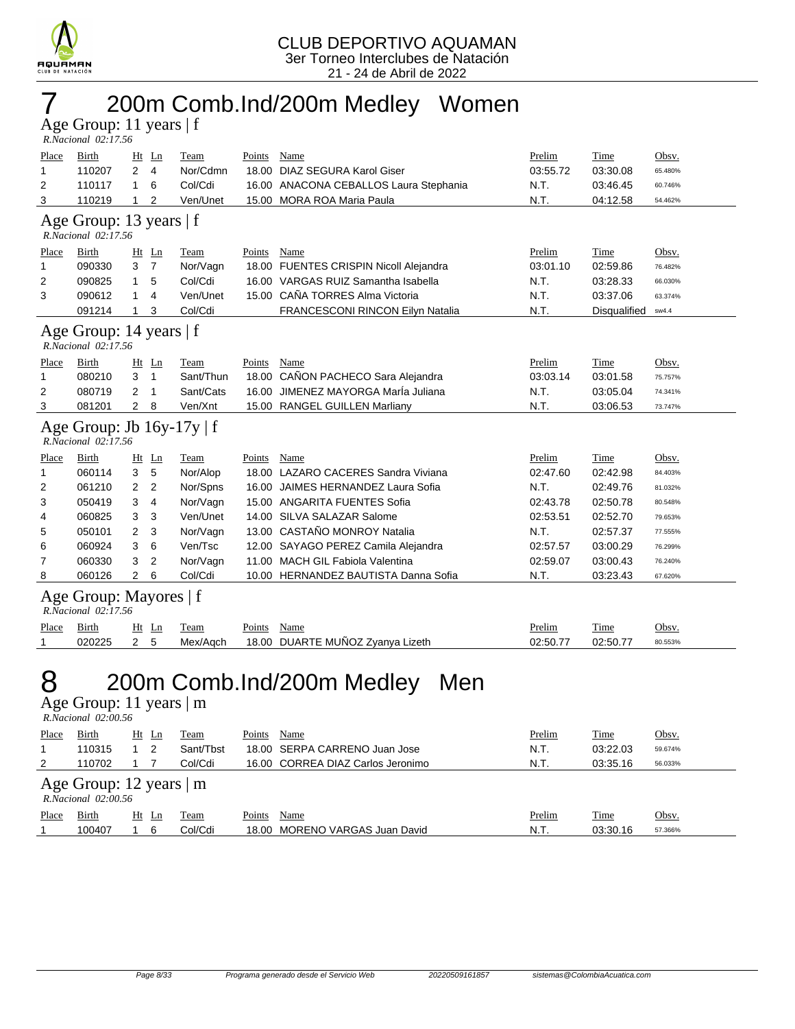CLUB DEPORTIVO AQUAMAN
3er Torneo Interclubes de Natación
21 - 24 de Abril de 2022

# 7 200m Comb.Ind/200m Medley Women

## Age Group: 11 years | f

*R.Nacional 02:17.56*

| Place | Birth | Ht | Ln | Team | Points | Name | Prelim | Time | Obsv. |
|---|---|---|---|---|---|---|---|---|---|
| 1 | 110207 | 2 | 4 | Nor/Cdmn | 18.00 | DIAZ SEGURA Karol Giser | 03:55.72 | 03:30.08 | 65.480% |
| 2 | 110117 | 1 | 6 | Col/Cdi | 16.00 | ANACONA CEBALLOS Laura Stephania | N.T. | 03:46.45 | 60.746% |
| 3 | 110219 | 1 | 2 | Ven/Unet | 15.00 | MORA ROA Maria Paula | N.T. | 04:12.58 | 54.462% |

## Age Group: 13 years | f

*R.Nacional 02:17.56*

| Place | Birth | Ht | Ln | Team | Points | Name | Prelim | Time | Obsv. |
|---|---|---|---|---|---|---|---|---|---|
| 1 | 090330 | 3 | 7 | Nor/Vagn | 18.00 | FUENTES CRISPIN Nicoll Alejandra | 03:01.10 | 02:59.86 | 76.482% |
| 2 | 090825 | 1 | 5 | Col/Cdi | 16.00 | VARGAS RUIZ Samantha Isabella | N.T. | 03:28.33 | 66.030% |
| 3 | 090612 | 1 | 4 | Ven/Unet | 15.00 | CAÑA TORRES Alma Victoria | N.T. | 03:37.06 | 63.374% |
| | 091214 | 1 | 3 | Col/Cdi | | FRANCESCONI RINCON Eilyn Natalia | N.T. | Disqualified | sw4.4 |

## Age Group: 14 years | f

*R.Nacional 02:17.56*

| Place | Birth | Ht | Ln | Team | Points | Name | Prelim | Time | Obsv. |
|---|---|---|---|---|---|---|---|---|---|
| 1 | 080210 | 3 | 1 | Sant/Thun | 18.00 | CAÑON PACHECO Sara Alejandra | 03:03.14 | 03:01.58 | 75.757% |
| 2 | 080719 | 2 | 1 | Sant/Cats | 16.00 | JIMENEZ MAYORGA MarÍa Juliana | N.T. | 03:05.04 | 74.341% |
| 3 | 081201 | 2 | 8 | Ven/Xnt | 15.00 | RANGEL GUILLEN Marliany | N.T. | 03:06.53 | 73.747% |

## Age Group: Jb 16y-17y | f

*R.Nacional 02:17.56*

| Place | Birth | Ht | Ln | Team | Points | Name | Prelim | Time | Obsv. |
|---|---|---|---|---|---|---|---|---|---|
| 1 | 060114 | 3 | 5 | Nor/Alop | 18.00 | LAZARO CACERES Sandra Viviana | 02:47.60 | 02:42.98 | 84.403% |
| 2 | 061210 | 2 | 2 | Nor/Spns | 16.00 | JAIMES HERNANDEZ Laura Sofia | N.T. | 02:49.76 | 81.032% |
| 3 | 050419 | 3 | 4 | Nor/Vagn | 15.00 | ANGARITA FUENTES Sofia | 02:43.78 | 02:50.78 | 80.548% |
| 4 | 060825 | 3 | 3 | Ven/Unet | 14.00 | SILVA SALAZAR Salome | 02:53.51 | 02:52.70 | 79.653% |
| 5 | 050101 | 2 | 3 | Nor/Vagn | 13.00 | CASTAÑO MONROY Natalia | N.T. | 02:57.37 | 77.555% |
| 6 | 060924 | 3 | 6 | Ven/Tsc | 12.00 | SAYAGO PEREZ Camila Alejandra | 02:57.57 | 03:00.29 | 76.299% |
| 7 | 060330 | 3 | 2 | Nor/Vagn | 11.00 | MACH GIL Fabiola Valentina | 02:59.07 | 03:00.43 | 76.240% |
| 8 | 060126 | 2 | 6 | Col/Cdi | 10.00 | HERNANDEZ BAUTISTA Danna Sofia | N.T. | 03:23.43 | 67.620% |

## Age Group: Mayores | f

*R.Nacional 02:17.56*

| Place | Birth | Ht | Ln | Team | Points | Name | Prelim | Time | Obsv. |
|---|---|---|---|---|---|---|---|---|---|
| 1 | 020225 | 2 | 5 | Mex/Aqch | 18.00 | DUARTE MUÑOZ Zyanya Lizeth | 02:50.77 | 02:50.77 | 80.553% |

# 8 200m Comb.Ind/200m Medley Men

## Age Group: 11 years | m

*R.Nacional 02:00.56*

| Place | Birth | Ht | Ln | Team | Points | Name | Prelim | Time | Obsv. |
|---|---|---|---|---|---|---|---|---|---|
| 1 | 110315 | 1 | 2 | Sant/Tbst | 18.00 | SERPA CARRENO Juan Jose | N.T. | 03:22.03 | 59.674% |
| 2 | 110702 | 1 | 7 | Col/Cdi | 16.00 | CORREA DIAZ Carlos Jeronimo | N.T. | 03:35.16 | 56.033% |

## Age Group: 12 years | m

*R.Nacional 02:00.56*

| Place | Birth | Ht | Ln | Team | Points | Name | Prelim | Time | Obsv. |
|---|---|---|---|---|---|---|---|---|---|
| 1 | 100407 | 1 | 6 | Col/Cdi | 18.00 | MORENO VARGAS Juan David | N.T. | 03:30.16 | 57.366% |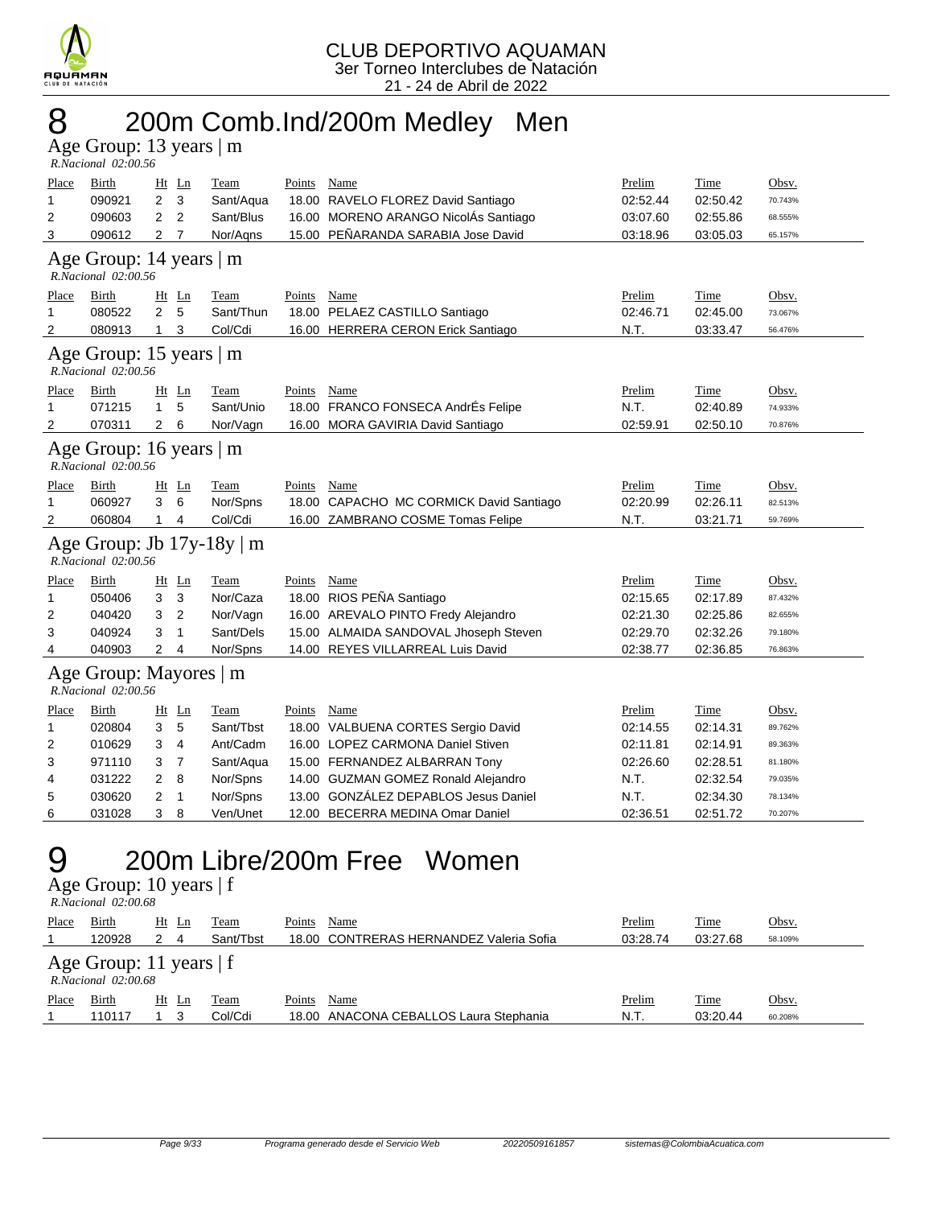CLUB DEPORTIVO AQUAMAN
3er Torneo Interclubes de Natación
21 - 24 de Abril de 2022

# 8 200m Comb.Ind/200m Medley Men

## Age Group: 13 years | m

*R.Nacional 02:00.56*

| Place | Birth | Ht | Ln | Team | Points | Name | Prelim | Time | Obsv. |
|---|---|---|---|---|---|---|---|---|---|
| 1 | 090921 | 2 | 3 | Sant/Aqua | 18.00 | RAVELO FLOREZ David Santiago | 02:52.44 | 02:50.42 | 70.743% |
| 2 | 090603 | 2 | 2 | Sant/Blus | 16.00 | MORENO ARANGO NicolÁs Santiago | 03:07.60 | 02:55.86 | 68.555% |
| 3 | 090612 | 2 | 7 | Nor/Aqns | 15.00 | PEÑARANDA SARABIA Jose David | 03:18.96 | 03:05.03 | 65.157% |

## Age Group: 14 years | m

*R.Nacional 02:00.56*

| Place | Birth | Ht | Ln | Team | Points | Name | Prelim | Time | Obsv. |
|---|---|---|---|---|---|---|---|---|---|
| 1 | 080522 | 2 | 5 | Sant/Thun | 18.00 | PELAEZ CASTILLO Santiago | 02:46.71 | 02:45.00 | 73.067% |
| 2 | 080913 | 1 | 3 | Col/Cdi | 16.00 | HERRERA CERON Erick Santiago | N.T. | 03:33.47 | 56.476% |

## Age Group: 15 years | m

*R.Nacional 02:00.56*

| Place | Birth | Ht | Ln | Team | Points | Name | Prelim | Time | Obsv. |
|---|---|---|---|---|---|---|---|---|---|
| 1 | 071215 | 1 | 5 | Sant/Unio | 18.00 | FRANCO FONSECA AndrÉs Felipe | N.T. | 02:40.89 | 74.933% |
| 2 | 070311 | 2 | 6 | Nor/Vagn | 16.00 | MORA GAVIRIA David Santiago | 02:59.91 | 02:50.10 | 70.876% |

## Age Group: 16 years | m

*R.Nacional 02:00.56*

| Place | Birth | Ht | Ln | Team | Points | Name | Prelim | Time | Obsv. |
|---|---|---|---|---|---|---|---|---|---|
| 1 | 060927 | 3 | 6 | Nor/Spns | 18.00 | CAPACHO MC CORMICK David Santiago | 02:20.99 | 02:26.11 | 82.513% |
| 2 | 060804 | 1 | 4 | Col/Cdi | 16.00 | ZAMBRANO COSME Tomas Felipe | N.T. | 03:21.71 | 59.769% |

## Age Group: Jb 17y-18y | m

*R.Nacional 02:00.56*

| Place | Birth | Ht | Ln | Team | Points | Name | Prelim | Time | Obsv. |
|---|---|---|---|---|---|---|---|---|---|
| 1 | 050406 | 3 | 3 | Nor/Caza | 18.00 | RIOS PEÑA Santiago | 02:15.65 | 02:17.89 | 87.432% |
| 2 | 040420 | 3 | 2 | Nor/Vagn | 16.00 | AREVALO PINTO Fredy Alejandro | 02:21.30 | 02:25.86 | 82.655% |
| 3 | 040924 | 3 | 1 | Sant/Dels | 15.00 | ALMAIDA SANDOVAL Jhoseph Steven | 02:29.70 | 02:32.26 | 79.180% |
| 4 | 040903 | 2 | 4 | Nor/Spns | 14.00 | REYES VILLARREAL Luis David | 02:38.77 | 02:36.85 | 76.863% |

## Age Group: Mayores | m

*R.Nacional 02:00.56*

| Place | Birth | Ht | Ln | Team | Points | Name | Prelim | Time | Obsv. |
|---|---|---|---|---|---|---|---|---|---|
| 1 | 020804 | 3 | 5 | Sant/Tbst | 18.00 | VALBUENA CORTES Sergio David | 02:14.55 | 02:14.31 | 89.762% |
| 2 | 010629 | 3 | 4 | Ant/Cadm | 16.00 | LOPEZ CARMONA Daniel Stiven | 02:11.81 | 02:14.91 | 89.363% |
| 3 | 971110 | 3 | 7 | Sant/Aqua | 15.00 | FERNANDEZ ALBARRAN Tony | 02:26.60 | 02:28.51 | 81.180% |
| 4 | 031222 | 2 | 8 | Nor/Spns | 14.00 | GUZMAN GOMEZ Ronald Alejandro | N.T. | 02:32.54 | 79.035% |
| 5 | 030620 | 2 | 1 | Nor/Spns | 13.00 | GONZÁLEZ DEPABLOS Jesus Daniel | N.T. | 02:34.30 | 78.134% |
| 6 | 031028 | 3 | 8 | Ven/Unet | 12.00 | BECERRA MEDINA Omar Daniel | 02:36.51 | 02:51.72 | 70.207% |

# 9 200m Libre/200m Free Women

## Age Group: 10 years | f

*R.Nacional 02:00.68*

| Place | Birth | Ht | Ln | Team | Points | Name | Prelim | Time | Obsv. |
|---|---|---|---|---|---|---|---|---|---|
| 1 | 120928 | 2 | 4 | Sant/Tbst | 18.00 | CONTRERAS HERNANDEZ Valeria Sofia | 03:28.74 | 03:27.68 | 58.109% |

## Age Group: 11 years | f

*R.Nacional 02:00.68*

| Place | Birth | Ht | Ln | Team | Points | Name | Prelim | Time | Obsv. |
|---|---|---|---|---|---|---|---|---|---|
| 1 | 110117 | 1 | 3 | Col/Cdi | 18.00 | ANACONA CEBALLOS Laura Stephania | N.T. | 03:20.44 | 60.208% |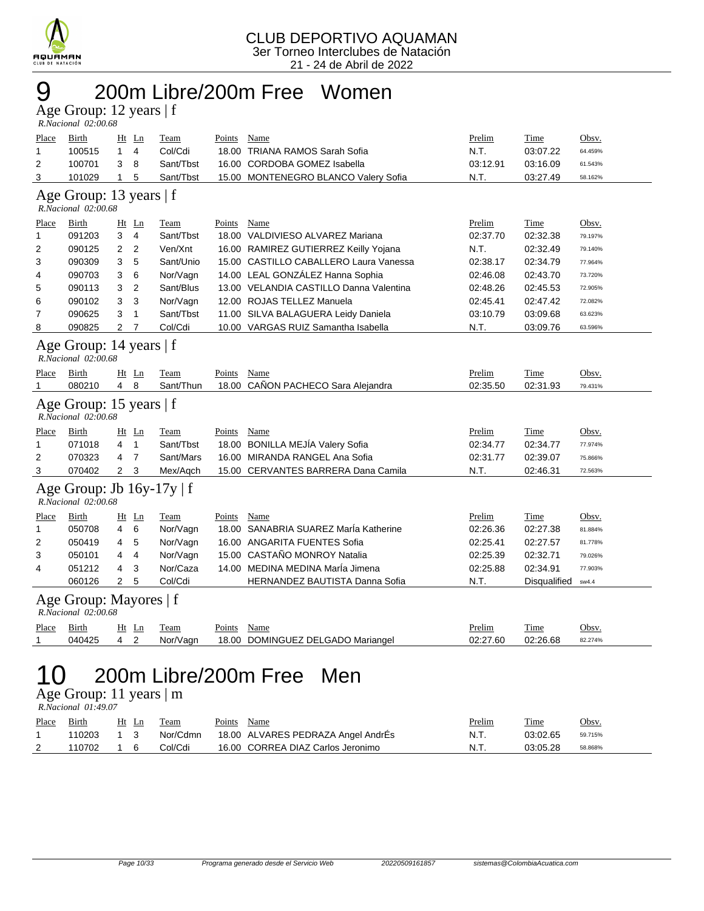CLUB DEPORTIVO AQUAMAN
3er Torneo Interclubes de Natación
21 - 24 de Abril de 2022

# 9 200m Libre/200m Free Women

## Age Group: 12 years | f

*R.Nacional 02:00.68*

| Place | Birth | Ht | Ln | Team | Points | Name | Prelim | Time | Obsv. |
|---|---|---|---|---|---|---|---|---|---|
| 1 | 100515 | 1 | 4 | Col/Cdi | 18.00 | TRIANA RAMOS Sarah Sofia | N.T. | 03:07.22 | 64.459% |
| 2 | 100701 | 3 | 8 | Sant/Tbst | 16.00 | CORDOBA GOMEZ Isabella | 03:12.91 | 03:16.09 | 61.543% |
| 3 | 101029 | 1 | 5 | Sant/Tbst | 15.00 | MONTENEGRO BLANCO Valery Sofia | N.T. | 03:27.49 | 58.162% |

## Age Group: 13 years | f

*R.Nacional 02:00.68*

| Place | Birth | Ht | Ln | Team | Points | Name | Prelim | Time | Obsv. |
|---|---|---|---|---|---|---|---|---|---|
| 1 | 091203 | 3 | 4 | Sant/Tbst | 18.00 | VALDIVIESO ALVAREZ Mariana | 02:37.70 | 02:32.38 | 79.197% |
| 2 | 090125 | 2 | 2 | Ven/Xnt | 16.00 | RAMIREZ GUTIERREZ Keilly Yojana | N.T. | 02:32.49 | 79.140% |
| 3 | 090309 | 3 | 5 | Sant/Unio | 15.00 | CASTILLO CABALLERO Laura Vanessa | 02:38.17 | 02:34.79 | 77.964% |
| 4 | 090703 | 3 | 6 | Nor/Vagn | 14.00 | LEAL GONZÁLEZ Hanna Sophia | 02:46.08 | 02:43.70 | 73.720% |
| 5 | 090113 | 3 | 2 | Sant/Blus | 13.00 | VELANDIA CASTILLO Danna Valentina | 02:48.26 | 02:45.53 | 72.905% |
| 6 | 090102 | 3 | 3 | Nor/Vagn | 12.00 | ROJAS TELLEZ Manuela | 02:45.41 | 02:47.42 | 72.082% |
| 7 | 090625 | 3 | 1 | Sant/Tbst | 11.00 | SILVA BALAGUERA Leidy Daniela | 03:10.79 | 03:09.68 | 63.623% |
| 8 | 090825 | 2 | 7 | Col/Cdi | 10.00 | VARGAS RUIZ Samantha Isabella | N.T. | 03:09.76 | 63.596% |

## Age Group: 14 years | f

*R.Nacional 02:00.68*

| Place | Birth | Ht | Ln | Team | Points | Name | Prelim | Time | Obsv. |
|---|---|---|---|---|---|---|---|---|---|
| 1 | 080210 | 4 | 8 | Sant/Thun | 18.00 | CAÑON PACHECO Sara Alejandra | 02:35.50 | 02:31.93 | 79.431% |

## Age Group: 15 years | f

*R.Nacional 02:00.68*

| Place | Birth | Ht | Ln | Team | Points | Name | Prelim | Time | Obsv. |
|---|---|---|---|---|---|---|---|---|---|
| 1 | 071018 | 4 | 1 | Sant/Tbst | 18.00 | BONILLA MEJÍA Valery Sofia | 02:34.77 | 02:34.77 | 77.974% |
| 2 | 070323 | 4 | 7 | Sant/Mars | 16.00 | MIRANDA RANGEL Ana Sofia | 02:31.77 | 02:39.07 | 75.866% |
| 3 | 070402 | 2 | 3 | Mex/Aqch | 15.00 | CERVANTES BARRERA Dana Camila | N.T. | 02:46.31 | 72.563% |

## Age Group: Jb 16y-17y | f

*R.Nacional 02:00.68*

| Place | Birth | Ht | Ln | Team | Points | Name | Prelim | Time | Obsv. |
|---|---|---|---|---|---|---|---|---|---|
| 1 | 050708 | 4 | 6 | Nor/Vagn | 18.00 | SANABRIA SUAREZ MarÍa Katherine | 02:26.36 | 02:27.38 | 81.884% |
| 2 | 050419 | 4 | 5 | Nor/Vagn | 16.00 | ANGARITA FUENTES Sofia | 02:25.41 | 02:27.57 | 81.778% |
| 3 | 050101 | 4 | 4 | Nor/Vagn | 15.00 | CASTAÑO MONROY Natalia | 02:25.39 | 02:32.71 | 79.026% |
| 4 | 051212 | 4 | 3 | Nor/Caza | 14.00 | MEDINA MEDINA MarÍa Jimena | 02:25.88 | 02:34.91 | 77.903% |
|  | 060126 | 2 | 5 | Col/Cdi |  | HERNANDEZ BAUTISTA Danna Sofia | N.T. | Disqualified | sw4.4 |

## Age Group: Mayores | f

*R.Nacional 02:00.68*

| Place | Birth | Ht | Ln | Team | Points | Name | Prelim | Time | Obsv. |
|---|---|---|---|---|---|---|---|---|---|
| 1 | 040425 | 4 | 2 | Nor/Vagn | 18.00 | DOMINGUEZ DELGADO Mariangel | 02:27.60 | 02:26.68 | 82.274% |

# 10 200m Libre/200m Free Men

## Age Group: 11 years | m

*R.Nacional 01:49.07*

| Place | Birth | Ht | Ln | Team | Points | Name | Prelim | Time | Obsv. |
|---|---|---|---|---|---|---|---|---|---|
| 1 | 110203 | 1 | 3 | Nor/Cdmn | 18.00 | ALVARES PEDRAZA Angel AndrÉs | N.T. | 03:02.65 | 59.715% |
| 2 | 110702 | 1 | 6 | Col/Cdi | 16.00 | CORREA DIAZ Carlos Jeronimo | N.T. | 03:05.28 | 58.868% |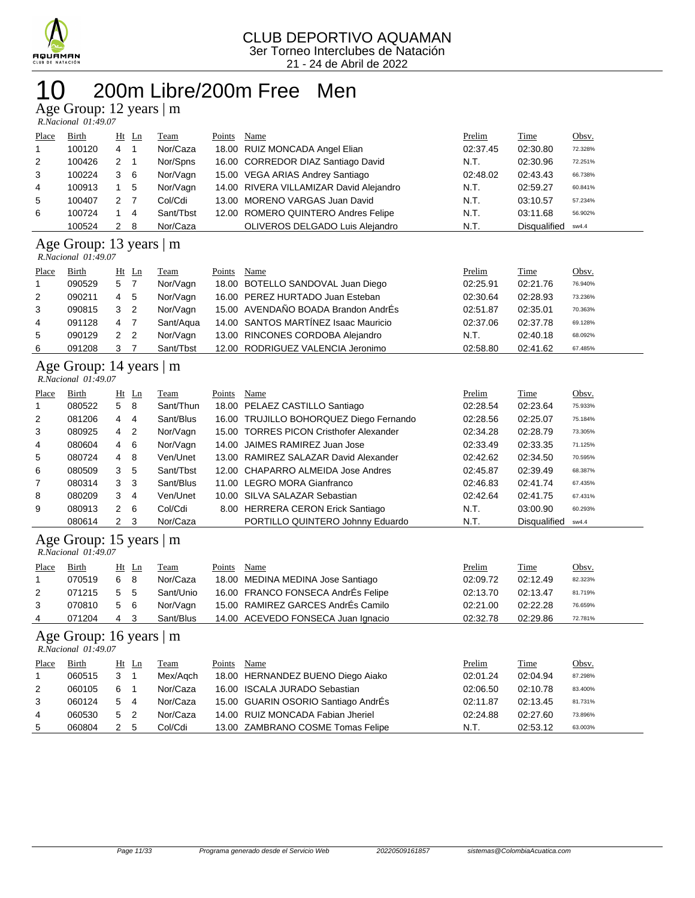CLUB DEPORTIVO AQUAMAN
3er Torneo Interclubes de Natación
21 - 24 de Abril de 2022

# 10 200m Libre/200m Free Men

## Age Group: 12 years | m

*R.Nacional 01:49.07*

| Place | Birth | Ht | Ln | Team | Points | Name | Prelim | Time | Obsv. |
|---|---|---|---|---|---|---|---|---|---|
| 1 | 100120 | 4 | 1 | Nor/Caza | 18.00 | RUIZ MONCADA Angel Elian | 02:37.45 | 02:30.80 | 72.328% |
| 2 | 100426 | 2 | 1 | Nor/Spns | 16.00 | CORREDOR DIAZ Santiago David | N.T. | 02:30.96 | 72.251% |
| 3 | 100224 | 3 | 6 | Nor/Vagn | 15.00 | VEGA ARIAS Andrey Santiago | 02:48.02 | 02:43.43 | 66.738% |
| 4 | 100913 | 1 | 5 | Nor/Vagn | 14.00 | RIVERA VILLAMIZAR David Alejandro | N.T. | 02:59.27 | 60.841% |
| 5 | 100407 | 2 | 7 | Col/Cdi | 13.00 | MORENO VARGAS Juan David | N.T. | 03:10.57 | 57.234% |
| 6 | 100724 | 1 | 4 | Sant/Tbst | 12.00 | ROMERO QUINTERO Andres Felipe | N.T. | 03:11.68 | 56.902% |
| | 100524 | 2 | 8 | Nor/Caza | | OLIVEROS DELGADO Luis Alejandro | N.T. | Disqualified | sw4.4 |

## Age Group: 13 years | m

*R.Nacional 01:49.07*

| Place | Birth | Ht | Ln | Team | Points | Name | Prelim | Time | Obsv. |
|---|---|---|---|---|---|---|---|---|---|
| 1 | 090529 | 5 | 7 | Nor/Vagn | 18.00 | BOTELLO SANDOVAL Juan Diego | 02:25.91 | 02:21.76 | 76.940% |
| 2 | 090211 | 4 | 5 | Nor/Vagn | 16.00 | PEREZ HURTADO Juan Esteban | 02:30.64 | 02:28.93 | 73.236% |
| 3 | 090815 | 3 | 2 | Nor/Vagn | 15.00 | AVENDAÑO BOADA Brandon AndrÉs | 02:51.87 | 02:35.01 | 70.363% |
| 4 | 091128 | 4 | 7 | Sant/Aqua | 14.00 | SANTOS MARTÍNEZ Isaac Mauricio | 02:37.06 | 02:37.78 | 69.128% |
| 5 | 090129 | 2 | 2 | Nor/Vagn | 13.00 | RINCONES CORDOBA Alejandro | N.T. | 02:40.18 | 68.092% |
| 6 | 091208 | 3 | 7 | Sant/Tbst | 12.00 | RODRIGUEZ VALENCIA Jeronimo | 02:58.80 | 02:41.62 | 67.485% |

## Age Group: 14 years | m

*R.Nacional 01:49.07*

| Place | Birth | Ht | Ln | Team | Points | Name | Prelim | Time | Obsv. |
|---|---|---|---|---|---|---|---|---|---|
| 1 | 080522 | 5 | 8 | Sant/Thun | 18.00 | PELAEZ CASTILLO Santiago | 02:28.54 | 02:23.64 | 75.933% |
| 2 | 081206 | 4 | 4 | Sant/Blus | 16.00 | TRUJILLO BOHORQUEZ Diego Fernando | 02:28.56 | 02:25.07 | 75.184% |
| 3 | 080925 | 4 | 2 | Nor/Vagn | 15.00 | TORRES PICON Cristhofer Alexander | 02:34.28 | 02:28.79 | 73.305% |
| 4 | 080604 | 4 | 6 | Nor/Vagn | 14.00 | JAIMES RAMIREZ Juan Jose | 02:33.49 | 02:33.35 | 71.125% |
| 5 | 080724 | 4 | 8 | Ven/Unet | 13.00 | RAMIREZ SALAZAR David Alexander | 02:42.62 | 02:34.50 | 70.595% |
| 6 | 080509 | 3 | 5 | Sant/Tbst | 12.00 | CHAPARRO ALMEIDA Jose Andres | 02:45.87 | 02:39.49 | 68.387% |
| 7 | 080314 | 3 | 3 | Sant/Blus | 11.00 | LEGRO MORA Gianfranco | 02:46.83 | 02:41.74 | 67.435% |
| 8 | 080209 | 3 | 4 | Ven/Unet | 10.00 | SILVA SALAZAR Sebastian | 02:42.64 | 02:41.75 | 67.431% |
| 9 | 080913 | 2 | 6 | Col/Cdi | 8.00 | HERRERA CERON Erick Santiago | N.T. | 03:00.90 | 60.293% |
| | 080614 | 2 | 3 | Nor/Caza | | PORTILLO QUINTERO Johnny Eduardo | N.T. | Disqualified | sw4.4 |

## Age Group: 15 years | m

*R.Nacional 01:49.07*

| Place | Birth | Ht | Ln | Team | Points | Name | Prelim | Time | Obsv. |
|---|---|---|---|---|---|---|---|---|---|
| 1 | 070519 | 6 | 8 | Nor/Caza | 18.00 | MEDINA MEDINA Jose Santiago | 02:09.72 | 02:12.49 | 82.323% |
| 2 | 071215 | 5 | 5 | Sant/Unio | 16.00 | FRANCO FONSECA AndrÉs Felipe | 02:13.70 | 02:13.47 | 81.719% |
| 3 | 070810 | 5 | 6 | Nor/Vagn | 15.00 | RAMIREZ GARCES AndrÉs Camilo | 02:21.00 | 02:22.28 | 76.659% |
| 4 | 071204 | 4 | 3 | Sant/Blus | 14.00 | ACEVEDO FONSECA Juan Ignacio | 02:32.78 | 02:29.86 | 72.781% |

## Age Group: 16 years | m

*R.Nacional 01:49.07*

| Place | Birth | Ht | Ln | Team | Points | Name | Prelim | Time | Obsv. |
|---|---|---|---|---|---|---|---|---|---|
| 1 | 060515 | 3 | 1 | Mex/Aqch | 18.00 | HERNANDEZ BUENO Diego Aiako | 02:01.24 | 02:04.94 | 87.298% |
| 2 | 060105 | 6 | 1 | Nor/Caza | 16.00 | ISCALA JURADO Sebastian | 02:06.50 | 02:10.78 | 83.400% |
| 3 | 060124 | 5 | 4 | Nor/Caza | 15.00 | GUARIN OSORIO Santiago AndrÉs | 02:11.87 | 02:13.45 | 81.731% |
| 4 | 060530 | 5 | 2 | Nor/Caza | 14.00 | RUIZ MONCADA Fabian Jheriel | 02:24.88 | 02:27.60 | 73.896% |
| 5 | 060804 | 2 | 5 | Col/Cdi | 13.00 | ZAMBRANO COSME Tomas Felipe | N.T. | 02:53.12 | 63.003% |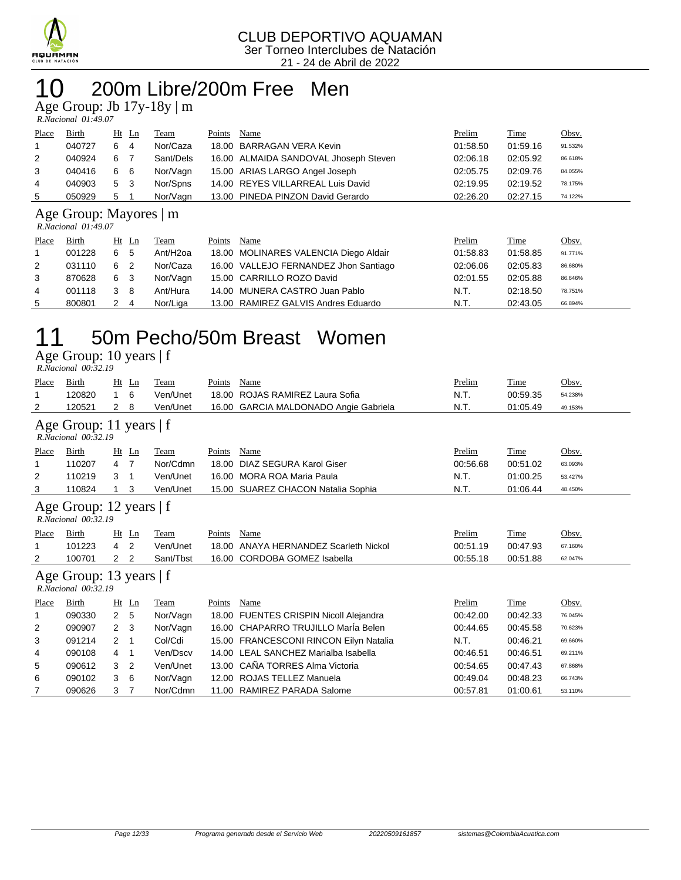CLUB DEPORTIVO AQUAMAN
3er Torneo Interclubes de Natación
21 - 24 de Abril de 2022

# 10 200m Libre/200m Free Men

## Age Group: Jb 17y-18y | m

*R.Nacional 01:49.07*

| Place | Birth | Ht | Ln | Team | Points | Name | Prelim | Time | Obsv. |
|---|---|---|---|---|---|---|---|---|---|
| 1 | 040727 | 6 | 4 | Nor/Caza | 18.00 | BARRAGAN VERA Kevin | 01:58.50 | 01:59.16 | 91.532% |
| 2 | 040924 | 6 | 7 | Sant/Dels | 16.00 | ALMAIDA SANDOVAL Jhoseph Steven | 02:06.18 | 02:05.92 | 86.618% |
| 3 | 040416 | 6 | 6 | Nor/Vagn | 15.00 | ARIAS LARGO Angel Joseph | 02:05.75 | 02:09.76 | 84.055% |
| 4 | 040903 | 5 | 3 | Nor/Spns | 14.00 | REYES VILLARREAL Luis David | 02:19.95 | 02:19.52 | 78.175% |
| 5 | 050929 | 5 | 1 | Nor/Vagn | 13.00 | PINEDA PINZON David Gerardo | 02:26.20 | 02:27.15 | 74.122% |

## Age Group: Mayores | m

*R.Nacional 01:49.07*

| Place | Birth | Ht | Ln | Team | Points | Name | Prelim | Time | Obsv. |
|---|---|---|---|---|---|---|---|---|---|
| 1 | 001228 | 6 | 5 | Ant/H2oa | 18.00 | MOLINARES VALENCIA Diego Aldair | 01:58.83 | 01:58.85 | 91.771% |
| 2 | 031110 | 6 | 2 | Nor/Caza | 16.00 | VALLEJO FERNANDEZ Jhon Santiago | 02:06.06 | 02:05.83 | 86.680% |
| 3 | 870628 | 6 | 3 | Nor/Vagn | 15.00 | CARRILLO ROZO David | 02:01.55 | 02:05.88 | 86.646% |
| 4 | 001118 | 3 | 8 | Ant/Hura | 14.00 | MUNERA CASTRO Juan Pablo | N.T. | 02:18.50 | 78.751% |
| 5 | 800801 | 2 | 4 | Nor/Liga | 13.00 | RAMIREZ GALVIS Andres Eduardo | N.T. | 02:43.05 | 66.894% |

# 11 50m Pecho/50m Breast Women

## Age Group: 10 years | f

*R.Nacional 00:32.19*

| Place | Birth | Ht | Ln | Team | Points | Name | Prelim | Time | Obsv. |
|---|---|---|---|---|---|---|---|---|---|
| 1 | 120820 | 1 | 6 | Ven/Unet | 18.00 | ROJAS RAMIREZ Laura Sofia | N.T. | 00:59.35 | 54.238% |
| 2 | 120521 | 2 | 8 | Ven/Unet | 16.00 | GARCIA MALDONADO Angie Gabriela | N.T. | 01:05.49 | 49.153% |

## Age Group: 11 years | f

*R.Nacional 00:32.19*

| Place | Birth | Ht | Ln | Team | Points | Name | Prelim | Time | Obsv. |
|---|---|---|---|---|---|---|---|---|---|
| 1 | 110207 | 4 | 7 | Nor/Cdmn | 18.00 | DIAZ SEGURA Karol Giser | 00:56.68 | 00:51.02 | 63.093% |
| 2 | 110219 | 3 | 1 | Ven/Unet | 16.00 | MORA ROA Maria Paula | N.T. | 01:00.25 | 53.427% |
| 3 | 110824 | 1 | 3 | Ven/Unet | 15.00 | SUAREZ CHACON Natalia Sophia | N.T. | 01:06.44 | 48.450% |

## Age Group: 12 years | f

*R.Nacional 00:32.19*

| Place | Birth | Ht | Ln | Team | Points | Name | Prelim | Time | Obsv. |
|---|---|---|---|---|---|---|---|---|---|
| 1 | 101223 | 4 | 2 | Ven/Unet | 18.00 | ANAYA HERNANDEZ Scarleth Nickol | 00:51.19 | 00:47.93 | 67.160% |
| 2 | 100701 | 2 | 2 | Sant/Tbst | 16.00 | CORDOBA GOMEZ Isabella | 00:55.18 | 00:51.88 | 62.047% |

## Age Group: 13 years | f

*R.Nacional 00:32.19*

| Place | Birth | Ht | Ln | Team | Points | Name | Prelim | Time | Obsv. |
|---|---|---|---|---|---|---|---|---|---|
| 1 | 090330 | 2 | 5 | Nor/Vagn | 18.00 | FUENTES CRISPIN Nicoll Alejandra | 00:42.00 | 00:42.33 | 76.045% |
| 2 | 090907 | 2 | 3 | Nor/Vagn | 16.00 | CHAPARRO TRUJILLO María Belen | 00:44.65 | 00:45.58 | 70.623% |
| 3 | 091214 | 2 | 1 | Col/Cdi | 15.00 | FRANCESCONI RINCON Eilyn Natalia | N.T. | 00:46.21 | 69.660% |
| 4 | 090108 | 4 | 1 | Ven/Dscv | 14.00 | LEAL SANCHEZ Marialba Isabella | 00:46.51 | 00:46.51 | 69.211% |
| 5 | 090612 | 3 | 2 | Ven/Unet | 13.00 | CAÑA TORRES Alma Victoria | 00:54.65 | 00:47.43 | 67.868% |
| 6 | 090102 | 3 | 6 | Nor/Vagn | 12.00 | ROJAS TELLEZ Manuela | 00:49.04 | 00:48.23 | 66.743% |
| 7 | 090626 | 3 | 7 | Nor/Cdmn | 11.00 | RAMIREZ PARADA Salome | 00:57.81 | 01:00.61 | 53.110% |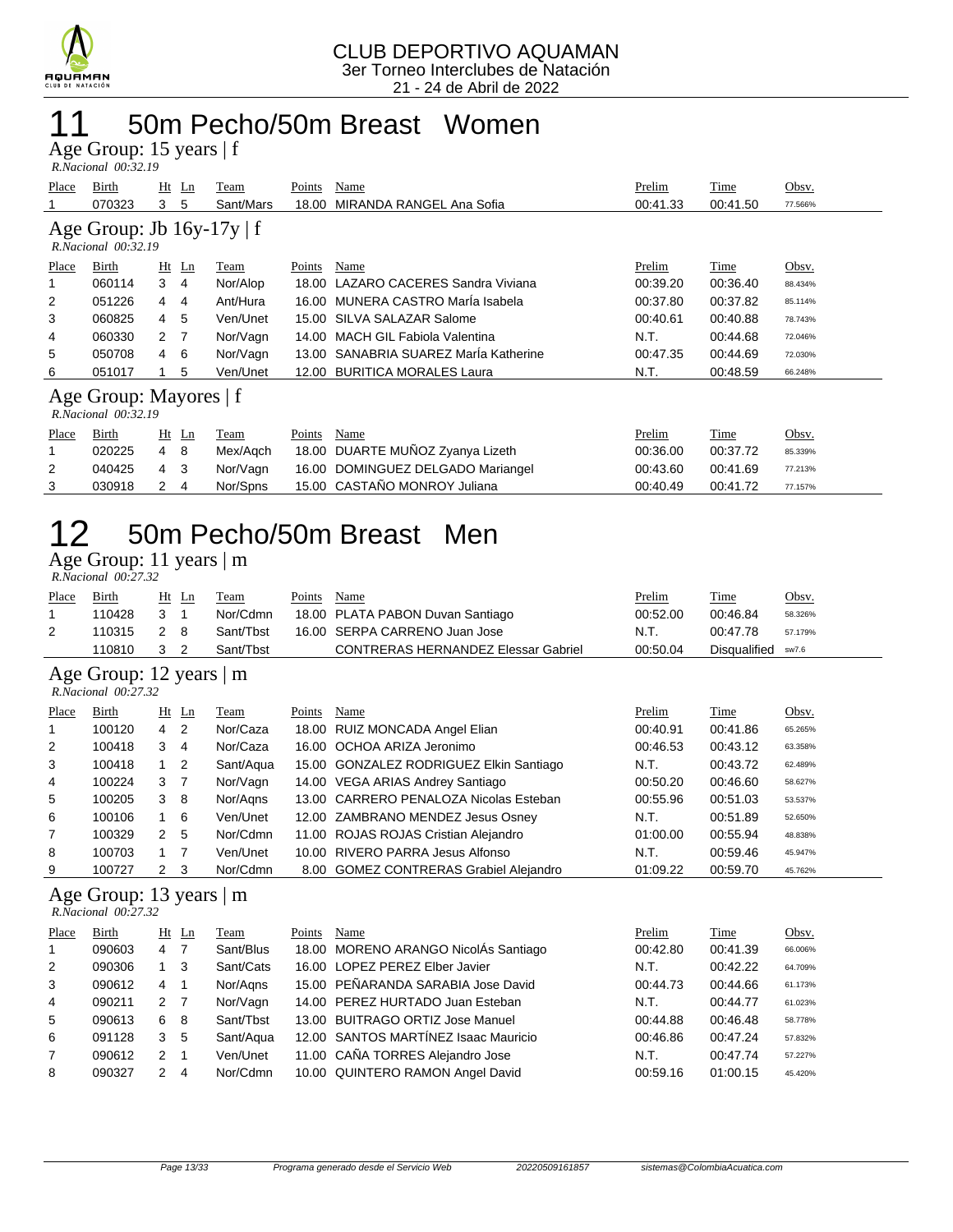CLUB DEPORTIVO AQUAMAN
3er Torneo Interclubes de Natación
21 - 24 de Abril de 2022

# 11 50m Pecho/50m Breast Women

## Age Group: 15 years | f

*R.Nacional 00:32.19*

| Place | Birth | Ht | Ln | Team | Points | Name | Prelim | Time | Obsv. |
|---|---|---|---|---|---|---|---|---|---|
| 1 | 070323 | 3 | 5 | Sant/Mars | 18.00 | MIRANDA RANGEL Ana Sofia | 00:41.33 | 00:41.50 | 77.566% |

## Age Group: Jb 16y-17y | f

*R.Nacional 00:32.19*

| Place | Birth | Ht | Ln | Team | Points | Name | Prelim | Time | Obsv. |
|---|---|---|---|---|---|---|---|---|---|
| 1 | 060114 | 3 | 4 | Nor/Alop | 18.00 | LAZARO CACERES Sandra Viviana | 00:39.20 | 00:36.40 | 88.434% |
| 2 | 051226 | 4 | 4 | Ant/Hura | 16.00 | MUNERA CASTRO MarÍa Isabela | 00:37.80 | 00:37.82 | 85.114% |
| 3 | 060825 | 4 | 5 | Ven/Unet | 15.00 | SILVA SALAZAR Salome | 00:40.61 | 00:40.88 | 78.743% |
| 4 | 060330 | 2 | 7 | Nor/Vagn | 14.00 | MACH GIL Fabiola Valentina | N.T. | 00:44.68 | 72.046% |
| 5 | 050708 | 4 | 6 | Nor/Vagn | 13.00 | SANABRIA SUAREZ MarÍa Katherine | 00:47.35 | 00:44.69 | 72.030% |
| 6 | 051017 | 1 | 5 | Ven/Unet | 12.00 | BURITICA MORALES Laura | N.T. | 00:48.59 | 66.248% |

## Age Group: Mayores | f

*R.Nacional 00:32.19*

| Place | Birth | Ht | Ln | Team | Points | Name | Prelim | Time | Obsv. |
|---|---|---|---|---|---|---|---|---|---|
| 1 | 020225 | 4 | 8 | Mex/Aqch | 18.00 | DUARTE MUÑOZ Zyanya Lizeth | 00:36.00 | 00:37.72 | 85.339% |
| 2 | 040425 | 4 | 3 | Nor/Vagn | 16.00 | DOMINGUEZ DELGADO Mariangel | 00:43.60 | 00:41.69 | 77.213% |
| 3 | 030918 | 2 | 4 | Nor/Spns | 15.00 | CASTAÑO MONROY Juliana | 00:40.49 | 00:41.72 | 77.157% |

# 12 50m Pecho/50m Breast Men

## Age Group: 11 years | m

*R.Nacional 00:27.32*

| Place | Birth | Ht | Ln | Team | Points | Name | Prelim | Time | Obsv. |
|---|---|---|---|---|---|---|---|---|---|
| 1 | 110428 | 3 | 1 | Nor/Cdmn | 18.00 | PLATA PABON Duvan Santiago | 00:52.00 | 00:46.84 | 58.326% |
| 2 | 110315 | 2 | 8 | Sant/Tbst | 16.00 | SERPA CARRENO Juan Jose | N.T. | 00:47.78 | 57.179% |
| | 110810 | 3 | 2 | Sant/Tbst | | CONTRERAS HERNANDEZ Elessar Gabriel | 00:50.04 | Disqualified | sw7.6 |

## Age Group: 12 years | m

*R.Nacional 00:27.32*

| Place | Birth | Ht | Ln | Team | Points | Name | Prelim | Time | Obsv. |
|---|---|---|---|---|---|---|---|---|---|
| 1 | 100120 | 4 | 2 | Nor/Caza | 18.00 | RUIZ MONCADA Angel Elian | 00:40.91 | 00:41.86 | 65.265% |
| 2 | 100418 | 3 | 4 | Nor/Caza | 16.00 | OCHOA ARIZA Jeronimo | 00:46.53 | 00:43.12 | 63.358% |
| 3 | 100418 | 1 | 2 | Sant/Aqua | 15.00 | GONZALEZ RODRIGUEZ Elkin Santiago | N.T. | 00:43.72 | 62.489% |
| 4 | 100224 | 3 | 7 | Nor/Vagn | 14.00 | VEGA ARIAS Andrey Santiago | 00:50.20 | 00:46.60 | 58.627% |
| 5 | 100205 | 3 | 8 | Nor/Aqns | 13.00 | CARRERO PENALOZA Nicolas Esteban | 00:55.96 | 00:51.03 | 53.537% |
| 6 | 100106 | 1 | 6 | Ven/Unet | 12.00 | ZAMBRANO MENDEZ Jesus Osney | N.T. | 00:51.89 | 52.650% |
| 7 | 100329 | 2 | 5 | Nor/Cdmn | 11.00 | ROJAS ROJAS Cristian Alejandro | 01:00.00 | 00:55.94 | 48.838% |
| 8 | 100703 | 1 | 7 | Ven/Unet | 10.00 | RIVERO PARRA Jesus Alfonso | N.T. | 00:59.46 | 45.947% |
| 9 | 100727 | 2 | 3 | Nor/Cdmn | 8.00 | GOMEZ CONTRERAS Grabiel Alejandro | 01:09.22 | 00:59.70 | 45.762% |

## Age Group: 13 years | m

*R.Nacional 00:27.32*

| Place | Birth | Ht | Ln | Team | Points | Name | Prelim | Time | Obsv. |
|---|---|---|---|---|---|---|---|---|---|
| 1 | 090603 | 4 | 7 | Sant/Blus | 18.00 | MORENO ARANGO NicolÁs Santiago | 00:42.80 | 00:41.39 | 66.006% |
| 2 | 090306 | 1 | 3 | Sant/Cats | 16.00 | LOPEZ PEREZ Elber Javier | N.T. | 00:42.22 | 64.709% |
| 3 | 090612 | 4 | 1 | Nor/Aqns | 15.00 | PEÑARANDA SARABIA Jose David | 00:44.73 | 00:44.66 | 61.173% |
| 4 | 090211 | 2 | 7 | Nor/Vagn | 14.00 | PEREZ HURTADO Juan Esteban | N.T. | 00:44.77 | 61.023% |
| 5 | 090613 | 6 | 8 | Sant/Tbst | 13.00 | BUITRAGO ORTIZ Jose Manuel | 00:44.88 | 00:46.48 | 58.778% |
| 6 | 091128 | 3 | 5 | Sant/Aqua | 12.00 | SANTOS MARTÍNEZ Isaac Mauricio | 00:46.86 | 00:47.24 | 57.832% |
| 7 | 090612 | 2 | 1 | Ven/Unet | 11.00 | CAÑA TORRES Alejandro Jose | N.T. | 00:47.74 | 57.227% |
| 8 | 090327 | 2 | 4 | Nor/Cdmn | 10.00 | QUINTERO RAMON Angel David | 00:59.16 | 01:00.15 | 45.420% |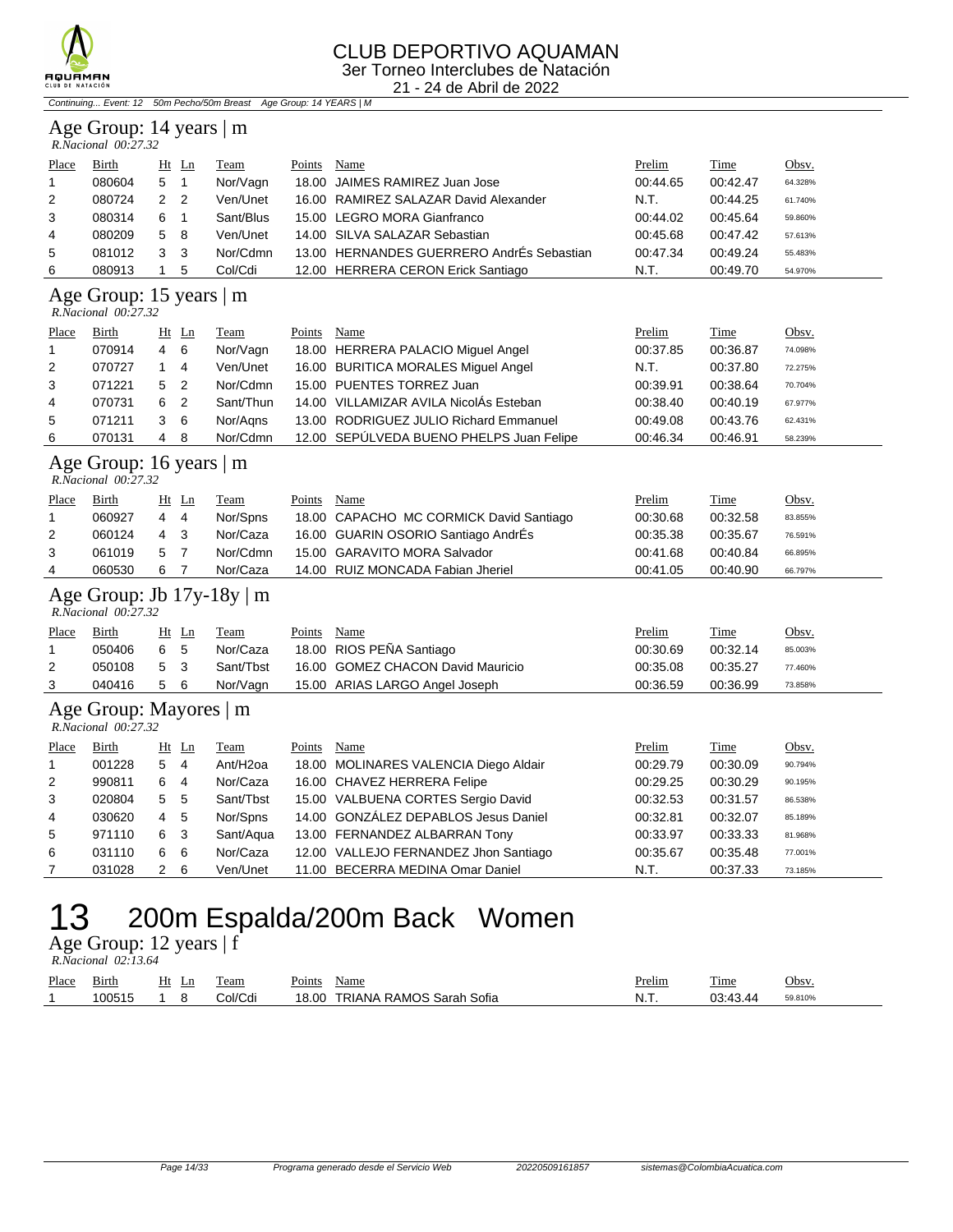Continuing... Event: 12 50m Pecho/50m Breast Age Group: 14 YEARS | M

## Age Group: 14 years | m

*R.Nacional 00:27.32*

| Place | Birth | Ht | Ln | Team | Points | Name | Prelim | Time | Obsv. |
|---|---|---|---|---|---|---|---|---|---|
| 1 | 080604 | 5 | 1 | Nor/Vagn | 18.00 | JAIMES RAMIREZ Juan Jose | 00:44.65 | 00:42.47 | 64.328% |
| 2 | 080724 | 2 | 2 | Ven/Unet | 16.00 | RAMIREZ SALAZAR David Alexander | N.T. | 00:44.25 | 61.740% |
| 3 | 080314 | 6 | 1 | Sant/Blus | 15.00 | LEGRO MORA Gianfranco | 00:44.02 | 00:45.64 | 59.860% |
| 4 | 080209 | 5 | 8 | Ven/Unet | 14.00 | SILVA SALAZAR Sebastian | 00:45.68 | 00:47.42 | 57.613% |
| 5 | 081012 | 3 | 3 | Nor/Cdmn | 13.00 | HERNANDES GUERRERO AndrÉs Sebastian | 00:47.34 | 00:49.24 | 55.483% |
| 6 | 080913 | 1 | 5 | Col/Cdi | 12.00 | HERRERA CERON Erick Santiago | N.T. | 00:49.70 | 54.970% |

## Age Group: 15 years | m

*R.Nacional 00:27.32*

| Place | Birth | Ht | Ln | Team | Points | Name | Prelim | Time | Obsv. |
|---|---|---|---|---|---|---|---|---|---|
| 1 | 070914 | 4 | 6 | Nor/Vagn | 18.00 | HERRERA PALACIO Miguel Angel | 00:37.85 | 00:36.87 | 74.098% |
| 2 | 070727 | 1 | 4 | Ven/Unet | 16.00 | BURITICA MORALES Miguel Angel | N.T. | 00:37.80 | 72.275% |
| 3 | 071221 | 5 | 2 | Nor/Cdmn | 15.00 | PUENTES TORREZ Juan | 00:39.91 | 00:38.64 | 70.704% |
| 4 | 070731 | 6 | 2 | Sant/Thun | 14.00 | VILLAMIZAR AVILA NicolÁs Esteban | 00:38.40 | 00:40.19 | 67.977% |
| 5 | 071211 | 3 | 6 | Nor/Aqns | 13.00 | RODRIGUEZ JULIO Richard Emmanuel | 00:49.08 | 00:43.76 | 62.431% |
| 6 | 070131 | 4 | 8 | Nor/Cdmn | 12.00 | SEPÚLVEDA BUENO PHELPS Juan Felipe | 00:46.34 | 00:46.91 | 58.239% |

## Age Group: 16 years | m

*R.Nacional 00:27.32*

| Place | Birth | Ht | Ln | Team | Points | Name | Prelim | Time | Obsv. |
|---|---|---|---|---|---|---|---|---|---|
| 1 | 060927 | 4 | 4 | Nor/Spns | 18.00 | CAPACHO MC CORMICK David Santiago | 00:30.68 | 00:32.58 | 83.855% |
| 2 | 060124 | 4 | 3 | Nor/Caza | 16.00 | GUARIN OSORIO Santiago AndrÉs | 00:35.38 | 00:35.67 | 76.591% |
| 3 | 061019 | 5 | 7 | Nor/Cdmn | 15.00 | GARAVITO MORA Salvador | 00:41.68 | 00:40.84 | 66.895% |
| 4 | 060530 | 6 | 7 | Nor/Caza | 14.00 | RUIZ MONCADA Fabian Jheriel | 00:41.05 | 00:40.90 | 66.797% |

## Age Group: Jb 17y-18y | m

*R.Nacional 00:27.32*

| Place | Birth | Ht | Ln | Team | Points | Name | Prelim | Time | Obsv. |
|---|---|---|---|---|---|---|---|---|---|
| 1 | 050406 | 6 | 5 | Nor/Caza | 18.00 | RIOS PEÑA Santiago | 00:30.69 | 00:32.14 | 85.003% |
| 2 | 050108 | 5 | 3 | Sant/Tbst | 16.00 | GOMEZ CHACON David Mauricio | 00:35.08 | 00:35.27 | 77.460% |
| 3 | 040416 | 5 | 6 | Nor/Vagn | 15.00 | ARIAS LARGO Angel Joseph | 00:36.59 | 00:36.99 | 73.858% |

## Age Group: Mayores | m

*R.Nacional 00:27.32*

| Place | Birth | Ht | Ln | Team | Points | Name | Prelim | Time | Obsv. |
|---|---|---|---|---|---|---|---|---|---|
| 1 | 001228 | 5 | 4 | Ant/H2oa | 18.00 | MOLINARES VALENCIA Diego Aldair | 00:29.79 | 00:30.09 | 90.794% |
| 2 | 990811 | 6 | 4 | Nor/Caza | 16.00 | CHAVEZ HERRERA Felipe | 00:29.25 | 00:30.29 | 90.195% |
| 3 | 020804 | 5 | 5 | Sant/Tbst | 15.00 | VALBUENA CORTES Sergio David | 00:32.53 | 00:31.57 | 86.538% |
| 4 | 030620 | 4 | 5 | Nor/Spns | 14.00 | GONZÁLEZ DEPABLOS Jesus Daniel | 00:32.81 | 00:32.07 | 85.189% |
| 5 | 971110 | 6 | 3 | Sant/Aqua | 13.00 | FERNANDEZ ALBARRAN Tony | 00:33.97 | 00:33.33 | 81.968% |
| 6 | 031110 | 6 | 6 | Nor/Caza | 12.00 | VALLEJO FERNANDEZ Jhon Santiago | 00:35.67 | 00:35.48 | 77.001% |
| 7 | 031028 | 2 | 6 | Ven/Unet | 11.00 | BECERRA MEDINA Omar Daniel | N.T. | 00:37.33 | 73.185% |

# 13 200m Espalda/200m Back Women

## Age Group: 12 years | f

*R.Nacional 02:13.64*

| Place | Birth | Ht | Ln | Team | Points | Name | Prelim | Time | Obsv. |
|---|---|---|---|---|---|---|---|---|---|
| 1 | 100515 | 1 | 8 | Col/Cdi | 18.00 | TRIANA RAMOS Sarah Sofia | N.T. | 03:43.44 | 59.810% |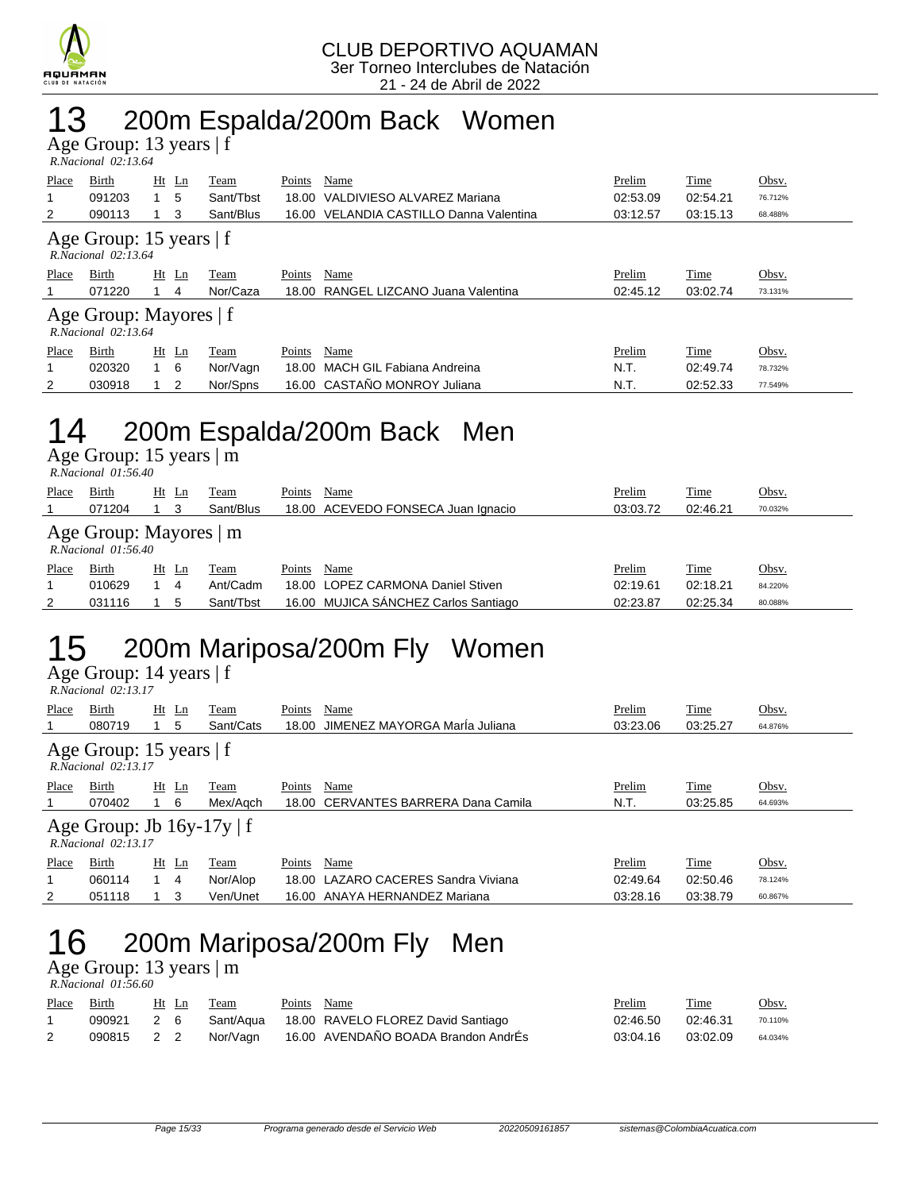CLUB DEPORTIVO AQUAMAN
3er Torneo Interclubes de Natación
21 - 24 de Abril de 2022

# 13 200m Espalda/200m Back Women

## Age Group: 13 years | f

*R.Nacional 02:13.64*

| Place | Birth | Ht | Ln | Team | Points | Name | Prelim | Time | Obsv. |
|---|---|---|---|---|---|---|---|---|---|
| 1 | 091203 | 1 | 5 | Sant/Tbst | 18.00 | VALDIVIESO ALVAREZ Mariana | 02:53.09 | 02:54.21 | 76.712% |
| 2 | 090113 | 1 | 3 | Sant/Blus | 16.00 | VELANDIA CASTILLO Danna Valentina | 03:12.57 | 03:15.13 | 68.488% |

## Age Group: 15 years | f

*R.Nacional 02:13.64*

| Place | Birth | Ht | Ln | Team | Points | Name | Prelim | Time | Obsv. |
|---|---|---|---|---|---|---|---|---|---|
| 1 | 071220 | 1 | 4 | Nor/Caza | 18.00 | RANGEL LIZCANO Juana Valentina | 02:45.12 | 03:02.74 | 73.131% |

## Age Group: Mayores | f

*R.Nacional 02:13.64*

| Place | Birth | Ht | Ln | Team | Points | Name | Prelim | Time | Obsv. |
|---|---|---|---|---|---|---|---|---|---|
| 1 | 020320 | 1 | 6 | Nor/Vagn | 18.00 | MACH GIL Fabiana Andreina | N.T. | 02:49.74 | 78.732% |
| 2 | 030918 | 1 | 2 | Nor/Spns | 16.00 | CASTAÑO MONROY Juliana | N.T. | 02:52.33 | 77.549% |

# 14 200m Espalda/200m Back Men

## Age Group: 15 years | m

*R.Nacional 01:56.40*

| Place | Birth | Ht | Ln | Team | Points | Name | Prelim | Time | Obsv. |
|---|---|---|---|---|---|---|---|---|---|
| 1 | 071204 | 1 | 3 | Sant/Blus | 18.00 | ACEVEDO FONSECA Juan Ignacio | 03:03.72 | 02:46.21 | 70.032% |

## Age Group: Mayores | m

*R.Nacional 01:56.40*

| Place | Birth | Ht | Ln | Team | Points | Name | Prelim | Time | Obsv. |
|---|---|---|---|---|---|---|---|---|---|
| 1 | 010629 | 1 | 4 | Ant/Cadm | 18.00 | LOPEZ CARMONA Daniel Stiven | 02:19.61 | 02:18.21 | 84.220% |
| 2 | 031116 | 1 | 5 | Sant/Tbst | 16.00 | MUJICA SÁNCHEZ Carlos Santiago | 02:23.87 | 02:25.34 | 80.088% |

# 15 200m Mariposa/200m Fly Women

## Age Group: 14 years | f

*R.Nacional 02:13.17*

| Place | Birth | Ht | Ln | Team | Points | Name | Prelim | Time | Obsv. |
|---|---|---|---|---|---|---|---|---|---|
| 1 | 080719 | 1 | 5 | Sant/Cats | 18.00 | JIMENEZ MAYORGA MarÍa Juliana | 03:23.06 | 03:25.27 | 64.876% |

## Age Group: 15 years | f

*R.Nacional 02:13.17*

| Place | Birth | Ht | Ln | Team | Points | Name | Prelim | Time | Obsv. |
|---|---|---|---|---|---|---|---|---|---|
| 1 | 070402 | 1 | 6 | Mex/Aqch | 18.00 | CERVANTES BARRERA Dana Camila | N.T. | 03:25.85 | 64.693% |

## Age Group: Jb 16y-17y | f

*R.Nacional 02:13.17*

| Place | Birth | Ht | Ln | Team | Points | Name | Prelim | Time | Obsv. |
|---|---|---|---|---|---|---|---|---|---|
| 1 | 060114 | 1 | 4 | Nor/Alop | 18.00 | LAZARO CACERES Sandra Viviana | 02:49.64 | 02:50.46 | 78.124% |
| 2 | 051118 | 1 | 3 | Ven/Unet | 16.00 | ANAYA HERNANDEZ Mariana | 03:28.16 | 03:38.79 | 60.867% |

# 16 200m Mariposa/200m Fly Men

## Age Group: 13 years | m

*R.Nacional 01:56.60*

| Place | Birth | Ht | Ln | Team | Points | Name | Prelim | Time | Obsv. |
|---|---|---|---|---|---|---|---|---|---|
| 1 | 090921 | 2 | 6 | Sant/Aqua | 18.00 | RAVELO FLOREZ David Santiago | 02:46.50 | 02:46.31 | 70.110% |
| 2 | 090815 | 2 | 2 | Nor/Vagn | 16.00 | AVENDAÑO BOADA Brandon AndrÉs | 03:04.16 | 03:02.09 | 64.034% |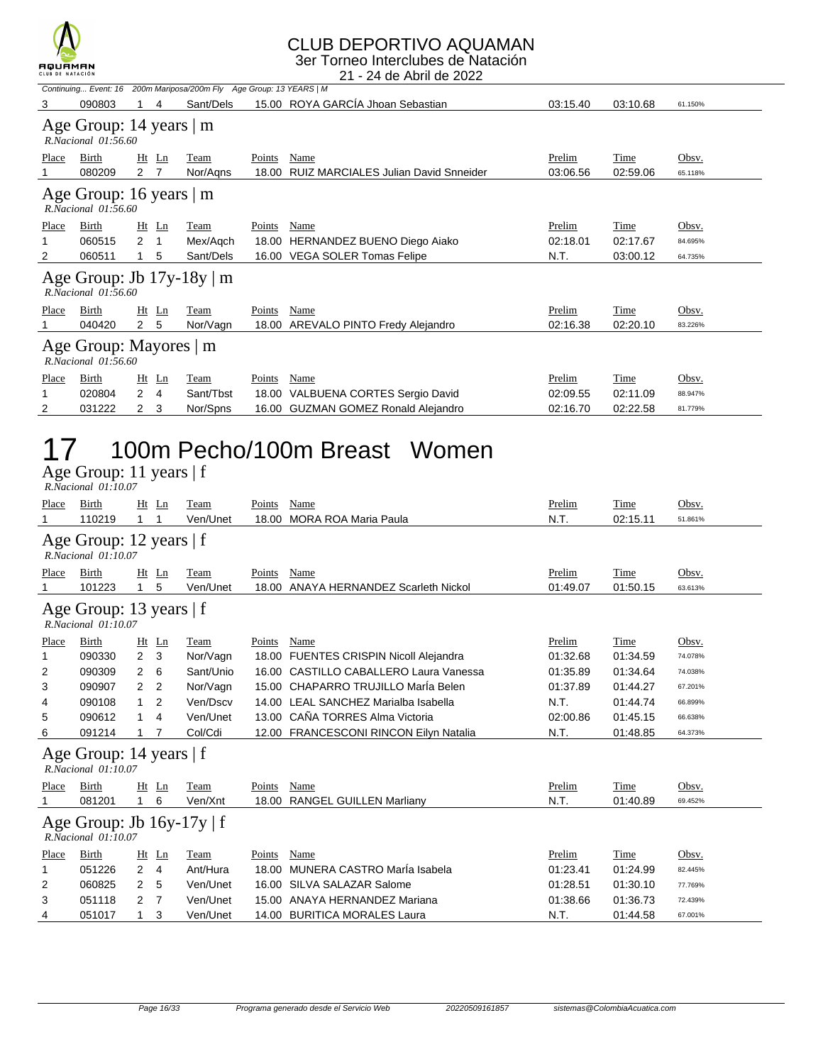# CLUB DEPORTIVO AQUAMAN

3er Torneo Interclubes de Natación

21 - 24 de Abril de 2022

*Continuing... Event: 16 200m Mariposa/200m Fly Age Group: 13 YEARS | M*

| Place | Birth | Ht | Ln | Team | Points | Name | Prelim | Time | Obsv. |
|---|---|---|---|---|---|---|---|---|---|
| 3 | 090803 | 1 | 4 | Sant/Dels | 15.00 | ROYA GARCÍA Jhoan Sebastian | 03:15.40 | 03:10.68 | 61.150% |

## Age Group: 14 years | m

*R.Nacional 01:56.60*

| Place | Birth | Ht | Ln | Team | Points | Name | Prelim | Time | Obsv. |
|---|---|---|---|---|---|---|---|---|---|
| 1 | 080209 | 2 | 7 | Nor/Aqns | 18.00 | RUIZ MARCIALES Julian David Snneider | 03:06.56 | 02:59.06 | 65.118% |

## Age Group: 16 years | m

*R.Nacional 01:56.60*

| Place | Birth | Ht | Ln | Team | Points | Name | Prelim | Time | Obsv. |
|---|---|---|---|---|---|---|---|---|---|
| 1 | 060515 | 2 | 1 | Mex/Aqch | 18.00 | HERNANDEZ BUENO Diego Aiako | 02:18.01 | 02:17.67 | 84.695% |
| 2 | 060511 | 1 | 5 | Sant/Dels | 16.00 | VEGA SOLER Tomas Felipe | N.T. | 03:00.12 | 64.735% |

## Age Group: Jb 17y-18y | m

*R.Nacional 01:56.60*

| Place | Birth | Ht | Ln | Team | Points | Name | Prelim | Time | Obsv. |
|---|---|---|---|---|---|---|---|---|---|
| 1 | 040420 | 2 | 5 | Nor/Vagn | 18.00 | AREVALO PINTO Fredy Alejandro | 02:16.38 | 02:20.10 | 83.226% |

## Age Group: Mayores | m

*R.Nacional 01:56.60*

| Place | Birth | Ht | Ln | Team | Points | Name | Prelim | Time | Obsv. |
|---|---|---|---|---|---|---|---|---|---|
| 1 | 020804 | 2 | 4 | Sant/Tbst | 18.00 | VALBUENA CORTES Sergio David | 02:09.55 | 02:11.09 | 88.947% |
| 2 | 031222 | 2 | 3 | Nor/Spns | 16.00 | GUZMAN GOMEZ Ronald Alejandro | 02:16.70 | 02:22.58 | 81.779% |

# 17 100m Pecho/100m Breast Women

## Age Group: 11 years | f

*R.Nacional 01:10.07*

| Place | Birth | Ht | Ln | Team | Points | Name | Prelim | Time | Obsv. |
|---|---|---|---|---|---|---|---|---|---|
| 1 | 110219 | 1 | 1 | Ven/Unet | 18.00 | MORA ROA Maria Paula | N.T. | 02:15.11 | 51.861% |

## Age Group: 12 years | f

*R.Nacional 01:10.07*

| Place | Birth | Ht | Ln | Team | Points | Name | Prelim | Time | Obsv. |
|---|---|---|---|---|---|---|---|---|---|
| 1 | 101223 | 1 | 5 | Ven/Unet | 18.00 | ANAYA HERNANDEZ Scarleth Nickol | 01:49.07 | 01:50.15 | 63.613% |

## Age Group: 13 years | f

*R.Nacional 01:10.07*

| Place | Birth | Ht | Ln | Team | Points | Name | Prelim | Time | Obsv. |
|---|---|---|---|---|---|---|---|---|---|
| 1 | 090330 | 2 | 3 | Nor/Vagn | 18.00 | FUENTES CRISPIN Nicoll Alejandra | 01:32.68 | 01:34.59 | 74.078% |
| 2 | 090309 | 2 | 6 | Sant/Unio | 16.00 | CASTILLO CABALLERO Laura Vanessa | 01:35.89 | 01:34.64 | 74.038% |
| 3 | 090907 | 2 | 2 | Nor/Vagn | 15.00 | CHAPARRO TRUJILLO María Belen | 01:37.89 | 01:44.27 | 67.201% |
| 4 | 090108 | 1 | 2 | Ven/Dscv | 14.00 | LEAL SANCHEZ Marialba Isabella | N.T. | 01:44.74 | 66.899% |
| 5 | 090612 | 1 | 4 | Ven/Unet | 13.00 | CAÑA TORRES Alma Victoria | 02:00.86 | 01:45.15 | 66.638% |
| 6 | 091214 | 1 | 7 | Col/Cdi | 12.00 | FRANCESCONI RINCON Eilyn Natalia | N.T. | 01:48.85 | 64.373% |

## Age Group: 14 years | f

*R.Nacional 01:10.07*

| Place | Birth | Ht | Ln | Team | Points | Name | Prelim | Time | Obsv. |
|---|---|---|---|---|---|---|---|---|---|
| 1 | 081201 | 1 | 6 | Ven/Xnt | 18.00 | RANGEL GUILLEN Marliany | N.T. | 01:40.89 | 69.452% |

## Age Group: Jb 16y-17y | f

*R.Nacional 01:10.07*

| Place | Birth | Ht | Ln | Team | Points | Name | Prelim | Time | Obsv. |
|---|---|---|---|---|---|---|---|---|---|
| 1 | 051226 | 2 | 4 | Ant/Hura | 18.00 | MUNERA CASTRO María Isabela | 01:23.41 | 01:24.99 | 82.445% |
| 2 | 060825 | 2 | 5 | Ven/Unet | 16.00 | SILVA SALAZAR Salome | 01:28.51 | 01:30.10 | 77.769% |
| 3 | 051118 | 2 | 7 | Ven/Unet | 15.00 | ANAYA HERNANDEZ Mariana | 01:38.66 | 01:36.73 | 72.439% |
| 4 | 051017 | 1 | 3 | Ven/Unet | 14.00 | BURITICA MORALES Laura | N.T. | 01:44.58 | 67.001% |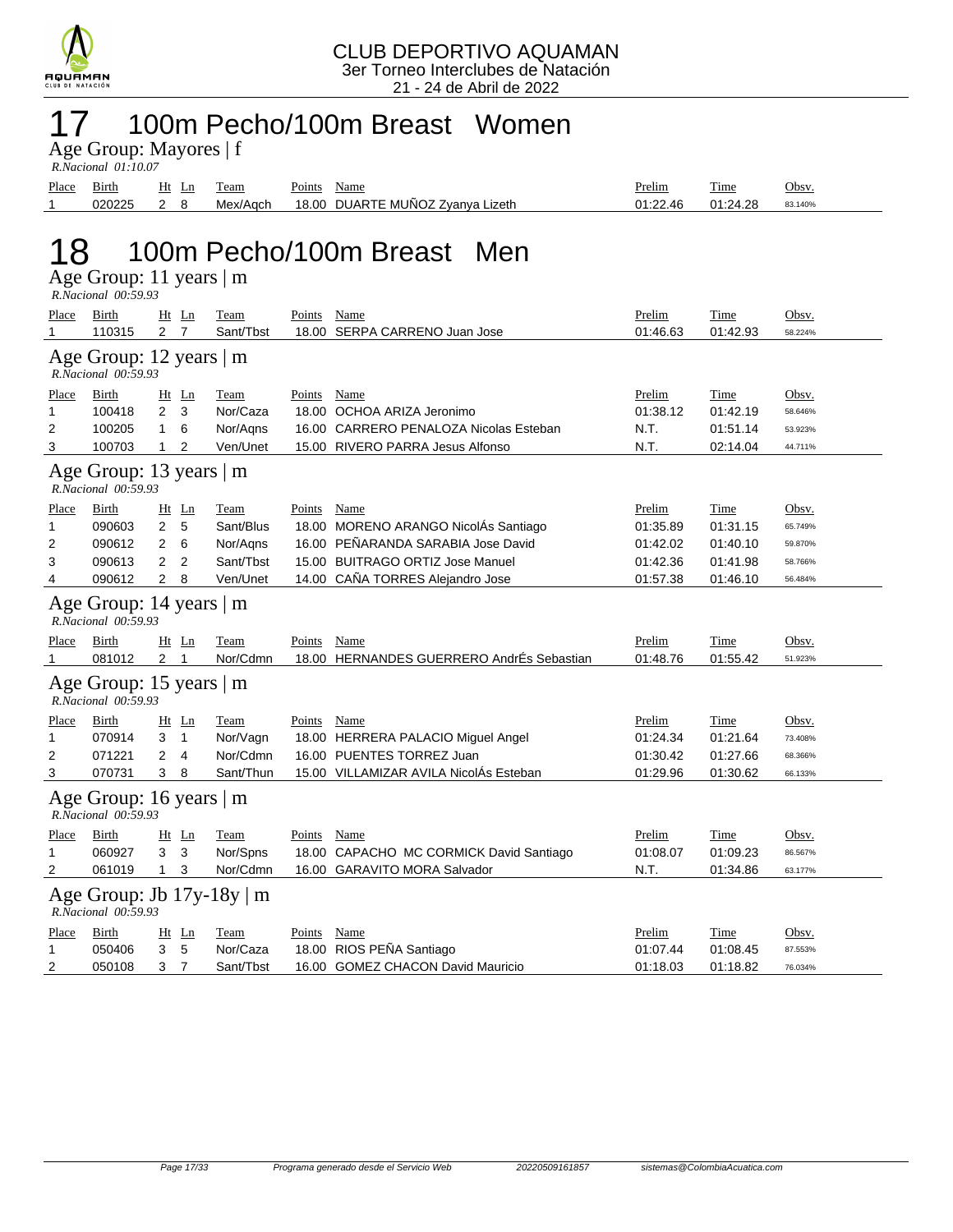CLUB DEPORTIVO AQUAMAN
3er Torneo Interclubes de Natación
21 - 24 de Abril de 2022

# 17 100m Pecho/100m Breast Women

## Age Group: Mayores | f

*R.Nacional 01:10.07*

| Place | Birth | Ht | Ln | Team | Points | Name | Prelim | Time | Obsv. |
|---|---|---|---|---|---|---|---|---|---|
| 1 | 020225 | 2 | 8 | Mex/Aqch | 18.00 | DUARTE MUÑOZ Zyanya Lizeth | 01:22.46 | 01:24.28 | 83.140% |

# 18 100m Pecho/100m Breast Men

## Age Group: 11 years | m

*R.Nacional 00:59.93*

| Place | Birth | Ht | Ln | Team | Points | Name | Prelim | Time | Obsv. |
|---|---|---|---|---|---|---|---|---|---|
| 1 | 110315 | 2 | 7 | Sant/Tbst | 18.00 | SERPA CARRENO Juan Jose | 01:46.63 | 01:42.93 | 58.224% |

## Age Group: 12 years | m

*R.Nacional 00:59.93*

| Place | Birth | Ht | Ln | Team | Points | Name | Prelim | Time | Obsv. |
|---|---|---|---|---|---|---|---|---|---|
| 1 | 100418 | 2 | 3 | Nor/Caza | 18.00 | OCHOA ARIZA Jeronimo | 01:38.12 | 01:42.19 | 58.646% |
| 2 | 100205 | 1 | 6 | Nor/Aqns | 16.00 | CARRERO PENALOZA Nicolas Esteban | N.T. | 01:51.14 | 53.923% |
| 3 | 100703 | 1 | 2 | Ven/Unet | 15.00 | RIVERO PARRA Jesus Alfonso | N.T. | 02:14.04 | 44.711% |

## Age Group: 13 years | m

*R.Nacional 00:59.93*

| Place | Birth | Ht | Ln | Team | Points | Name | Prelim | Time | Obsv. |
|---|---|---|---|---|---|---|---|---|---|
| 1 | 090603 | 2 | 5 | Sant/Blus | 18.00 | MORENO ARANGO NicolÁs Santiago | 01:35.89 | 01:31.15 | 65.749% |
| 2 | 090612 | 2 | 6 | Nor/Aqns | 16.00 | PEÑARANDA SARABIA Jose David | 01:42.02 | 01:40.10 | 59.870% |
| 3 | 090613 | 2 | 2 | Sant/Tbst | 15.00 | BUITRAGO ORTIZ Jose Manuel | 01:42.36 | 01:41.98 | 58.766% |
| 4 | 090612 | 2 | 8 | Ven/Unet | 14.00 | CAÑA TORRES Alejandro Jose | 01:57.38 | 01:46.10 | 56.484% |

## Age Group: 14 years | m

*R.Nacional 00:59.93*

| Place | Birth | Ht | Ln | Team | Points | Name | Prelim | Time | Obsv. |
|---|---|---|---|---|---|---|---|---|---|
| 1 | 081012 | 2 | 1 | Nor/Cdmn | 18.00 | HERNANDES GUERRERO AndrÉs Sebastian | 01:48.76 | 01:55.42 | 51.923% |

## Age Group: 15 years | m

*R.Nacional 00:59.93*

| Place | Birth | Ht | Ln | Team | Points | Name | Prelim | Time | Obsv. |
|---|---|---|---|---|---|---|---|---|---|
| 1 | 070914 | 3 | 1 | Nor/Vagn | 18.00 | HERRERA PALACIO Miguel Angel | 01:24.34 | 01:21.64 | 73.408% |
| 2 | 071221 | 2 | 4 | Nor/Cdmn | 16.00 | PUENTES TORREZ Juan | 01:30.42 | 01:27.66 | 68.366% |
| 3 | 070731 | 3 | 8 | Sant/Thun | 15.00 | VILLAMIZAR AVILA NicolÁs Esteban | 01:29.96 | 01:30.62 | 66.133% |

## Age Group: 16 years | m

*R.Nacional 00:59.93*

| Place | Birth | Ht | Ln | Team | Points | Name | Prelim | Time | Obsv. |
|---|---|---|---|---|---|---|---|---|---|
| 1 | 060927 | 3 | 3 | Nor/Spns | 18.00 | CAPACHO MC CORMICK David Santiago | 01:08.07 | 01:09.23 | 86.567% |
| 2 | 061019 | 1 | 3 | Nor/Cdmn | 16.00 | GARAVITO MORA Salvador | N.T. | 01:34.86 | 63.177% |

## Age Group: Jb 17y-18y | m

*R.Nacional 00:59.93*

| Place | Birth | Ht | Ln | Team | Points | Name | Prelim | Time | Obsv. |
|---|---|---|---|---|---|---|---|---|---|
| 1 | 050406 | 3 | 5 | Nor/Caza | 18.00 | RIOS PEÑA Santiago | 01:07.44 | 01:08.45 | 87.553% |
| 2 | 050108 | 3 | 7 | Sant/Tbst | 16.00 | GOMEZ CHACON David Mauricio | 01:18.03 | 01:18.82 | 76.034% |

Programa generado desde el Servicio Web 20220509161857 sistemas@ColombiaAcuatica.com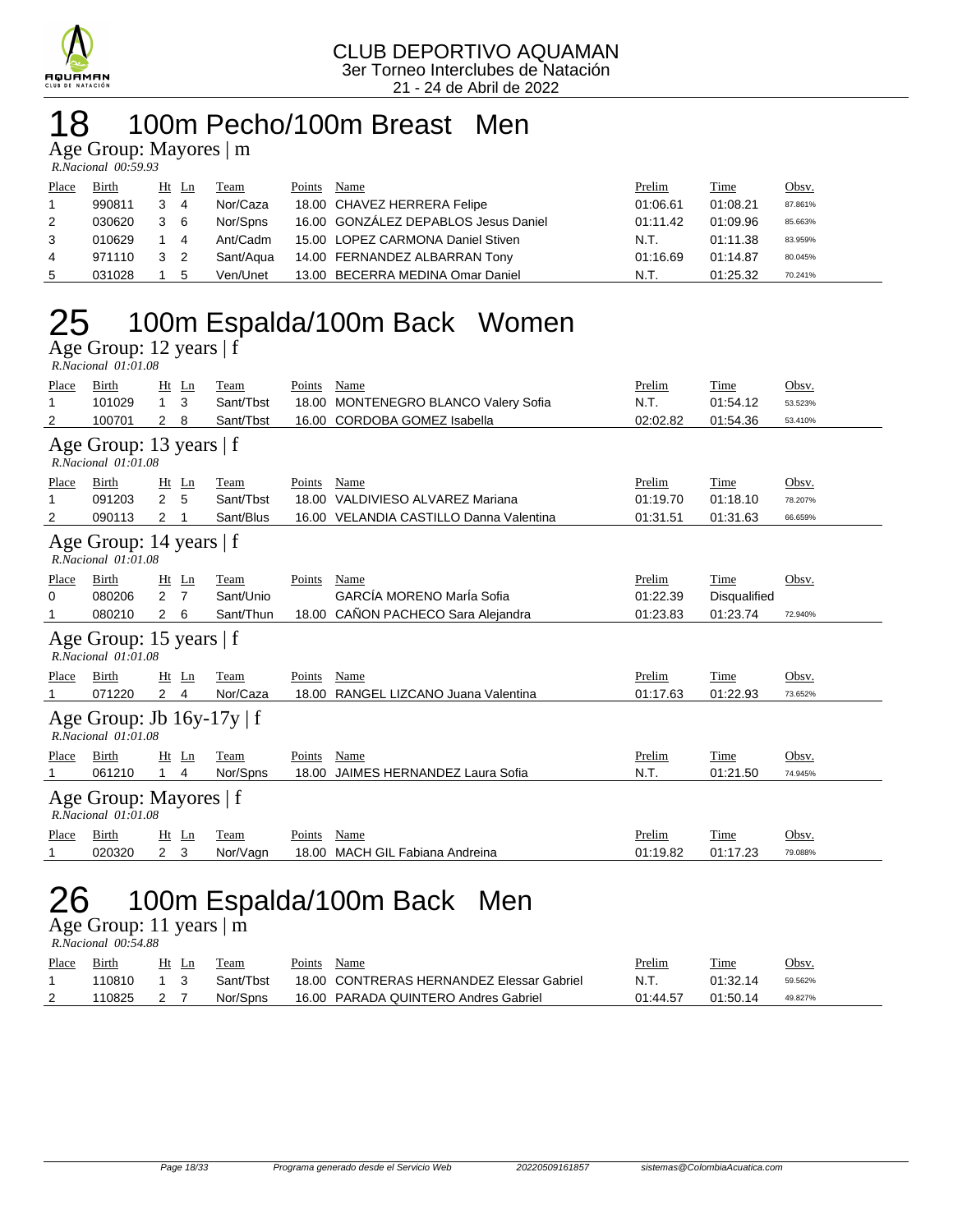CLUB DEPORTIVO AQUAMAN
3er Torneo Interclubes de Natación
21 - 24 de Abril de 2022

# 18 100m Pecho/100m Breast Men

## Age Group: Mayores | m

*R.Nacional 00:59.93*

| Place | Birth | Ht | Ln | Team | Points | Name | Prelim | Time | Obsv. |
|---|---|---|---|---|---|---|---|---|---|
| 1 | 990811 | 3 | 4 | Nor/Caza | 18.00 | CHAVEZ HERRERA Felipe | 01:06.61 | 01:08.21 | 87.861% |
| 2 | 030620 | 3 | 6 | Nor/Spns | 16.00 | GONZÁLEZ DEPABLOS Jesus Daniel | 01:11.42 | 01:09.96 | 85.663% |
| 3 | 010629 | 1 | 4 | Ant/Cadm | 15.00 | LOPEZ CARMONA Daniel Stiven | N.T. | 01:11.38 | 83.959% |
| 4 | 971110 | 3 | 2 | Sant/Aqua | 14.00 | FERNANDEZ ALBARRAN Tony | 01:16.69 | 01:14.87 | 80.045% |
| 5 | 031028 | 1 | 5 | Ven/Unet | 13.00 | BECERRA MEDINA Omar Daniel | N.T. | 01:25.32 | 70.241% |

# 25 100m Espalda/100m Back Women

## Age Group: 12 years | f

*R.Nacional 01:01.08*

| Place | Birth | Ht | Ln | Team | Points | Name | Prelim | Time | Obsv. |
|---|---|---|---|---|---|---|---|---|---|
| 1 | 101029 | 1 | 3 | Sant/Tbst | 18.00 | MONTENEGRO BLANCO Valery Sofia | N.T. | 01:54.12 | 53.523% |
| 2 | 100701 | 2 | 8 | Sant/Tbst | 16.00 | CORDOBA GOMEZ Isabella | 02:02.82 | 01:54.36 | 53.410% |

## Age Group: 13 years | f

*R.Nacional 01:01.08*

| Place | Birth | Ht | Ln | Team | Points | Name | Prelim | Time | Obsv. |
|---|---|---|---|---|---|---|---|---|---|
| 1 | 091203 | 2 | 5 | Sant/Tbst | 18.00 | VALDIVIESO ALVAREZ Mariana | 01:19.70 | 01:18.10 | 78.207% |
| 2 | 090113 | 2 | 1 | Sant/Blus | 16.00 | VELANDIA CASTILLO Danna Valentina | 01:31.51 | 01:31.63 | 66.659% |

## Age Group: 14 years | f

*R.Nacional 01:01.08*

| Place | Birth | Ht | Ln | Team | Points | Name | Prelim | Time | Obsv. |
|---|---|---|---|---|---|---|---|---|---|
| 0 | 080206 | 2 | 7 | Sant/Unio | | GARCÍA MORENO MarÍa Sofia | 01:22.39 | Disqualified | |
| 1 | 080210 | 2 | 6 | Sant/Thun | 18.00 | CAÑON PACHECO Sara Alejandra | 01:23.83 | 01:23.74 | 72.940% |

## Age Group: 15 years | f

*R.Nacional 01:01.08*

| Place | Birth | Ht | Ln | Team | Points | Name | Prelim | Time | Obsv. |
|---|---|---|---|---|---|---|---|---|---|
| 1 | 071220 | 2 | 4 | Nor/Caza | 18.00 | RANGEL LIZCANO Juana Valentina | 01:17.63 | 01:22.93 | 73.652% |

## Age Group: Jb 16y-17y | f

*R.Nacional 01:01.08*

| Place | Birth | Ht | Ln | Team | Points | Name | Prelim | Time | Obsv. |
|---|---|---|---|---|---|---|---|---|---|
| 1 | 061210 | 1 | 4 | Nor/Spns | 18.00 | JAIMES HERNANDEZ Laura Sofia | N.T. | 01:21.50 | 74.945% |

## Age Group: Mayores | f

*R.Nacional 01:01.08*

| Place | Birth | Ht | Ln | Team | Points | Name | Prelim | Time | Obsv. |
|---|---|---|---|---|---|---|---|---|---|
| 1 | 020320 | 2 | 3 | Nor/Vagn | 18.00 | MACH GIL Fabiana Andreina | 01:19.82 | 01:17.23 | 79.088% |

# 26 100m Espalda/100m Back Men

## Age Group: 11 years | m

*R.Nacional 00:54.88*

| Place | Birth | Ht | Ln | Team | Points | Name | Prelim | Time | Obsv. |
|---|---|---|---|---|---|---|---|---|---|
| 1 | 110810 | 1 | 3 | Sant/Tbst | 18.00 | CONTRERAS HERNANDEZ Elessar Gabriel | N.T. | 01:32.14 | 59.562% |
| 2 | 110825 | 2 | 7 | Nor/Spns | 16.00 | PARADA QUINTERO Andres Gabriel | 01:44.57 | 01:50.14 | 49.827% |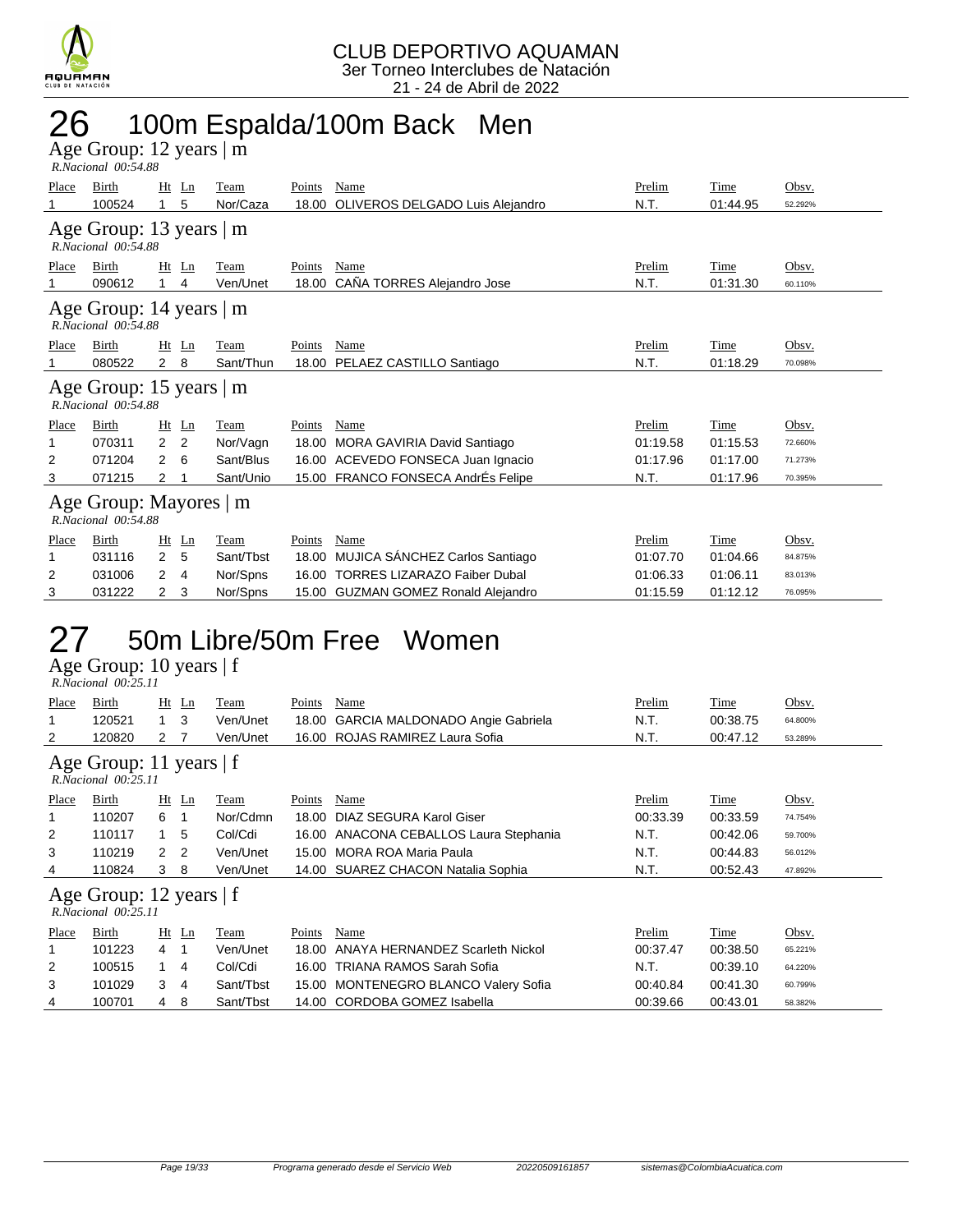CLUB DEPORTIVO AQUAMAN
3er Torneo Interclubes de Natación
21 - 24 de Abril de 2022

# 26 100m Espalda/100m Back Men

### Age Group: 12 years | m

*R.Nacional 00:54.88*

| Place | Birth | Ht | Ln | Team | Points | Name | Prelim | Time | Obsv. |
|---|---|---|---|---|---|---|---|---|---|
| 1 | 100524 | 1 | 5 | Nor/Caza | 18.00 | OLIVEROS DELGADO Luis Alejandro | N.T. | 01:44.95 | 52.292% |

### Age Group: 13 years | m

*R.Nacional 00:54.88*

| Place | Birth | Ht | Ln | Team | Points | Name | Prelim | Time | Obsv. |
|---|---|---|---|---|---|---|---|---|---|
| 1 | 090612 | 1 | 4 | Ven/Unet | 18.00 | CAÑA TORRES Alejandro Jose | N.T. | 01:31.30 | 60.110% |

### Age Group: 14 years | m

*R.Nacional 00:54.88*

| Place | Birth | Ht | Ln | Team | Points | Name | Prelim | Time | Obsv. |
|---|---|---|---|---|---|---|---|---|---|
| 1 | 080522 | 2 | 8 | Sant/Thun | 18.00 | PELAEZ CASTILLO Santiago | N.T. | 01:18.29 | 70.098% |

### Age Group: 15 years | m

*R.Nacional 00:54.88*

| Place | Birth | Ht | Ln | Team | Points | Name | Prelim | Time | Obsv. |
|---|---|---|---|---|---|---|---|---|---|
| 1 | 070311 | 2 | 2 | Nor/Vagn | 18.00 | MORA GAVIRIA David Santiago | 01:19.58 | 01:15.53 | 72.660% |
| 2 | 071204 | 2 | 6 | Sant/Blus | 16.00 | ACEVEDO FONSECA Juan Ignacio | 01:17.96 | 01:17.00 | 71.273% |
| 3 | 071215 | 2 | 1 | Sant/Unio | 15.00 | FRANCO FONSECA AndrÉs Felipe | N.T. | 01:17.96 | 70.395% |

### Age Group: Mayores | m

*R.Nacional 00:54.88*

| Place | Birth | Ht | Ln | Team | Points | Name | Prelim | Time | Obsv. |
|---|---|---|---|---|---|---|---|---|---|
| 1 | 031116 | 2 | 5 | Sant/Tbst | 18.00 | MUJICA SÁNCHEZ Carlos Santiago | 01:07.70 | 01:04.66 | 84.875% |
| 2 | 031006 | 2 | 4 | Nor/Spns | 16.00 | TORRES LIZARAZO Faiber Dubal | 01:06.33 | 01:06.11 | 83.013% |
| 3 | 031222 | 2 | 3 | Nor/Spns | 15.00 | GUZMAN GOMEZ Ronald Alejandro | 01:15.59 | 01:12.12 | 76.095% |

# 27 50m Libre/50m Free Women

### Age Group: 10 years | f

*R.Nacional 00:25.11*

| Place | Birth | Ht | Ln | Team | Points | Name | Prelim | Time | Obsv. |
|---|---|---|---|---|---|---|---|---|---|
| 1 | 120521 | 1 | 3 | Ven/Unet | 18.00 | GARCIA MALDONADO Angie Gabriela | N.T. | 00:38.75 | 64.800% |
| 2 | 120820 | 2 | 7 | Ven/Unet | 16.00 | ROJAS RAMIREZ Laura Sofia | N.T. | 00:47.12 | 53.289% |

### Age Group: 11 years | f

*R.Nacional 00:25.11*

| Place | Birth | Ht | Ln | Team | Points | Name | Prelim | Time | Obsv. |
|---|---|---|---|---|---|---|---|---|---|
| 1 | 110207 | 6 | 1 | Nor/Cdmn | 18.00 | DIAZ SEGURA Karol Giser | 00:33.39 | 00:33.59 | 74.754% |
| 2 | 110117 | 1 | 5 | Col/Cdi | 16.00 | ANACONA CEBALLOS Laura Stephania | N.T. | 00:42.06 | 59.700% |
| 3 | 110219 | 2 | 2 | Ven/Unet | 15.00 | MORA ROA Maria Paula | N.T. | 00:44.83 | 56.012% |
| 4 | 110824 | 3 | 8 | Ven/Unet | 14.00 | SUAREZ CHACON Natalia Sophia | N.T. | 00:52.43 | 47.892% |

### Age Group: 12 years | f

*R.Nacional 00:25.11*

| Place | Birth | Ht | Ln | Team | Points | Name | Prelim | Time | Obsv. |
|---|---|---|---|---|---|---|---|---|---|
| 1 | 101223 | 4 | 1 | Ven/Unet | 18.00 | ANAYA HERNANDEZ Scarleth Nickol | 00:37.47 | 00:38.50 | 65.221% |
| 2 | 100515 | 1 | 4 | Col/Cdi | 16.00 | TRIANA RAMOS Sarah Sofia | N.T. | 00:39.10 | 64.220% |
| 3 | 101029 | 3 | 4 | Sant/Tbst | 15.00 | MONTENEGRO BLANCO Valery Sofia | 00:40.84 | 00:41.30 | 60.799% |
| 4 | 100701 | 4 | 8 | Sant/Tbst | 14.00 | CORDOBA GOMEZ Isabella | 00:39.66 | 00:43.01 | 58.382% |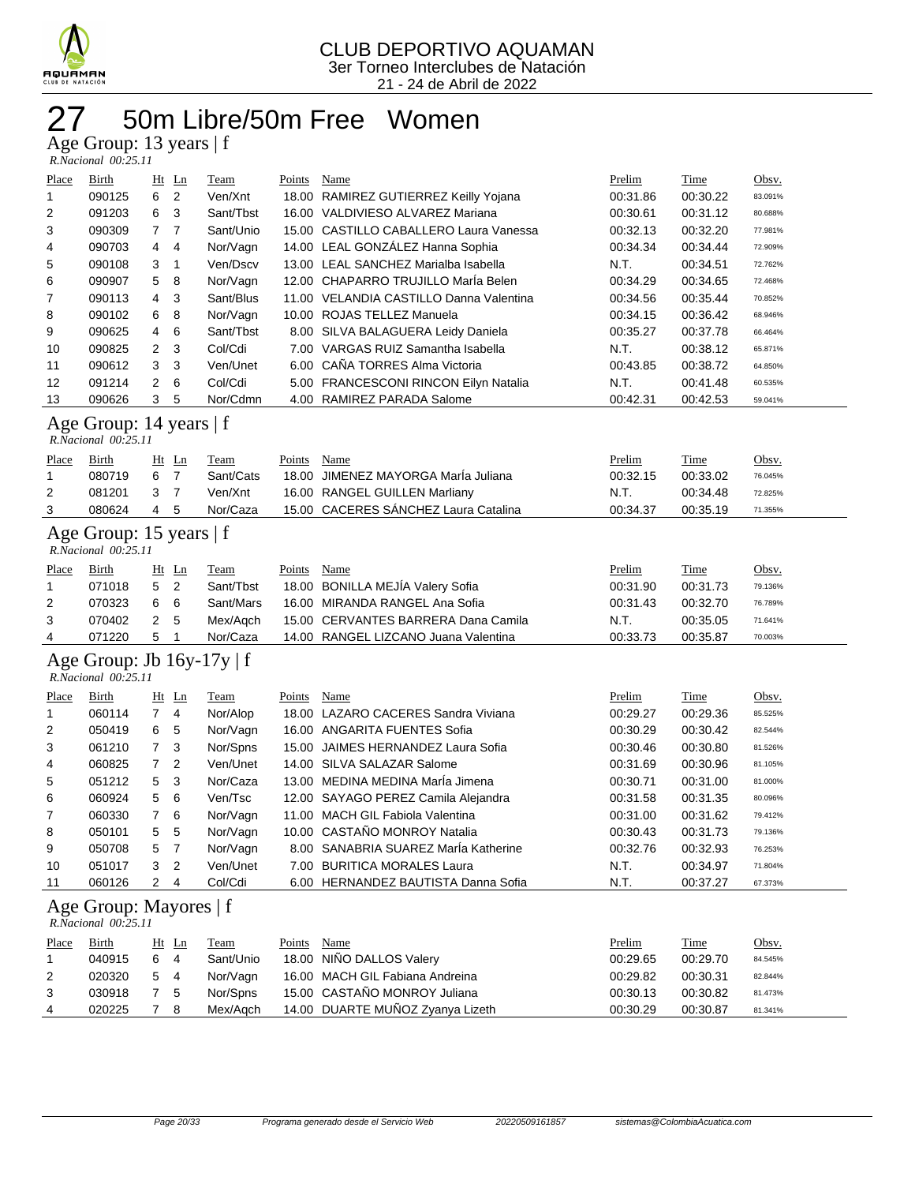CLUB DEPORTIVO AQUAMAN
3er Torneo Interclubes de Natación
21 - 24 de Abril de 2022

# 27 50m Libre/50m Free Women

## Age Group: 13 years | f

*R.Nacional 00:25.11*

| Place | Birth | Ht | Ln | Team | Points | Name | Prelim | Time | Obsv. |
|---|---|---|---|---|---|---|---|---|---|
| 1 | 090125 | 6 | 2 | Ven/Xnt | 18.00 | RAMIREZ GUTIERREZ Keilly Yojana | 00:31.86 | 00:30.22 | 83.091% |
| 2 | 091203 | 6 | 3 | Sant/Tbst | 16.00 | VALDIVIESO ALVAREZ Mariana | 00:30.61 | 00:31.12 | 80.688% |
| 3 | 090309 | 7 | 7 | Sant/Unio | 15.00 | CASTILLO CABALLERO Laura Vanessa | 00:32.13 | 00:32.20 | 77.981% |
| 4 | 090703 | 4 | 4 | Nor/Vagn | 14.00 | LEAL GONZÁLEZ Hanna Sophia | 00:34.34 | 00:34.44 | 72.909% |
| 5 | 090108 | 3 | 1 | Ven/Dscv | 13.00 | LEAL SANCHEZ Marialba Isabella | N.T. | 00:34.51 | 72.762% |
| 6 | 090907 | 5 | 8 | Nor/Vagn | 12.00 | CHAPARRO TRUJILLO MarÍa Belen | 00:34.29 | 00:34.65 | 72.468% |
| 7 | 090113 | 4 | 3 | Sant/Blus | 11.00 | VELANDIA CASTILLO Danna Valentina | 00:34.56 | 00:35.44 | 70.852% |
| 8 | 090102 | 6 | 8 | Nor/Vagn | 10.00 | ROJAS TELLEZ Manuela | 00:34.15 | 00:36.42 | 68.946% |
| 9 | 090625 | 4 | 6 | Sant/Tbst | 8.00 | SILVA BALAGUERA Leidy Daniela | 00:35.27 | 00:37.78 | 66.464% |
| 10 | 090825 | 2 | 3 | Col/Cdi | 7.00 | VARGAS RUIZ Samantha Isabella | N.T. | 00:38.12 | 65.871% |
| 11 | 090612 | 3 | 3 | Ven/Unet | 6.00 | CAÑA TORRES Alma Victoria | 00:43.85 | 00:38.72 | 64.850% |
| 12 | 091214 | 2 | 6 | Col/Cdi | 5.00 | FRANCESCONI RINCON Eilyn Natalia | N.T. | 00:41.48 | 60.535% |
| 13 | 090626 | 3 | 5 | Nor/Cdmn | 4.00 | RAMIREZ PARADA Salome | 00:42.31 | 00:42.53 | 59.041% |

## Age Group: 14 years | f

*R.Nacional 00:25.11*

| Place | Birth | Ht | Ln | Team | Points | Name | Prelim | Time | Obsv. |
|---|---|---|---|---|---|---|---|---|---|
| 1 | 080719 | 6 | 7 | Sant/Cats | 18.00 | JIMENEZ MAYORGA MarÍa Juliana | 00:32.15 | 00:33.02 | 76.045% |
| 2 | 081201 | 3 | 7 | Ven/Xnt | 16.00 | RANGEL GUILLEN Marliany | N.T. | 00:34.48 | 72.825% |
| 3 | 080624 | 4 | 5 | Nor/Caza | 15.00 | CACERES SÁNCHEZ Laura Catalina | 00:34.37 | 00:35.19 | 71.355% |

## Age Group: 15 years | f

*R.Nacional 00:25.11*

| Place | Birth | Ht | Ln | Team | Points | Name | Prelim | Time | Obsv. |
|---|---|---|---|---|---|---|---|---|---|
| 1 | 071018 | 5 | 2 | Sant/Tbst | 18.00 | BONILLA MEJÍA Valery Sofia | 00:31.90 | 00:31.73 | 79.136% |
| 2 | 070323 | 6 | 6 | Sant/Mars | 16.00 | MIRANDA RANGEL Ana Sofia | 00:31.43 | 00:32.70 | 76.789% |
| 3 | 070402 | 2 | 5 | Mex/Aqch | 15.00 | CERVANTES BARRERA Dana Camila | N.T. | 00:35.05 | 71.641% |
| 4 | 071220 | 5 | 1 | Nor/Caza | 14.00 | RANGEL LIZCANO Juana Valentina | 00:33.73 | 00:35.87 | 70.003% |

## Age Group: Jb 16y-17y | f

*R.Nacional 00:25.11*

| Place | Birth | Ht | Ln | Team | Points | Name | Prelim | Time | Obsv. |
|---|---|---|---|---|---|---|---|---|---|
| 1 | 060114 | 7 | 4 | Nor/Alop | 18.00 | LAZARO CACERES Sandra Viviana | 00:29.27 | 00:29.36 | 85.525% |
| 2 | 050419 | 6 | 5 | Nor/Vagn | 16.00 | ANGARITA FUENTES Sofia | 00:30.29 | 00:30.42 | 82.544% |
| 3 | 061210 | 7 | 3 | Nor/Spns | 15.00 | JAIMES HERNANDEZ Laura Sofia | 00:30.46 | 00:30.80 | 81.526% |
| 4 | 060825 | 7 | 2 | Ven/Unet | 14.00 | SILVA SALAZAR Salome | 00:31.69 | 00:30.96 | 81.105% |
| 5 | 051212 | 5 | 3 | Nor/Caza | 13.00 | MEDINA MEDINA MarÍa Jimena | 00:30.71 | 00:31.00 | 81.000% |
| 6 | 060924 | 5 | 6 | Ven/Tsc | 12.00 | SAYAGO PEREZ Camila Alejandra | 00:31.58 | 00:31.35 | 80.096% |
| 7 | 060330 | 7 | 6 | Nor/Vagn | 11.00 | MACH GIL Fabiola Valentina | 00:31.00 | 00:31.62 | 79.412% |
| 8 | 050101 | 5 | 5 | Nor/Vagn | 10.00 | CASTAÑO MONROY Natalia | 00:30.43 | 00:31.73 | 79.136% |
| 9 | 050708 | 5 | 7 | Nor/Vagn | 8.00 | SANABRIA SUAREZ MarÍa Katherine | 00:32.76 | 00:32.93 | 76.253% |
| 10 | 051017 | 3 | 2 | Ven/Unet | 7.00 | BURITICA MORALES Laura | N.T. | 00:34.97 | 71.804% |
| 11 | 060126 | 2 | 4 | Col/Cdi | 6.00 | HERNANDEZ BAUTISTA Danna Sofia | N.T. | 00:37.27 | 67.373% |

## Age Group: Mayores | f

*R.Nacional 00:25.11*

| Place | Birth | Ht | Ln | Team | Points | Name | Prelim | Time | Obsv. |
|---|---|---|---|---|---|---|---|---|---|
| 1 | 040915 | 6 | 4 | Sant/Unio | 18.00 | NIÑO DALLOS Valery | 00:29.65 | 00:29.70 | 84.545% |
| 2 | 020320 | 5 | 4 | Nor/Vagn | 16.00 | MACH GIL Fabiana Andreina | 00:29.82 | 00:30.31 | 82.844% |
| 3 | 030918 | 7 | 5 | Nor/Spns | 15.00 | CASTAÑO MONROY Juliana | 00:30.13 | 00:30.82 | 81.473% |
| 4 | 020225 | 7 | 8 | Mex/Aqch | 14.00 | DUARTE MUÑOZ Zyanya Lizeth | 00:30.29 | 00:30.87 | 81.341% |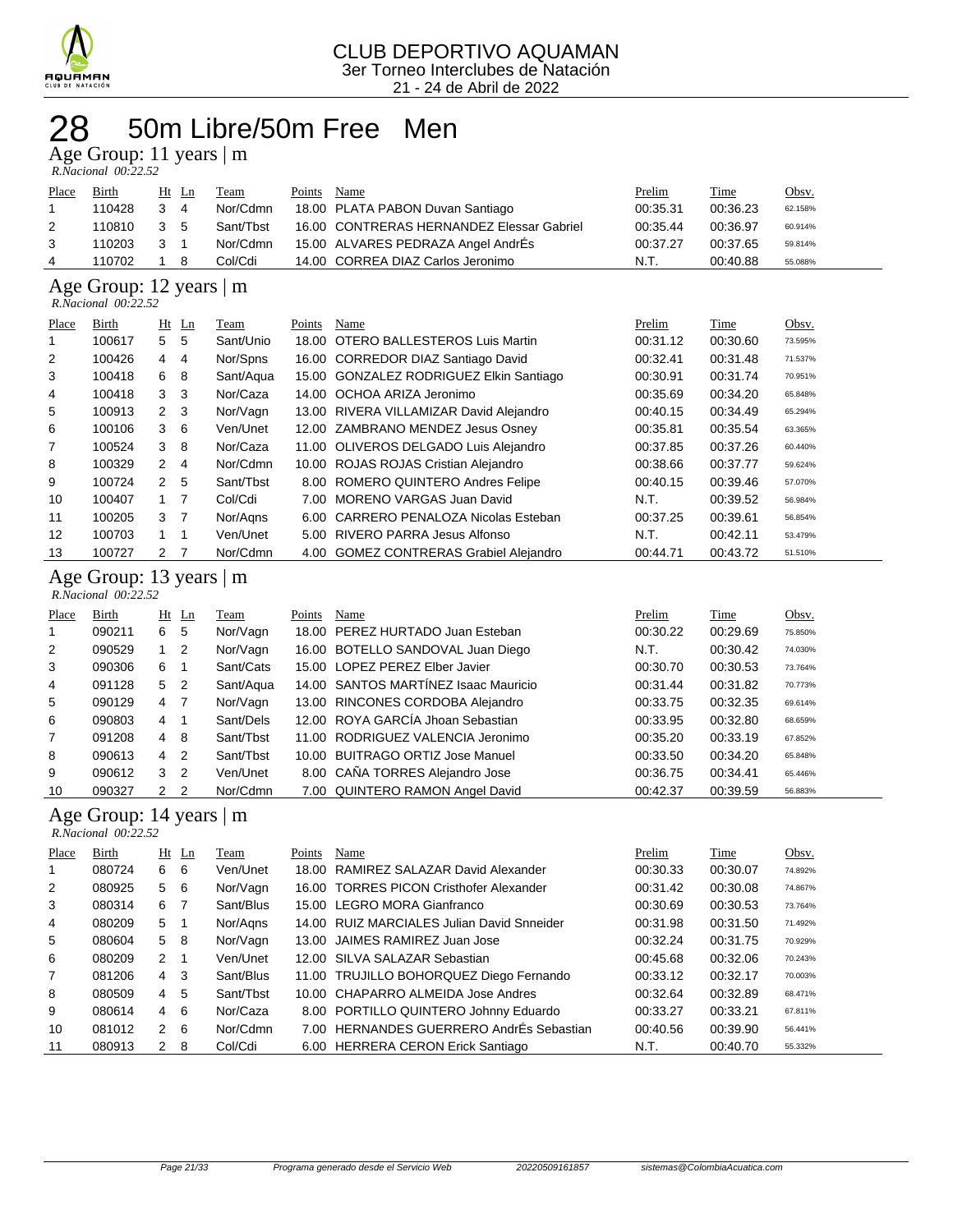CLUB DEPORTIVO AQUAMAN
3er Torneo Interclubes de Natación
21 - 24 de Abril de 2022

# 28 50m Libre/50m Free Men

## Age Group: 11 years | m

*R.Nacional 00:22.52*

| Place | Birth | Ht | Ln | Team | Points | Name | Prelim | Time | Obsv. |
|---|---|---|---|---|---|---|---|---|---|
| 1 | 110428 | 3 | 4 | Nor/Cdmn | 18.00 | PLATA PABON Duvan Santiago | 00:35.31 | 00:36.23 | 62.158% |
| 2 | 110810 | 3 | 5 | Sant/Tbst | 16.00 | CONTRERAS HERNANDEZ Elessar Gabriel | 00:35.44 | 00:36.97 | 60.914% |
| 3 | 110203 | 3 | 1 | Nor/Cdmn | 15.00 | ALVARES PEDRAZA Angel AndrÉs | 00:37.27 | 00:37.65 | 59.814% |
| 4 | 110702 | 1 | 8 | Col/Cdi | 14.00 | CORREA DIAZ Carlos Jeronimo | N.T. | 00:40.88 | 55.088% |

## Age Group: 12 years | m

*R.Nacional 00:22.52*

| Place | Birth | Ht | Ln | Team | Points | Name | Prelim | Time | Obsv. |
|---|---|---|---|---|---|---|---|---|---|
| 1 | 100617 | 5 | 5 | Sant/Unio | 18.00 | OTERO BALLESTEROS Luis Martin | 00:31.12 | 00:30.60 | 73.595% |
| 2 | 100426 | 4 | 4 | Nor/Spns | 16.00 | CORREDOR DIAZ Santiago David | 00:32.41 | 00:31.48 | 71.537% |
| 3 | 100418 | 6 | 8 | Sant/Aqua | 15.00 | GONZALEZ RODRIGUEZ Elkin Santiago | 00:30.91 | 00:31.74 | 70.951% |
| 4 | 100418 | 3 | 3 | Nor/Caza | 14.00 | OCHOA ARIZA Jeronimo | 00:35.69 | 00:34.20 | 65.848% |
| 5 | 100913 | 2 | 3 | Nor/Vagn | 13.00 | RIVERA VILLAMIZAR David Alejandro | 00:40.15 | 00:34.49 | 65.294% |
| 6 | 100106 | 3 | 6 | Ven/Unet | 12.00 | ZAMBRANO MENDEZ Jesus Osney | 00:35.81 | 00:35.54 | 63.365% |
| 7 | 100524 | 3 | 8 | Nor/Caza | 11.00 | OLIVEROS DELGADO Luis Alejandro | 00:37.85 | 00:37.26 | 60.440% |
| 8 | 100329 | 2 | 4 | Nor/Cdmn | 10.00 | ROJAS ROJAS Cristian Alejandro | 00:38.66 | 00:37.77 | 59.624% |
| 9 | 100724 | 2 | 5 | Sant/Tbst | 8.00 | ROMERO QUINTERO Andres Felipe | 00:40.15 | 00:39.46 | 57.070% |
| 10 | 100407 | 1 | 7 | Col/Cdi | 7.00 | MORENO VARGAS Juan David | N.T. | 00:39.52 | 56.984% |
| 11 | 100205 | 3 | 7 | Nor/Aqns | 6.00 | CARRERO PENALOZA Nicolas Esteban | 00:37.25 | 00:39.61 | 56.854% |
| 12 | 100703 | 1 | 1 | Ven/Unet | 5.00 | RIVERO PARRA Jesus Alfonso | N.T. | 00:42.11 | 53.479% |
| 13 | 100727 | 2 | 7 | Nor/Cdmn | 4.00 | GOMEZ CONTRERAS Grabiel Alejandro | 00:44.71 | 00:43.72 | 51.510% |

## Age Group: 13 years | m

*R.Nacional 00:22.52*

| Place | Birth | Ht | Ln | Team | Points | Name | Prelim | Time | Obsv. |
|---|---|---|---|---|---|---|---|---|---|
| 1 | 090211 | 6 | 5 | Nor/Vagn | 18.00 | PEREZ HURTADO Juan Esteban | 00:30.22 | 00:29.69 | 75.850% |
| 2 | 090529 | 1 | 2 | Nor/Vagn | 16.00 | BOTELLO SANDOVAL Juan Diego | N.T. | 00:30.42 | 74.030% |
| 3 | 090306 | 6 | 1 | Sant/Cats | 15.00 | LOPEZ PEREZ Elber Javier | 00:30.70 | 00:30.53 | 73.764% |
| 4 | 091128 | 5 | 2 | Sant/Aqua | 14.00 | SANTOS MARTÍNEZ Isaac Mauricio | 00:31.44 | 00:31.82 | 70.773% |
| 5 | 090129 | 4 | 7 | Nor/Vagn | 13.00 | RINCONES CORDOBA Alejandro | 00:33.75 | 00:32.35 | 69.614% |
| 6 | 090803 | 4 | 1 | Sant/Dels | 12.00 | ROYA GARCÍA Jhoan Sebastian | 00:33.95 | 00:32.80 | 68.659% |
| 7 | 091208 | 4 | 8 | Sant/Tbst | 11.00 | RODRIGUEZ VALENCIA Jeronimo | 00:35.20 | 00:33.19 | 67.852% |
| 8 | 090613 | 4 | 2 | Sant/Tbst | 10.00 | BUITRAGO ORTIZ Jose Manuel | 00:33.50 | 00:34.20 | 65.848% |
| 9 | 090612 | 3 | 2 | Ven/Unet | 8.00 | CAÑA TORRES Alejandro Jose | 00:36.75 | 00:34.41 | 65.446% |
| 10 | 090327 | 2 | 2 | Nor/Cdmn | 7.00 | QUINTERO RAMON Angel David | 00:42.37 | 00:39.59 | 56.883% |

## Age Group: 14 years | m

*R.Nacional 00:22.52*

| Place | Birth | Ht | Ln | Team | Points | Name | Prelim | Time | Obsv. |
|---|---|---|---|---|---|---|---|---|---|
| 1 | 080724 | 6 | 6 | Ven/Unet | 18.00 | RAMIREZ SALAZAR David Alexander | 00:30.33 | 00:30.07 | 74.892% |
| 2 | 080925 | 5 | 6 | Nor/Vagn | 16.00 | TORRES PICON Cristhofer Alexander | 00:31.42 | 00:30.08 | 74.867% |
| 3 | 080314 | 6 | 7 | Sant/Blus | 15.00 | LEGRO MORA Gianfranco | 00:30.69 | 00:30.53 | 73.764% |
| 4 | 080209 | 5 | 1 | Nor/Aqns | 14.00 | RUIZ MARCIALES Julian David Snneider | 00:31.98 | 00:31.50 | 71.492% |
| 5 | 080604 | 5 | 8 | Nor/Vagn | 13.00 | JAIMES RAMIREZ Juan Jose | 00:32.24 | 00:31.75 | 70.929% |
| 6 | 080209 | 2 | 1 | Ven/Unet | 12.00 | SILVA SALAZAR Sebastian | 00:45.68 | 00:32.06 | 70.243% |
| 7 | 081206 | 4 | 3 | Sant/Blus | 11.00 | TRUJILLO BOHORQUEZ Diego Fernando | 00:33.12 | 00:32.17 | 70.003% |
| 8 | 080509 | 4 | 5 | Sant/Tbst | 10.00 | CHAPARRO ALMEIDA Jose Andres | 00:32.64 | 00:32.89 | 68.471% |
| 9 | 080614 | 4 | 6 | Nor/Caza | 8.00 | PORTILLO QUINTERO Johnny Eduardo | 00:33.27 | 00:33.21 | 67.811% |
| 10 | 081012 | 2 | 6 | Nor/Cdmn | 7.00 | HERNANDES GUERRERO AndrÉs Sebastian | 00:40.56 | 00:39.90 | 56.441% |
| 11 | 080913 | 2 | 8 | Col/Cdi | 6.00 | HERRERA CERON Erick Santiago | N.T. | 00:40.70 | 55.332% |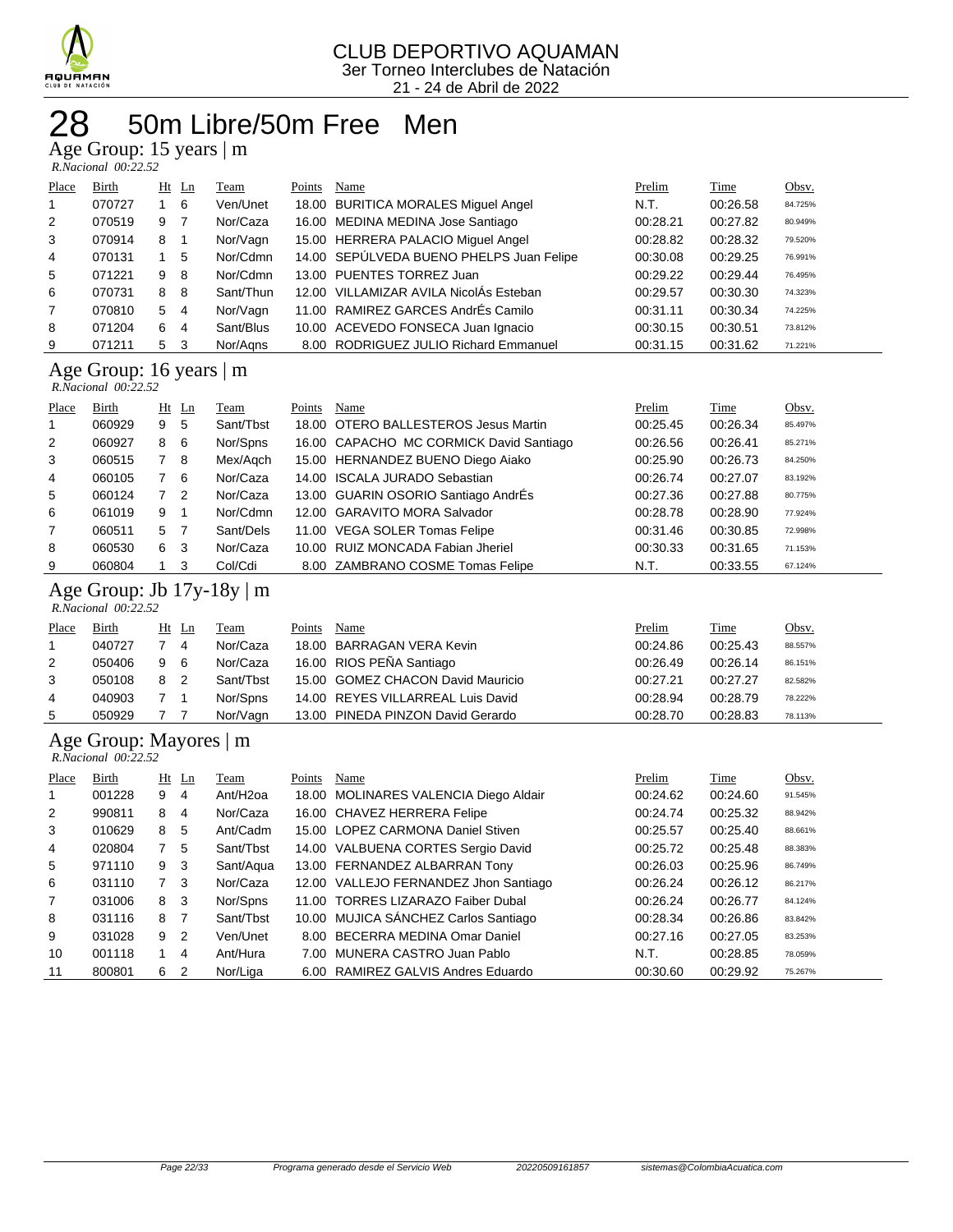CLUB DEPORTIVO AQUAMAN
3er Torneo Interclubes de Natación
21 - 24 de Abril de 2022

# 28 50m Libre/50m Free Men

## Age Group: 15 years | m

*R.Nacional 00:22.52*

| Place | Birth | Ht | Ln | Team | Points | Name | Prelim | Time | Obsv. |
|---|---|---|---|---|---|---|---|---|---|
| 1 | 070727 | 1 | 6 | Ven/Unet | 18.00 | BURITICA MORALES Miguel Angel | N.T. | 00:26.58 | 84.725% |
| 2 | 070519 | 9 | 7 | Nor/Caza | 16.00 | MEDINA MEDINA Jose Santiago | 00:28.21 | 00:27.82 | 80.949% |
| 3 | 070914 | 8 | 1 | Nor/Vagn | 15.00 | HERRERA PALACIO Miguel Angel | 00:28.82 | 00:28.32 | 79.520% |
| 4 | 070131 | 1 | 5 | Nor/Cdmn | 14.00 | SEPÚLVEDA BUENO PHELPS Juan Felipe | 00:30.08 | 00:29.25 | 76.991% |
| 5 | 071221 | 9 | 8 | Nor/Cdmn | 13.00 | PUENTES TORREZ Juan | 00:29.22 | 00:29.44 | 76.495% |
| 6 | 070731 | 8 | 8 | Sant/Thun | 12.00 | VILLAMIZAR AVILA NicolÁs Esteban | 00:29.57 | 00:30.30 | 74.323% |
| 7 | 070810 | 5 | 4 | Nor/Vagn | 11.00 | RAMIREZ GARCES AndrÉs Camilo | 00:31.11 | 00:30.34 | 74.225% |
| 8 | 071204 | 6 | 4 | Sant/Blus | 10.00 | ACEVEDO FONSECA Juan Ignacio | 00:30.15 | 00:30.51 | 73.812% |
| 9 | 071211 | 5 | 3 | Nor/Aqns | 8.00 | RODRIGUEZ JULIO Richard Emmanuel | 00:31.15 | 00:31.62 | 71.221% |

## Age Group: 16 years | m

*R.Nacional 00:22.52*

| Place | Birth | Ht | Ln | Team | Points | Name | Prelim | Time | Obsv. |
|---|---|---|---|---|---|---|---|---|---|
| 1 | 060929 | 9 | 5 | Sant/Tbst | 18.00 | OTERO BALLESTEROS Jesus Martin | 00:25.45 | 00:26.34 | 85.497% |
| 2 | 060927 | 8 | 6 | Nor/Spns | 16.00 | CAPACHO MC CORMICK David Santiago | 00:26.56 | 00:26.41 | 85.271% |
| 3 | 060515 | 7 | 8 | Mex/Aqch | 15.00 | HERNANDEZ BUENO Diego Aiako | 00:25.90 | 00:26.73 | 84.250% |
| 4 | 060105 | 7 | 6 | Nor/Caza | 14.00 | ISCALA JURADO Sebastian | 00:26.74 | 00:27.07 | 83.192% |
| 5 | 060124 | 7 | 2 | Nor/Caza | 13.00 | GUARIN OSORIO Santiago AndrÉs | 00:27.36 | 00:27.88 | 80.775% |
| 6 | 061019 | 9 | 1 | Nor/Cdmn | 12.00 | GARAVITO MORA Salvador | 00:28.78 | 00:28.90 | 77.924% |
| 7 | 060511 | 5 | 7 | Sant/Dels | 11.00 | VEGA SOLER Tomas Felipe | 00:31.46 | 00:30.85 | 72.998% |
| 8 | 060530 | 6 | 3 | Nor/Caza | 10.00 | RUIZ MONCADA Fabian Jheriel | 00:30.33 | 00:31.65 | 71.153% |
| 9 | 060804 | 1 | 3 | Col/Cdi | 8.00 | ZAMBRANO COSME Tomas Felipe | N.T. | 00:33.55 | 67.124% |

## Age Group: Jb 17y-18y | m

*R.Nacional 00:22.52*

| Place | Birth | Ht | Ln | Team | Points | Name | Prelim | Time | Obsv. |
|---|---|---|---|---|---|---|---|---|---|
| 1 | 040727 | 7 | 4 | Nor/Caza | 18.00 | BARRAGAN VERA Kevin | 00:24.86 | 00:25.43 | 88.557% |
| 2 | 050406 | 9 | 6 | Nor/Caza | 16.00 | RIOS PEÑA Santiago | 00:26.49 | 00:26.14 | 86.151% |
| 3 | 050108 | 8 | 2 | Sant/Tbst | 15.00 | GOMEZ CHACON David Mauricio | 00:27.21 | 00:27.27 | 82.582% |
| 4 | 040903 | 7 | 1 | Nor/Spns | 14.00 | REYES VILLARREAL Luis David | 00:28.94 | 00:28.79 | 78.222% |
| 5 | 050929 | 7 | 7 | Nor/Vagn | 13.00 | PINEDA PINZON David Gerardo | 00:28.70 | 00:28.83 | 78.113% |

## Age Group: Mayores | m

*R.Nacional 00:22.52*

| Place | Birth | Ht | Ln | Team | Points | Name | Prelim | Time | Obsv. |
|---|---|---|---|---|---|---|---|---|---|
| 1 | 001228 | 9 | 4 | Ant/H2oa | 18.00 | MOLINARES VALENCIA Diego Aldair | 00:24.62 | 00:24.60 | 91.545% |
| 2 | 990811 | 8 | 4 | Nor/Caza | 16.00 | CHAVEZ HERRERA Felipe | 00:24.74 | 00:25.32 | 88.942% |
| 3 | 010629 | 8 | 5 | Ant/Cadm | 15.00 | LOPEZ CARMONA Daniel Stiven | 00:25.57 | 00:25.40 | 88.661% |
| 4 | 020804 | 7 | 5 | Sant/Tbst | 14.00 | VALBUENA CORTES Sergio David | 00:25.72 | 00:25.48 | 88.383% |
| 5 | 971110 | 9 | 3 | Sant/Aqua | 13.00 | FERNANDEZ ALBARRAN Tony | 00:26.03 | 00:25.96 | 86.749% |
| 6 | 031110 | 7 | 3 | Nor/Caza | 12.00 | VALLEJO FERNANDEZ Jhon Santiago | 00:26.24 | 00:26.12 | 86.217% |
| 7 | 031006 | 8 | 3 | Nor/Spns | 11.00 | TORRES LIZARAZO Faiber Dubal | 00:26.24 | 00:26.77 | 84.124% |
| 8 | 031116 | 8 | 7 | Sant/Tbst | 10.00 | MUJICA SÁNCHEZ Carlos Santiago | 00:28.34 | 00:26.86 | 83.842% |
| 9 | 031028 | 9 | 2 | Ven/Unet | 8.00 | BECERRA MEDINA Omar Daniel | 00:27.16 | 00:27.05 | 83.253% |
| 10 | 001118 | 1 | 4 | Ant/Hura | 7.00 | MUNERA CASTRO Juan Pablo | N.T. | 00:28.85 | 78.059% |
| 11 | 800801 | 6 | 2 | Nor/Liga | 6.00 | RAMIREZ GALVIS Andres Eduardo | 00:30.60 | 00:29.92 | 75.267% |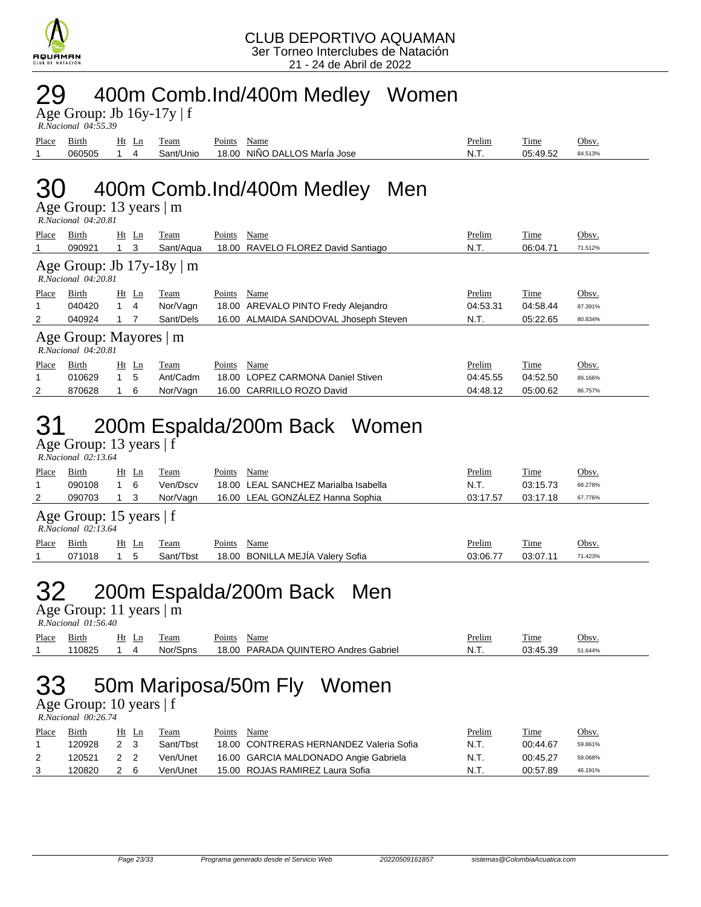CLUB DEPORTIVO AQUAMAN
3er Torneo Interclubes de Natación
21 - 24 de Abril de 2022

# 29 400m Comb.Ind/400m Medley Women

Age Group: Jb 16y-17y | f
*R.Nacional 04:55.39*

| Place | Birth | Ht | Ln | Team | Points | Name | Prelim | Time | Obsv. |
|---|---|---|---|---|---|---|---|---|---|
| 1 | 060505 | 1 | 4 | Sant/Unio | 18.00 | NIÑO DALLOS MarÍa Jose | N.T. | 05:49.52 | 84.513% |

# 30 400m Comb.Ind/400m Medley Men

Age Group: 13 years | m
*R.Nacional 04:20.81*

| Place | Birth | Ht | Ln | Team | Points | Name | Prelim | Time | Obsv. |
|---|---|---|---|---|---|---|---|---|---|
| 1 | 090921 | 1 | 3 | Sant/Aqua | 18.00 | RAVELO FLOREZ David Santiago | N.T. | 06:04.71 | 71.512% |

Age Group: Jb 17y-18y | m
*R.Nacional 04:20.81*

| Place | Birth | Ht | Ln | Team | Points | Name | Prelim | Time | Obsv. |
|---|---|---|---|---|---|---|---|---|---|
| 1 | 040420 | 1 | 4 | Nor/Vagn | 18.00 | AREVALO PINTO Fredy Alejandro | 04:53.31 | 04:58.44 | 87.391% |
| 2 | 040924 | 1 | 7 | Sant/Dels | 16.00 | ALMAIDA SANDOVAL Jhoseph Steven | N.T. | 05:22.65 | 80.834% |

Age Group: Mayores | m
*R.Nacional 04:20.81*

| Place | Birth | Ht | Ln | Team | Points | Name | Prelim | Time | Obsv. |
|---|---|---|---|---|---|---|---|---|---|
| 1 | 010629 | 1 | 5 | Ant/Cadm | 18.00 | LOPEZ CARMONA Daniel Stiven | 04:45.55 | 04:52.50 | 89.166% |
| 2 | 870628 | 1 | 6 | Nor/Vagn | 16.00 | CARRILLO ROZO David | 04:48.12 | 05:00.62 | 86.757% |

# 31 200m Espalda/200m Back Women

Age Group: 13 years | f
*R.Nacional 02:13.64*

| Place | Birth | Ht | Ln | Team | Points | Name | Prelim | Time | Obsv. |
|---|---|---|---|---|---|---|---|---|---|
| 1 | 090108 | 1 | 6 | Ven/Dscv | 18.00 | LEAL SANCHEZ Marialba Isabella | N.T. | 03:15.73 | 68.278% |
| 2 | 090703 | 1 | 3 | Nor/Vagn | 16.00 | LEAL GONZÁLEZ Hanna Sophia | 03:17.57 | 03:17.18 | 67.776% |

Age Group: 15 years | f
*R.Nacional 02:13.64*

| Place | Birth | Ht | Ln | Team | Points | Name | Prelim | Time | Obsv. |
|---|---|---|---|---|---|---|---|---|---|
| 1 | 071018 | 1 | 5 | Sant/Tbst | 18.00 | BONILLA MEJÍA Valery Sofia | 03:06.77 | 03:07.11 | 71.423% |

# 32 200m Espalda/200m Back Men

Age Group: 11 years | m
*R.Nacional 01:56.40*

| Place | Birth | Ht | Ln | Team | Points | Name | Prelim | Time | Obsv. |
|---|---|---|---|---|---|---|---|---|---|
| 1 | 110825 | 1 | 4 | Nor/Spns | 18.00 | PARADA QUINTERO Andres Gabriel | N.T. | 03:45.39 | 51.644% |

# 33 50m Mariposa/50m Fly Women

Age Group: 10 years | f
*R.Nacional 00:26.74*

| Place | Birth | Ht | Ln | Team | Points | Name | Prelim | Time | Obsv. |
|---|---|---|---|---|---|---|---|---|---|
| 1 | 120928 | 2 | 3 | Sant/Tbst | 18.00 | CONTRERAS HERNANDEZ Valeria Sofia | N.T. | 00:44.67 | 59.861% |
| 2 | 120521 | 2 | 2 | Ven/Unet | 16.00 | GARCIA MALDONADO Angie Gabriela | N.T. | 00:45.27 | 59.068% |
| 3 | 120820 | 2 | 6 | Ven/Unet | 15.00 | ROJAS RAMIREZ Laura Sofia | N.T. | 00:57.89 | 46.191% |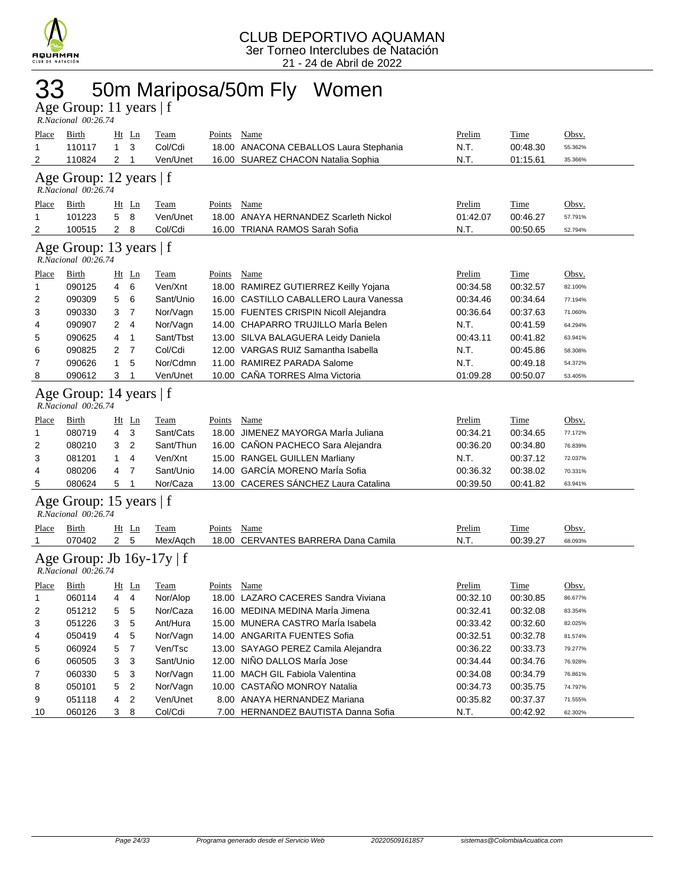CLUB DEPORTIVO AQUAMAN
3er Torneo Interclubes de Natación
21 - 24 de Abril de 2022

# 33 50m Mariposa/50m Fly Women

## Age Group: 11 years | f

*R.Nacional 00:26.74*

| Place | Birth | Ht | Ln | Team | Points | Name | Prelim | Time | Obsv. |
|---|---|---|---|---|---|---|---|---|---|
| 1 | 110117 | 1 | 3 | Col/Cdi | 18.00 | ANACONA CEBALLOS Laura Stephania | N.T. | 00:48.30 | 55.362% |
| 2 | 110824 | 2 | 1 | Ven/Unet | 16.00 | SUAREZ CHACON Natalia Sophia | N.T. | 01:15.61 | 35.366% |

## Age Group: 12 years | f

*R.Nacional 00:26.74*

| Place | Birth | Ht | Ln | Team | Points | Name | Prelim | Time | Obsv. |
|---|---|---|---|---|---|---|---|---|---|
| 1 | 101223 | 5 | 8 | Ven/Unet | 18.00 | ANAYA HERNANDEZ Scarleth Nickol | 01:42.07 | 00:46.27 | 57.791% |
| 2 | 100515 | 2 | 8 | Col/Cdi | 16.00 | TRIANA RAMOS Sarah Sofia | N.T. | 00:50.65 | 52.794% |

## Age Group: 13 years | f

*R.Nacional 00:26.74*

| Place | Birth | Ht | Ln | Team | Points | Name | Prelim | Time | Obsv. |
|---|---|---|---|---|---|---|---|---|---|
| 1 | 090125 | 4 | 6 | Ven/Xnt | 18.00 | RAMIREZ GUTIERREZ Keilly Yojana | 00:34.58 | 00:32.57 | 82.100% |
| 2 | 090309 | 5 | 6 | Sant/Unio | 16.00 | CASTILLO CABALLERO Laura Vanessa | 00:34.46 | 00:34.64 | 77.194% |
| 3 | 090330 | 3 | 7 | Nor/Vagn | 15.00 | FUENTES CRISPIN Nicoll Alejandra | 00:36.64 | 00:37.63 | 71.060% |
| 4 | 090907 | 2 | 4 | Nor/Vagn | 14.00 | CHAPARRO TRUJILLO MarÍa Belen | N.T. | 00:41.59 | 64.294% |
| 5 | 090625 | 4 | 1 | Sant/Tbst | 13.00 | SILVA BALAGUERA Leidy Daniela | 00:43.11 | 00:41.82 | 63.941% |
| 6 | 090825 | 2 | 7 | Col/Cdi | 12.00 | VARGAS RUIZ Samantha Isabella | N.T. | 00:45.86 | 58.308% |
| 7 | 090626 | 1 | 5 | Nor/Cdmn | 11.00 | RAMIREZ PARADA Salome | N.T. | 00:49.18 | 54.372% |
| 8 | 090612 | 3 | 1 | Ven/Unet | 10.00 | CAÑA TORRES Alma Victoria | 01:09.28 | 00:50.07 | 53.405% |

## Age Group: 14 years | f

*R.Nacional 00:26.74*

| Place | Birth | Ht | Ln | Team | Points | Name | Prelim | Time | Obsv. |
|---|---|---|---|---|---|---|---|---|---|
| 1 | 080719 | 4 | 3 | Sant/Cats | 18.00 | JIMENEZ MAYORGA MarÍa Juliana | 00:34.21 | 00:34.65 | 77.172% |
| 2 | 080210 | 3 | 2 | Sant/Thun | 16.00 | CAÑON PACHECO Sara Alejandra | 00:36.20 | 00:34.80 | 76.839% |
| 3 | 081201 | 1 | 4 | Ven/Xnt | 15.00 | RANGEL GUILLEN Marliany | N.T. | 00:37.12 | 72.037% |
| 4 | 080206 | 4 | 7 | Sant/Unio | 14.00 | GARCÍA MORENO MarÍa Sofia | 00:36.32 | 00:38.02 | 70.331% |
| 5 | 080624 | 5 | 1 | Nor/Caza | 13.00 | CACERES SÁNCHEZ Laura Catalina | 00:39.50 | 00:41.82 | 63.941% |

## Age Group: 15 years | f

*R.Nacional 00:26.74*

| Place | Birth | Ht | Ln | Team | Points | Name | Prelim | Time | Obsv. |
|---|---|---|---|---|---|---|---|---|---|
| 1 | 070402 | 2 | 5 | Mex/Aqch | 18.00 | CERVANTES BARRERA Dana Camila | N.T. | 00:39.27 | 68.093% |

## Age Group: Jb 16y-17y | f

*R.Nacional 00:26.74*

| Place | Birth | Ht | Ln | Team | Points | Name | Prelim | Time | Obsv. |
|---|---|---|---|---|---|---|---|---|---|
| 1 | 060114 | 4 | 4 | Nor/Alop | 18.00 | LAZARO CACERES Sandra Viviana | 00:32.10 | 00:30.85 | 86.677% |
| 2 | 051212 | 5 | 5 | Nor/Caza | 16.00 | MEDINA MEDINA MarÍa Jimena | 00:32.41 | 00:32.08 | 83.354% |
| 3 | 051226 | 3 | 5 | Ant/Hura | 15.00 | MUNERA CASTRO MarÍa Isabela | 00:33.42 | 00:32.60 | 82.025% |
| 4 | 050419 | 4 | 5 | Nor/Vagn | 14.00 | ANGARITA FUENTES Sofia | 00:32.51 | 00:32.78 | 81.574% |
| 5 | 060924 | 5 | 7 | Ven/Tsc | 13.00 | SAYAGO PEREZ Camila Alejandra | 00:36.22 | 00:33.73 | 79.277% |
| 6 | 060505 | 3 | 3 | Sant/Unio | 12.00 | NIÑO DALLOS MarÍa Jose | 00:34.44 | 00:34.76 | 76.928% |
| 7 | 060330 | 5 | 3 | Nor/Vagn | 11.00 | MACH GIL Fabiola Valentina | 00:34.08 | 00:34.79 | 76.861% |
| 8 | 050101 | 5 | 2 | Nor/Vagn | 10.00 | CASTAÑO MONROY Natalia | 00:34.73 | 00:35.75 | 74.797% |
| 9 | 051118 | 4 | 2 | Ven/Unet | 8.00 | ANAYA HERNANDEZ Mariana | 00:35.82 | 00:37.37 | 71.555% |
| 10 | 060126 | 3 | 8 | Col/Cdi | 7.00 | HERNANDEZ BAUTISTA Danna Sofia | N.T. | 00:42.92 | 62.302% |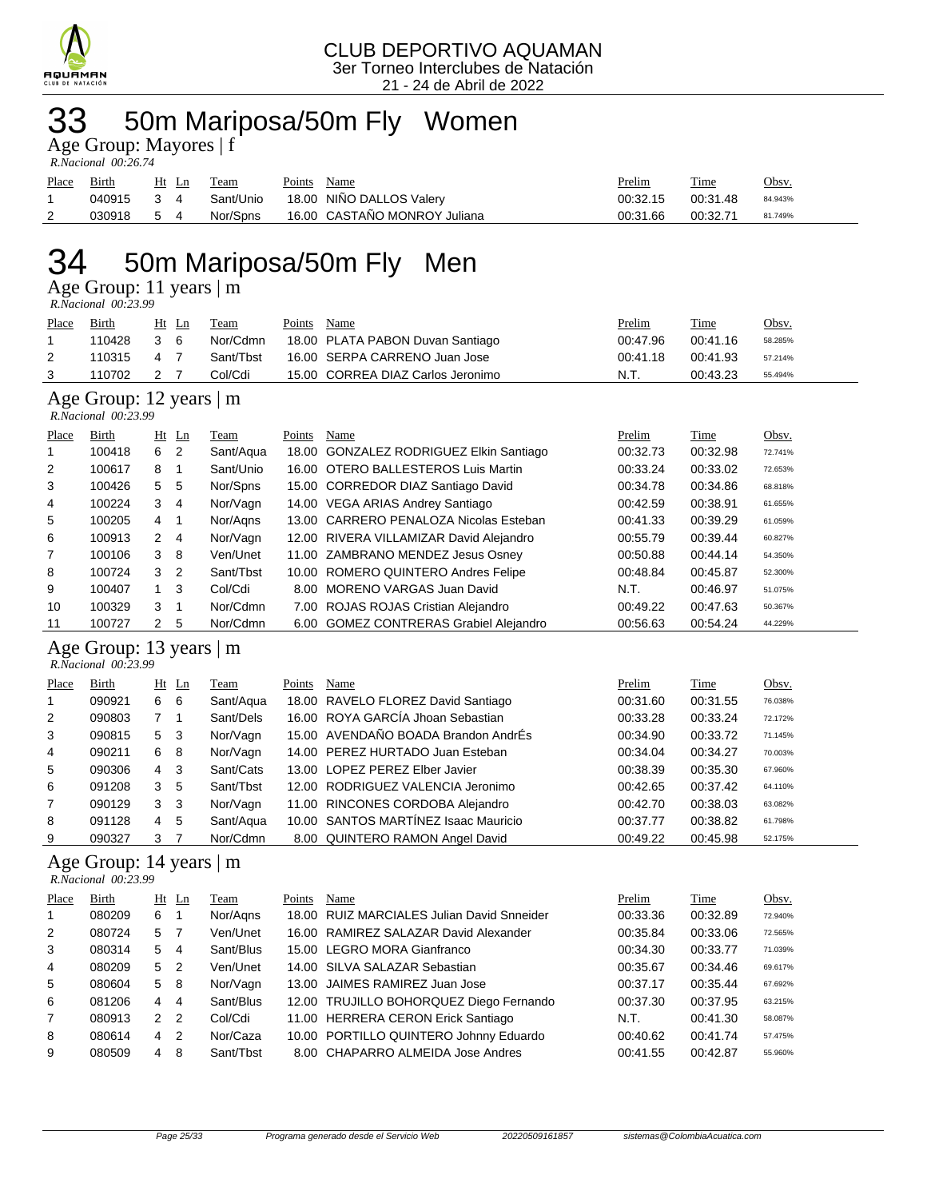CLUB DEPORTIVO AQUAMAN
3er Torneo Interclubes de Natación
21 - 24 de Abril de 2022

# 33 50m Mariposa/50m Fly Women

Age Group: Mayores | f

*R.Nacional 00:26.74*

| Place | Birth | Ht | Ln | Team | Points | Name | Prelim | Time | Obsv. |
|---|---|---|---|---|---|---|---|---|---|
| 1 | 040915 | 3 | 4 | Sant/Unio | 18.00 | NIÑO DALLOS Valery | 00:32.15 | 00:31.48 | 84.943% |
| 2 | 030918 | 5 | 4 | Nor/Spns | 16.00 | CASTAÑO MONROY Juliana | 00:31.66 | 00:32.71 | 81.749% |

# 34 50m Mariposa/50m Fly Men

Age Group: 11 years | m

*R.Nacional 00:23.99*

| Place | Birth | Ht | Ln | Team | Points | Name | Prelim | Time | Obsv. |
|---|---|---|---|---|---|---|---|---|---|
| 1 | 110428 | 3 | 6 | Nor/Cdmn | 18.00 | PLATA PABON Duvan Santiago | 00:47.96 | 00:41.16 | 58.285% |
| 2 | 110315 | 4 | 7 | Sant/Tbst | 16.00 | SERPA CARRENO Juan Jose | 00:41.18 | 00:41.93 | 57.214% |
| 3 | 110702 | 2 | 7 | Col/Cdi | 15.00 | CORREA DIAZ Carlos Jeronimo | N.T. | 00:43.23 | 55.494% |

Age Group: 12 years | m

*R.Nacional 00:23.99*

| Place | Birth | Ht | Ln | Team | Points | Name | Prelim | Time | Obsv. |
|---|---|---|---|---|---|---|---|---|---|
| 1 | 100418 | 6 | 2 | Sant/Aqua | 18.00 | GONZALEZ RODRIGUEZ Elkin Santiago | 00:32.73 | 00:32.98 | 72.741% |
| 2 | 100617 | 8 | 1 | Sant/Unio | 16.00 | OTERO BALLESTEROS Luis Martin | 00:33.24 | 00:33.02 | 72.653% |
| 3 | 100426 | 5 | 5 | Nor/Spns | 15.00 | CORREDOR DIAZ Santiago David | 00:34.78 | 00:34.86 | 68.818% |
| 4 | 100224 | 3 | 4 | Nor/Vagn | 14.00 | VEGA ARIAS Andrey Santiago | 00:42.59 | 00:38.91 | 61.655% |
| 5 | 100205 | 4 | 1 | Nor/Aqns | 13.00 | CARRERO PENALOZA Nicolas Esteban | 00:41.33 | 00:39.29 | 61.059% |
| 6 | 100913 | 2 | 4 | Nor/Vagn | 12.00 | RIVERA VILLAMIZAR David Alejandro | 00:55.79 | 00:39.44 | 60.827% |
| 7 | 100106 | 3 | 8 | Ven/Unet | 11.00 | ZAMBRANO MENDEZ Jesus Osney | 00:50.88 | 00:44.14 | 54.350% |
| 8 | 100724 | 3 | 2 | Sant/Tbst | 10.00 | ROMERO QUINTERO Andres Felipe | 00:48.84 | 00:45.87 | 52.300% |
| 9 | 100407 | 1 | 3 | Col/Cdi | 8.00 | MORENO VARGAS Juan David | N.T. | 00:46.97 | 51.075% |
| 10 | 100329 | 3 | 1 | Nor/Cdmn | 7.00 | ROJAS ROJAS Cristian Alejandro | 00:49.22 | 00:47.63 | 50.367% |
| 11 | 100727 | 2 | 5 | Nor/Cdmn | 6.00 | GOMEZ CONTRERAS Grabiel Alejandro | 00:56.63 | 00:54.24 | 44.229% |

Age Group: 13 years | m

*R.Nacional 00:23.99*

| Place | Birth | Ht | Ln | Team | Points | Name | Prelim | Time | Obsv. |
|---|---|---|---|---|---|---|---|---|---|
| 1 | 090921 | 6 | 6 | Sant/Aqua | 18.00 | RAVELO FLOREZ David Santiago | 00:31.60 | 00:31.55 | 76.038% |
| 2 | 090803 | 7 | 1 | Sant/Dels | 16.00 | ROYA GARCÍA Jhoan Sebastian | 00:33.28 | 00:33.24 | 72.172% |
| 3 | 090815 | 5 | 3 | Nor/Vagn | 15.00 | AVENDAÑO BOADA Brandon AndrÉs | 00:34.90 | 00:33.72 | 71.145% |
| 4 | 090211 | 6 | 8 | Nor/Vagn | 14.00 | PEREZ HURTADO Juan Esteban | 00:34.04 | 00:34.27 | 70.003% |
| 5 | 090306 | 4 | 3 | Sant/Cats | 13.00 | LOPEZ PEREZ Elber Javier | 00:38.39 | 00:35.30 | 67.960% |
| 6 | 091208 | 3 | 5 | Sant/Tbst | 12.00 | RODRIGUEZ VALENCIA Jeronimo | 00:42.65 | 00:37.42 | 64.110% |
| 7 | 090129 | 3 | 3 | Nor/Vagn | 11.00 | RINCONES CORDOBA Alejandro | 00:42.70 | 00:38.03 | 63.082% |
| 8 | 091128 | 4 | 5 | Sant/Aqua | 10.00 | SANTOS MARTÍNEZ Isaac Mauricio | 00:37.77 | 00:38.82 | 61.798% |
| 9 | 090327 | 3 | 7 | Nor/Cdmn | 8.00 | QUINTERO RAMON Angel David | 00:49.22 | 00:45.98 | 52.175% |

Age Group: 14 years | m

*R.Nacional 00:23.99*

| Place | Birth | Ht | Ln | Team | Points | Name | Prelim | Time | Obsv. |
|---|---|---|---|---|---|---|---|---|---|
| 1 | 080209 | 6 | 1 | Nor/Aqns | 18.00 | RUIZ MARCIALES Julian David Snneider | 00:33.36 | 00:32.89 | 72.940% |
| 2 | 080724 | 5 | 7 | Ven/Unet | 16.00 | RAMIREZ SALAZAR David Alexander | 00:35.84 | 00:33.06 | 72.565% |
| 3 | 080314 | 5 | 4 | Sant/Blus | 15.00 | LEGRO MORA Gianfranco | 00:34.30 | 00:33.77 | 71.039% |
| 4 | 080209 | 5 | 2 | Ven/Unet | 14.00 | SILVA SALAZAR Sebastian | 00:35.67 | 00:34.46 | 69.617% |
| 5 | 080604 | 5 | 8 | Nor/Vagn | 13.00 | JAIMES RAMIREZ Juan Jose | 00:37.17 | 00:35.44 | 67.692% |
| 6 | 081206 | 4 | 4 | Sant/Blus | 12.00 | TRUJILLO BOHORQUEZ Diego Fernando | 00:37.30 | 00:37.95 | 63.215% |
| 7 | 080913 | 2 | 2 | Col/Cdi | 11.00 | HERRERA CERON Erick Santiago | N.T. | 00:41.30 | 58.087% |
| 8 | 080614 | 4 | 2 | Nor/Caza | 10.00 | PORTILLO QUINTERO Johnny Eduardo | 00:40.62 | 00:41.74 | 57.475% |
| 9 | 080509 | 4 | 8 | Sant/Tbst | 8.00 | CHAPARRO ALMEIDA Jose Andres | 00:41.55 | 00:42.87 | 55.960% |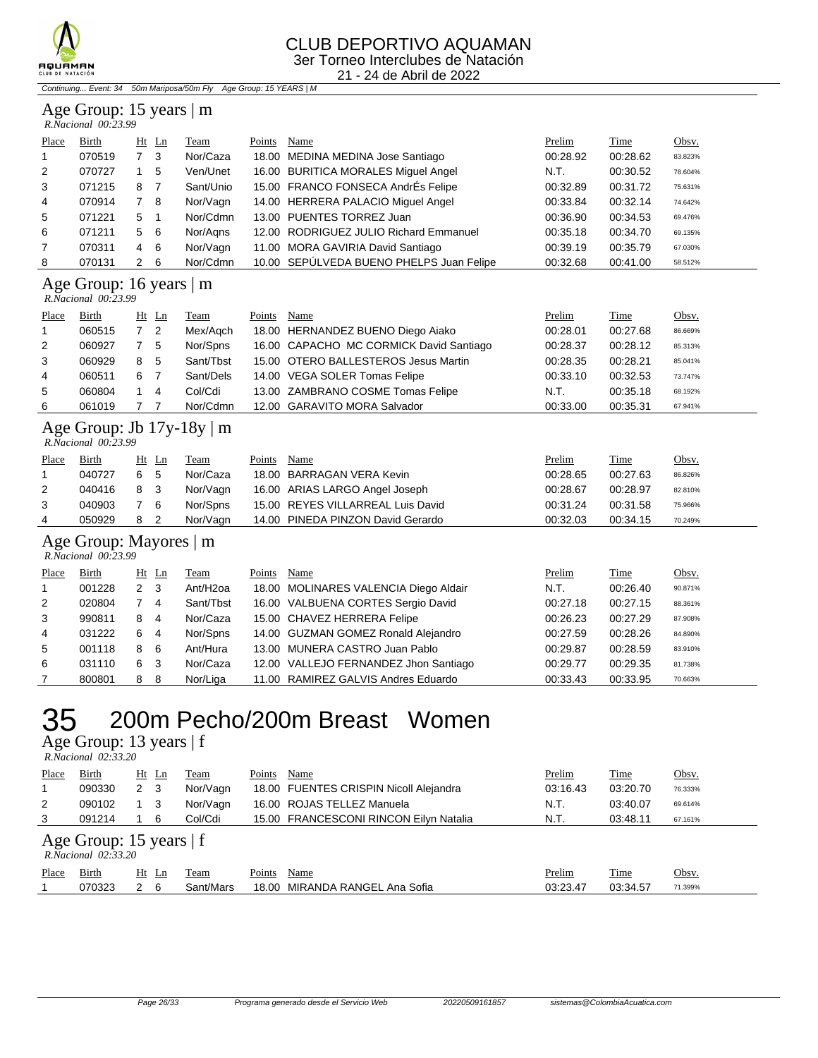# CLUB DEPORTIVO AQUAMAN
3er Torneo Interclubes de Natación
21 - 24 de Abril de 2022

*Continuing... Event: 34 50m Mariposa/50m Fly Age Group: 15 YEARS | M*

## Age Group: 15 years | m
*R.Nacional 00:23.99*

| Place | Birth | Ht | Ln | Team | Points | Name | Prelim | Time | Obsv. |
|---|---|---|---|---|---|---|---|---|---|
| 1 | 070519 | 7 | 3 | Nor/Caza | 18.00 | MEDINA MEDINA Jose Santiago | 00:28.92 | 00:28.62 | 83.823% |
| 2 | 070727 | 1 | 5 | Ven/Unet | 16.00 | BURITICA MORALES Miguel Angel | N.T. | 00:30.52 | 78.604% |
| 3 | 071215 | 8 | 7 | Sant/Unio | 15.00 | FRANCO FONSECA AndrÉs Felipe | 00:32.89 | 00:31.72 | 75.631% |
| 4 | 070914 | 7 | 8 | Nor/Vagn | 14.00 | HERRERA PALACIO Miguel Angel | 00:33.84 | 00:32.14 | 74.642% |
| 5 | 071221 | 5 | 1 | Nor/Cdmn | 13.00 | PUENTES TORREZ Juan | 00:36.90 | 00:34.53 | 69.476% |
| 6 | 071211 | 5 | 6 | Nor/Aqns | 12.00 | RODRIGUEZ JULIO Richard Emmanuel | 00:35.18 | 00:34.70 | 69.135% |
| 7 | 070311 | 4 | 6 | Nor/Vagn | 11.00 | MORA GAVIRIA David Santiago | 00:39.19 | 00:35.79 | 67.030% |
| 8 | 070131 | 2 | 6 | Nor/Cdmn | 10.00 | SEPÚLVEDA BUENO PHELPS Juan Felipe | 00:32.68 | 00:41.00 | 58.512% |

## Age Group: 16 years | m
*R.Nacional 00:23.99*

| Place | Birth | Ht | Ln | Team | Points | Name | Prelim | Time | Obsv. |
|---|---|---|---|---|---|---|---|---|---|
| 1 | 060515 | 7 | 2 | Mex/Aqch | 18.00 | HERNANDEZ BUENO Diego Aiako | 00:28.01 | 00:27.68 | 86.669% |
| 2 | 060927 | 7 | 5 | Nor/Spns | 16.00 | CAPACHO MC CORMICK David Santiago | 00:28.37 | 00:28.12 | 85.313% |
| 3 | 060929 | 8 | 5 | Sant/Tbst | 15.00 | OTERO BALLESTEROS Jesus Martin | 00:28.35 | 00:28.21 | 85.041% |
| 4 | 060511 | 6 | 7 | Sant/Dels | 14.00 | VEGA SOLER Tomas Felipe | 00:33.10 | 00:32.53 | 73.747% |
| 5 | 060804 | 1 | 4 | Col/Cdi | 13.00 | ZAMBRANO COSME Tomas Felipe | N.T. | 00:35.18 | 68.192% |
| 6 | 061019 | 7 | 7 | Nor/Cdmn | 12.00 | GARAVITO MORA Salvador | 00:33.00 | 00:35.31 | 67.941% |

## Age Group: Jb 17y-18y | m
*R.Nacional 00:23.99*

| Place | Birth | Ht | Ln | Team | Points | Name | Prelim | Time | Obsv. |
|---|---|---|---|---|---|---|---|---|---|
| 1 | 040727 | 6 | 5 | Nor/Caza | 18.00 | BARRAGAN VERA Kevin | 00:28.65 | 00:27.63 | 86.826% |
| 2 | 040416 | 8 | 3 | Nor/Vagn | 16.00 | ARIAS LARGO Angel Joseph | 00:28.67 | 00:28.97 | 82.810% |
| 3 | 040903 | 7 | 6 | Nor/Spns | 15.00 | REYES VILLARREAL Luis David | 00:31.24 | 00:31.58 | 75.966% |
| 4 | 050929 | 8 | 2 | Nor/Vagn | 14.00 | PINEDA PINZON David Gerardo | 00:32.03 | 00:34.15 | 70.249% |

## Age Group: Mayores | m
*R.Nacional 00:23.99*

| Place | Birth | Ht | Ln | Team | Points | Name | Prelim | Time | Obsv. |
|---|---|---|---|---|---|---|---|---|---|
| 1 | 001228 | 2 | 3 | Ant/H2oa | 18.00 | MOLINARES VALENCIA Diego Aldair | N.T. | 00:26.40 | 90.871% |
| 2 | 020804 | 7 | 4 | Sant/Tbst | 16.00 | VALBUENA CORTES Sergio David | 00:27.18 | 00:27.15 | 88.361% |
| 3 | 990811 | 8 | 4 | Nor/Caza | 15.00 | CHAVEZ HERRERA Felipe | 00:26.23 | 00:27.29 | 87.908% |
| 4 | 031222 | 6 | 4 | Nor/Spns | 14.00 | GUZMAN GOMEZ Ronald Alejandro | 00:27.59 | 00:28.26 | 84.890% |
| 5 | 001118 | 8 | 6 | Ant/Hura | 13.00 | MUNERA CASTRO Juan Pablo | 00:29.87 | 00:28.59 | 83.910% |
| 6 | 031110 | 6 | 3 | Nor/Caza | 12.00 | VALLEJO FERNANDEZ Jhon Santiago | 00:29.77 | 00:29.35 | 81.738% |
| 7 | 800801 | 8 | 8 | Nor/Liga | 11.00 | RAMIREZ GALVIS Andres Eduardo | 00:33.43 | 00:33.95 | 70.663% |

# 35 200m Pecho/200m Breast Women

## Age Group: 13 years | f
*R.Nacional 02:33.20*

| Place | Birth | Ht | Ln | Team | Points | Name | Prelim | Time | Obsv. |
|---|---|---|---|---|---|---|---|---|---|
| 1 | 090330 | 2 | 3 | Nor/Vagn | 18.00 | FUENTES CRISPIN Nicoll Alejandra | 03:16.43 | 03:20.70 | 76.333% |
| 2 | 090102 | 1 | 3 | Nor/Vagn | 16.00 | ROJAS TELLEZ Manuela | N.T. | 03:40.07 | 69.614% |
| 3 | 091214 | 1 | 6 | Col/Cdi | 15.00 | FRANCESCONI RINCON Eilyn Natalia | N.T. | 03:48.11 | 67.161% |

## Age Group: 15 years | f
*R.Nacional 02:33.20*

| Place | Birth | Ht | Ln | Team | Points | Name | Prelim | Time | Obsv. |
|---|---|---|---|---|---|---|---|---|---|
| 1 | 070323 | 2 | 6 | Sant/Mars | 18.00 | MIRANDA RANGEL Ana Sofia | 03:23.47 | 03:34.57 | 71.399% |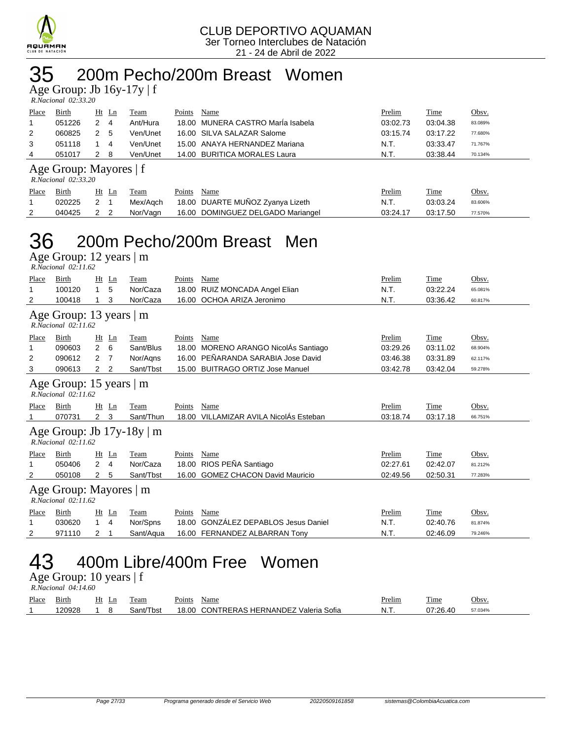# 35 200m Pecho/200m Breast Women

### Age Group: Jb 16y-17y | f

*R.Nacional 02:33.20*

| Place | Birth | Ht | Ln | Team | Points | Name | Prelim | Time | Obsv. |
|---|---|---|---|---|---|---|---|---|---|
| 1 | 051226 | 2 | 4 | Ant/Hura | 18.00 | MUNERA CASTRO MarÍa Isabela | 03:02.73 | 03:04.38 | 83.089% |
| 2 | 060825 | 2 | 5 | Ven/Unet | 16.00 | SILVA SALAZAR Salome | 03:15.74 | 03:17.22 | 77.680% |
| 3 | 051118 | 1 | 4 | Ven/Unet | 15.00 | ANAYA HERNANDEZ Mariana | N.T. | 03:33.47 | 71.767% |
| 4 | 051017 | 2 | 8 | Ven/Unet | 14.00 | BURITICA MORALES Laura | N.T. | 03:38.44 | 70.134% |

### Age Group: Mayores | f

*R.Nacional 02:33.20*

| Place | Birth | Ht | Ln | Team | Points | Name | Prelim | Time | Obsv. |
|---|---|---|---|---|---|---|---|---|---|
| 1 | 020225 | 2 | 1 | Mex/Aqch | 18.00 | DUARTE MUÑOZ Zyanya Lizeth | N.T. | 03:03.24 | 83.606% |
| 2 | 040425 | 2 | 2 | Nor/Vagn | 16.00 | DOMINGUEZ DELGADO Mariangel | 03:24.17 | 03:17.50 | 77.570% |

# 36 200m Pecho/200m Breast Men

### Age Group: 12 years | m

*R.Nacional 02:11.62*

| Place | Birth | Ht | Ln | Team | Points | Name | Prelim | Time | Obsv. |
|---|---|---|---|---|---|---|---|---|---|
| 1 | 100120 | 1 | 5 | Nor/Caza | 18.00 | RUIZ MONCADA Angel Elian | N.T. | 03:22.24 | 65.081% |
| 2 | 100418 | 1 | 3 | Nor/Caza | 16.00 | OCHOA ARIZA Jeronimo | N.T. | 03:36.42 | 60.817% |

### Age Group: 13 years | m

*R.Nacional 02:11.62*

| Place | Birth | Ht | Ln | Team | Points | Name | Prelim | Time | Obsv. |
|---|---|---|---|---|---|---|---|---|---|
| 1 | 090603 | 2 | 6 | Sant/Blus | 18.00 | MORENO ARANGO NicolÁs Santiago | 03:29.26 | 03:11.02 | 68.904% |
| 2 | 090612 | 2 | 7 | Nor/Aqns | 16.00 | PEÑARANDA SARABIA Jose David | 03:46.38 | 03:31.89 | 62.117% |
| 3 | 090613 | 2 | 2 | Sant/Tbst | 15.00 | BUITRAGO ORTIZ Jose Manuel | 03:42.78 | 03:42.04 | 59.278% |

### Age Group: 15 years | m

*R.Nacional 02:11.62*

| Place | Birth | Ht | Ln | Team | Points | Name | Prelim | Time | Obsv. |
|---|---|---|---|---|---|---|---|---|---|
| 1 | 070731 | 2 | 3 | Sant/Thun | 18.00 | VILLAMIZAR AVILA NicolÁs Esteban | 03:18.74 | 03:17.18 | 66.751% |

### Age Group: Jb 17y-18y | m

*R.Nacional 02:11.62*

| Place | Birth | Ht | Ln | Team | Points | Name | Prelim | Time | Obsv. |
|---|---|---|---|---|---|---|---|---|---|
| 1 | 050406 | 2 | 4 | Nor/Caza | 18.00 | RIOS PEÑA Santiago | 02:27.61 | 02:42.07 | 81.212% |
| 2 | 050108 | 2 | 5 | Sant/Tbst | 16.00 | GOMEZ CHACON David Mauricio | 02:49.56 | 02:50.31 | 77.283% |

### Age Group: Mayores | m

*R.Nacional 02:11.62*

| Place | Birth | Ht | Ln | Team | Points | Name | Prelim | Time | Obsv. |
|---|---|---|---|---|---|---|---|---|---|
| 1 | 030620 | 1 | 4 | Nor/Spns | 18.00 | GONZÁLEZ DEPABLOS Jesus Daniel | N.T. | 02:40.76 | 81.874% |
| 2 | 971110 | 2 | 1 | Sant/Aqua | 16.00 | FERNANDEZ ALBARRAN Tony | N.T. | 02:46.09 | 79.246% |

# 43 400m Libre/400m Free Women

### Age Group: 10 years | f

*R.Nacional 04:14.60*

| Place | Birth | Ht | Ln | Team | Points | Name | Prelim | Time | Obsv. |
|---|---|---|---|---|---|---|---|---|---|
| 1 | 120928 | 1 | 8 | Sant/Tbst | 18.00 | CONTRERAS HERNANDEZ Valeria Sofia | N.T. | 07:26.40 | 57.034% |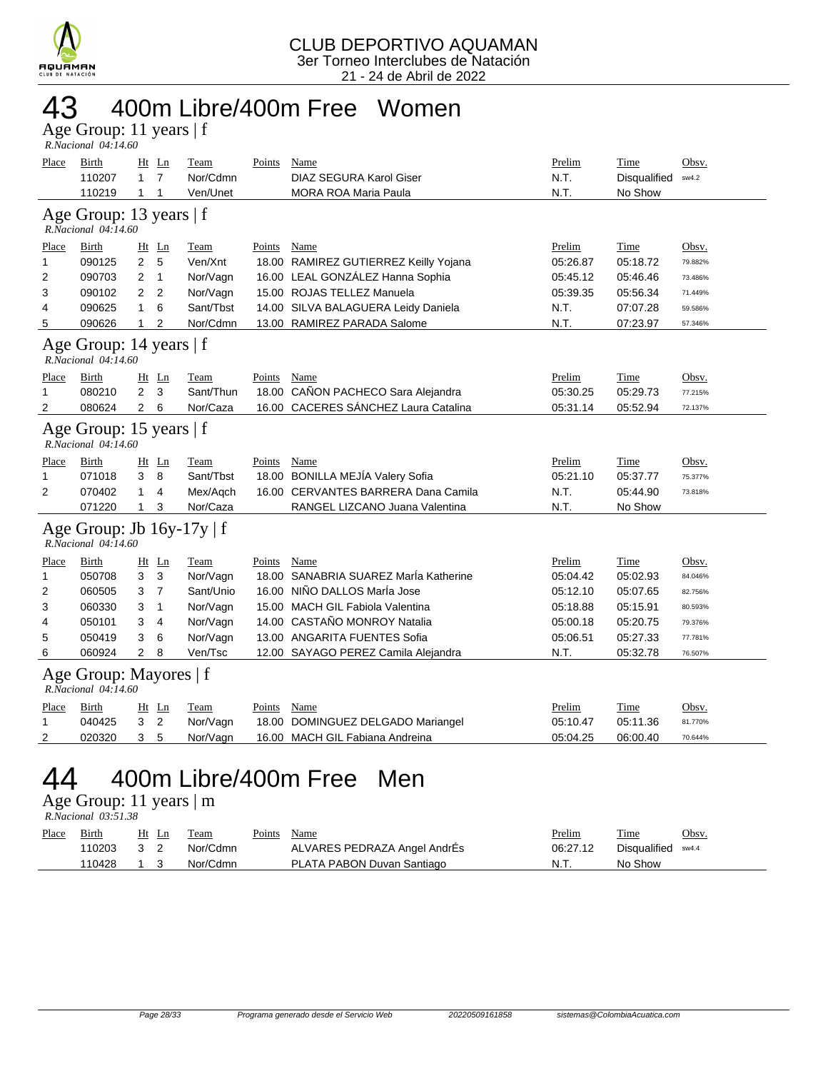CLUB DEPORTIVO AQUAMAN
3er Torneo Interclubes de Natación
21 - 24 de Abril de 2022

# 43 400m Libre/400m Free Women

## Age Group: 11 years | f
*R.Nacional 04:14.60*

| Place | Birth | Ht | Ln | Team | Points | Name | Prelim | Time | Obsv. |
|---|---|---|---|---|---|---|---|---|---|
| | 110207 | 1 | 7 | Nor/Cdmn | | DIAZ SEGURA Karol Giser | N.T. | Disqualified | sw4.2 |
| | 110219 | 1 | 1 | Ven/Unet | | MORA ROA Maria Paula | N.T. | No Show | |

## Age Group: 13 years | f
*R.Nacional 04:14.60*

| Place | Birth | Ht | Ln | Team | Points | Name | Prelim | Time | Obsv. |
|---|---|---|---|---|---|---|---|---|---|
| 1 | 090125 | 2 | 5 | Ven/Xnt | 18.00 | RAMIREZ GUTIERREZ Keilly Yojana | 05:26.87 | 05:18.72 | 79.882% |
| 2 | 090703 | 2 | 1 | Nor/Vagn | 16.00 | LEAL GONZÁLEZ Hanna Sophia | 05:45.12 | 05:46.46 | 73.486% |
| 3 | 090102 | 2 | 2 | Nor/Vagn | 15.00 | ROJAS TELLEZ Manuela | 05:39.35 | 05:56.34 | 71.449% |
| 4 | 090625 | 1 | 6 | Sant/Tbst | 14.00 | SILVA BALAGUERA Leidy Daniela | N.T. | 07:07.28 | 59.586% |
| 5 | 090626 | 1 | 2 | Nor/Cdmn | 13.00 | RAMIREZ PARADA Salome | N.T. | 07:23.97 | 57.346% |

## Age Group: 14 years | f
*R.Nacional 04:14.60*

| Place | Birth | Ht | Ln | Team | Points | Name | Prelim | Time | Obsv. |
|---|---|---|---|---|---|---|---|---|---|
| 1 | 080210 | 2 | 3 | Sant/Thun | 18.00 | CAÑON PACHECO Sara Alejandra | 05:30.25 | 05:29.73 | 77.215% |
| 2 | 080624 | 2 | 6 | Nor/Caza | 16.00 | CACERES SÁNCHEZ Laura Catalina | 05:31.14 | 05:52.94 | 72.137% |

## Age Group: 15 years | f
*R.Nacional 04:14.60*

| Place | Birth | Ht | Ln | Team | Points | Name | Prelim | Time | Obsv. |
|---|---|---|---|---|---|---|---|---|---|
| 1 | 071018 | 3 | 8 | Sant/Tbst | 18.00 | BONILLA MEJÍA Valery Sofia | 05:21.10 | 05:37.77 | 75.377% |
| 2 | 070402 | 1 | 4 | Mex/Aqch | 16.00 | CERVANTES BARRERA Dana Camila | N.T. | 05:44.90 | 73.818% |
| | 071220 | 1 | 3 | Nor/Caza | | RANGEL LIZCANO Juana Valentina | N.T. | No Show | |

## Age Group: Jb 16y-17y | f
*R.Nacional 04:14.60*

| Place | Birth | Ht | Ln | Team | Points | Name | Prelim | Time | Obsv. |
|---|---|---|---|---|---|---|---|---|---|
| 1 | 050708 | 3 | 3 | Nor/Vagn | 18.00 | SANABRIA SUAREZ MarÍa Katherine | 05:04.42 | 05:02.93 | 84.046% |
| 2 | 060505 | 3 | 7 | Sant/Unio | 16.00 | NIÑO DALLOS MarÍa Jose | 05:12.10 | 05:07.65 | 82.756% |
| 3 | 060330 | 3 | 1 | Nor/Vagn | 15.00 | MACH GIL Fabiola Valentina | 05:18.88 | 05:15.91 | 80.593% |
| 4 | 050101 | 3 | 4 | Nor/Vagn | 14.00 | CASTAÑO MONROY Natalia | 05:00.18 | 05:20.75 | 79.376% |
| 5 | 050419 | 3 | 6 | Nor/Vagn | 13.00 | ANGARITA FUENTES Sofia | 05:06.51 | 05:27.33 | 77.781% |
| 6 | 060924 | 2 | 8 | Ven/Tsc | 12.00 | SAYAGO PEREZ Camila Alejandra | N.T. | 05:32.78 | 76.507% |

## Age Group: Mayores | f
*R.Nacional 04:14.60*

| Place | Birth | Ht | Ln | Team | Points | Name | Prelim | Time | Obsv. |
|---|---|---|---|---|---|---|---|---|---|
| 1 | 040425 | 3 | 2 | Nor/Vagn | 18.00 | DOMINGUEZ DELGADO Mariangel | 05:10.47 | 05:11.36 | 81.770% |
| 2 | 020320 | 3 | 5 | Nor/Vagn | 16.00 | MACH GIL Fabiana Andreina | 05:04.25 | 06:00.40 | 70.644% |

# 44 400m Libre/400m Free Men

## Age Group: 11 years | m
*R.Nacional 03:51.38*

| Place | Birth | Ht | Ln | Team | Points | Name | Prelim | Time | Obsv. |
|---|---|---|---|---|---|---|---|---|---|
| | 110203 | 3 | 2 | Nor/Cdmn | | ALVARES PEDRAZA Angel AndrÉs | 06:27.12 | Disqualified | sw4.4 |
| | 110428 | 1 | 3 | Nor/Cdmn | | PLATA PABON Duvan Santiago | N.T. | No Show | |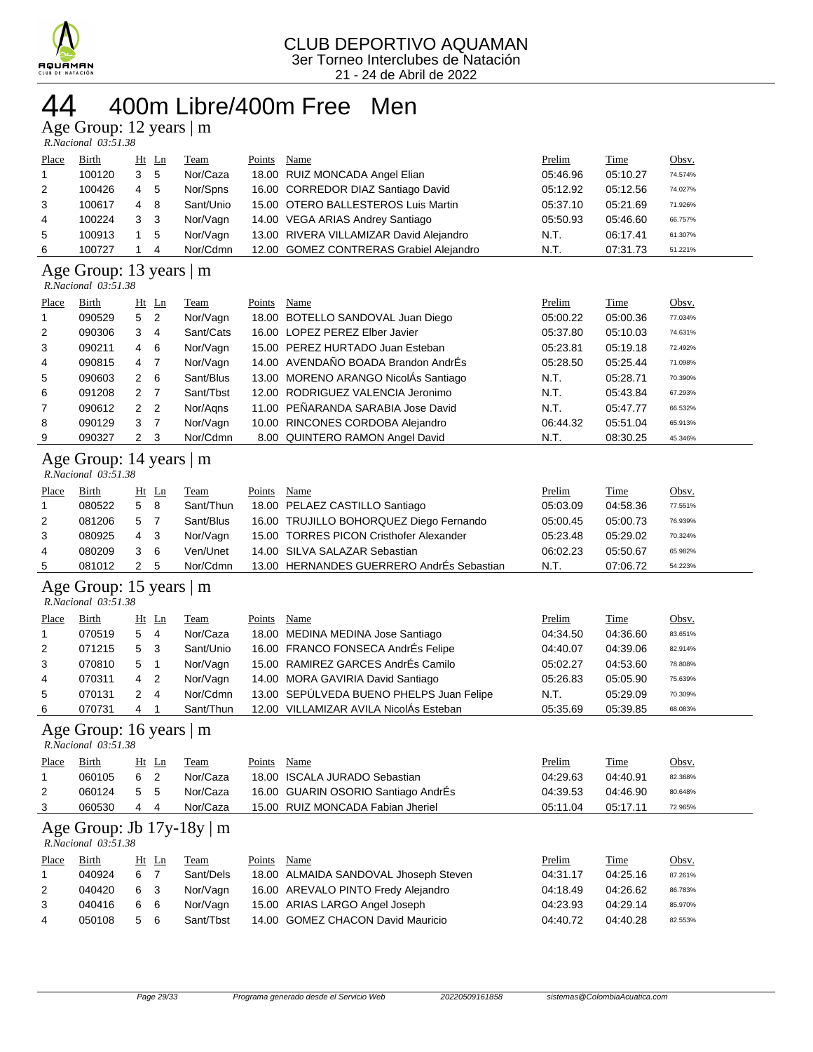CLUB DEPORTIVO AQUAMAN
3er Torneo Interclubes de Natación
21 - 24 de Abril de 2022

# 44 400m Libre/400m Free Men

## Age Group: 12 years | m

*R.Nacional 03:51.38*

| Place | Birth | Ht | Ln | Team | Points | Name | Prelim | Time | Obsv. |
|---|---|---|---|---|---|---|---|---|---|
| 1 | 100120 | 3 | 5 | Nor/Caza | 18.00 | RUIZ MONCADA Angel Elian | 05:46.96 | 05:10.27 | 74.574% |
| 2 | 100426 | 4 | 5 | Nor/Spns | 16.00 | CORREDOR DIAZ Santiago David | 05:12.92 | 05:12.56 | 74.027% |
| 3 | 100617 | 4 | 8 | Sant/Unio | 15.00 | OTERO BALLESTEROS Luis Martin | 05:37.10 | 05:21.69 | 71.926% |
| 4 | 100224 | 3 | 3 | Nor/Vagn | 14.00 | VEGA ARIAS Andrey Santiago | 05:50.93 | 05:46.60 | 66.757% |
| 5 | 100913 | 1 | 5 | Nor/Vagn | 13.00 | RIVERA VILLAMIZAR David Alejandro | N.T. | 06:17.41 | 61.307% |
| 6 | 100727 | 1 | 4 | Nor/Cdmn | 12.00 | GOMEZ CONTRERAS Grabiel Alejandro | N.T. | 07:31.73 | 51.221% |

## Age Group: 13 years | m

*R.Nacional 03:51.38*

| Place | Birth | Ht | Ln | Team | Points | Name | Prelim | Time | Obsv. |
|---|---|---|---|---|---|---|---|---|---|
| 1 | 090529 | 5 | 2 | Nor/Vagn | 18.00 | BOTELLO SANDOVAL Juan Diego | 05:00.22 | 05:00.36 | 77.034% |
| 2 | 090306 | 3 | 4 | Sant/Cats | 16.00 | LOPEZ PEREZ Elber Javier | 05:37.80 | 05:10.03 | 74.631% |
| 3 | 090211 | 4 | 6 | Nor/Vagn | 15.00 | PEREZ HURTADO Juan Esteban | 05:23.81 | 05:19.18 | 72.492% |
| 4 | 090815 | 4 | 7 | Nor/Vagn | 14.00 | AVENDAÑO BOADA Brandon AndrÉs | 05:28.50 | 05:25.44 | 71.098% |
| 5 | 090603 | 2 | 6 | Sant/Blus | 13.00 | MORENO ARANGO NicolÁs Santiago | N.T. | 05:28.71 | 70.390% |
| 6 | 091208 | 2 | 7 | Sant/Tbst | 12.00 | RODRIGUEZ VALENCIA Jeronimo | N.T. | 05:43.84 | 67.293% |
| 7 | 090612 | 2 | 2 | Nor/Aqns | 11.00 | PEÑARANDA SARABIA Jose David | N.T. | 05:47.77 | 66.532% |
| 8 | 090129 | 3 | 7 | Nor/Vagn | 10.00 | RINCONES CORDOBA Alejandro | 06:44.32 | 05:51.04 | 65.913% |
| 9 | 090327 | 2 | 3 | Nor/Cdmn | 8.00 | QUINTERO RAMON Angel David | N.T. | 08:30.25 | 45.346% |

## Age Group: 14 years | m

*R.Nacional 03:51.38*

| Place | Birth | Ht | Ln | Team | Points | Name | Prelim | Time | Obsv. |
|---|---|---|---|---|---|---|---|---|---|
| 1 | 080522 | 5 | 8 | Sant/Thun | 18.00 | PELAEZ CASTILLO Santiago | 05:03.09 | 04:58.36 | 77.551% |
| 2 | 081206 | 5 | 7 | Sant/Blus | 16.00 | TRUJILLO BOHORQUEZ Diego Fernando | 05:00.45 | 05:00.73 | 76.939% |
| 3 | 080925 | 4 | 3 | Nor/Vagn | 15.00 | TORRES PICON Cristhofer Alexander | 05:23.48 | 05:29.02 | 70.324% |
| 4 | 080209 | 3 | 6 | Ven/Unet | 14.00 | SILVA SALAZAR Sebastian | 06:02.23 | 05:50.67 | 65.982% |
| 5 | 081012 | 2 | 5 | Nor/Cdmn | 13.00 | HERNANDES GUERRERO AndrÉs Sebastian | N.T. | 07:06.72 | 54.223% |

## Age Group: 15 years | m

*R.Nacional 03:51.38*

| Place | Birth | Ht | Ln | Team | Points | Name | Prelim | Time | Obsv. |
|---|---|---|---|---|---|---|---|---|---|
| 1 | 070519 | 5 | 4 | Nor/Caza | 18.00 | MEDINA MEDINA Jose Santiago | 04:34.50 | 04:36.60 | 83.651% |
| 2 | 071215 | 5 | 3 | Sant/Unio | 16.00 | FRANCO FONSECA AndrÉs Felipe | 04:40.07 | 04:39.06 | 82.914% |
| 3 | 070810 | 5 | 1 | Nor/Vagn | 15.00 | RAMIREZ GARCES AndrÉs Camilo | 05:02.27 | 04:53.60 | 78.808% |
| 4 | 070311 | 4 | 2 | Nor/Vagn | 14.00 | MORA GAVIRIA David Santiago | 05:26.83 | 05:05.90 | 75.639% |
| 5 | 070131 | 2 | 4 | Nor/Cdmn | 13.00 | SEPÚLVEDA BUENO PHELPS Juan Felipe | N.T. | 05:29.09 | 70.309% |
| 6 | 070731 | 4 | 1 | Sant/Thun | 12.00 | VILLAMIZAR AVILA NicolÁs Esteban | 05:35.69 | 05:39.85 | 68.083% |

## Age Group: 16 years | m

*R.Nacional 03:51.38*

| Place | Birth | Ht | Ln | Team | Points | Name | Prelim | Time | Obsv. |
|---|---|---|---|---|---|---|---|---|---|
| 1 | 060105 | 6 | 2 | Nor/Caza | 18.00 | ISCALA JURADO Sebastian | 04:29.63 | 04:40.91 | 82.368% |
| 2 | 060124 | 5 | 5 | Nor/Caza | 16.00 | GUARIN OSORIO Santiago AndrÉs | 04:39.53 | 04:46.90 | 80.648% |
| 3 | 060530 | 4 | 4 | Nor/Caza | 15.00 | RUIZ MONCADA Fabian Jheriel | 05:11.04 | 05:17.11 | 72.965% |

## Age Group: Jb 17y-18y | m

*R.Nacional 03:51.38*

| Place | Birth | Ht | Ln | Team | Points | Name | Prelim | Time | Obsv. |
|---|---|---|---|---|---|---|---|---|---|
| 1 | 040924 | 6 | 7 | Sant/Dels | 18.00 | ALMAIDA SANDOVAL Jhoseph Steven | 04:31.17 | 04:25.16 | 87.261% |
| 2 | 040420 | 6 | 3 | Nor/Vagn | 16.00 | AREVALO PINTO Fredy Alejandro | 04:18.49 | 04:26.62 | 86.783% |
| 3 | 040416 | 6 | 6 | Nor/Vagn | 15.00 | ARIAS LARGO Angel Joseph | 04:23.93 | 04:29.14 | 85.970% |
| 4 | 050108 | 5 | 6 | Sant/Tbst | 14.00 | GOMEZ CHACON David Mauricio | 04:40.72 | 04:40.28 | 82.553% |

Programa generado desde el Servicio Web 20220509161858 sistemas@ColombiaAcuatica.com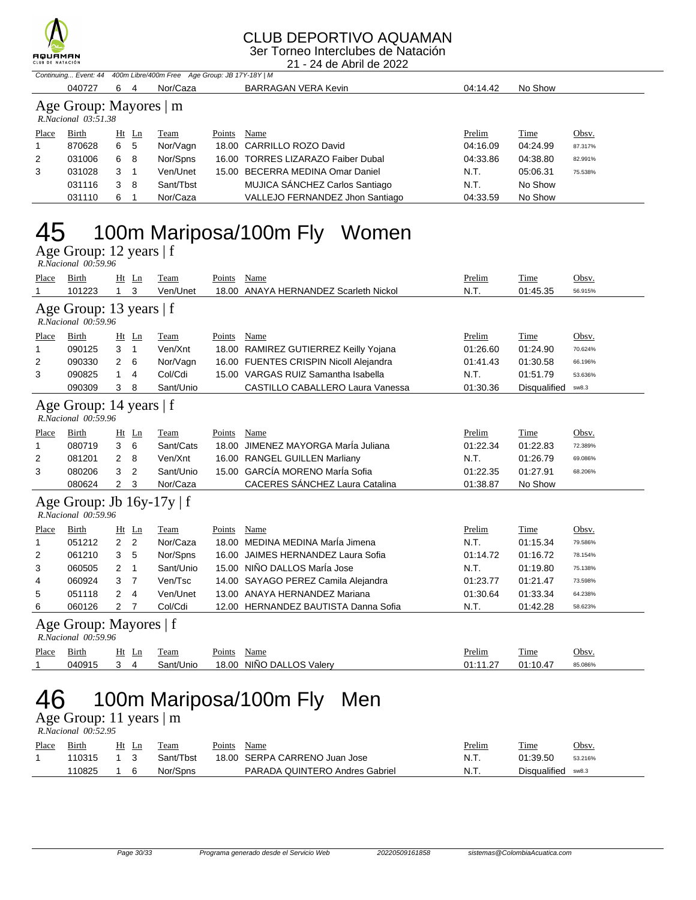# CLUB DEPORTIVO AQUAMAN
3er Torneo Interclubes de Natación
21 - 24 de Abril de 2022

*Continuing... Event: 44 400m Libre/400m Free Age Group: JB 17Y-18Y | M*

| | Birth | Ht | Ln | Team | Points | Name | Prelim | Time | Obsv. |
|---|---|---|---|---|---|---|---|---|---|
| | 040727 | 6 | 4 | Nor/Caza | | BARRAGAN VERA Kevin | 04:14.42 | No Show | |

### Age Group: Mayores | m
*R.Nacional 03:51.38*

| Place | Birth | Ht | Ln | Team | Points | Name | Prelim | Time | Obsv. |
|---|---|---|---|---|---|---|---|---|---|
| 1 | 870628 | 6 | 5 | Nor/Vagn | 18.00 | CARRILLO ROZO David | 04:16.09 | 04:24.99 | 87.317% |
| 2 | 031006 | 6 | 8 | Nor/Spns | 16.00 | TORRES LIZARAZO Faiber Dubal | 04:33.86 | 04:38.80 | 82.991% |
| 3 | 031028 | 3 | 1 | Ven/Unet | 15.00 | BECERRA MEDINA Omar Daniel | N.T. | 05:06.31 | 75.538% |
| | 031116 | 3 | 8 | Sant/Tbst | | MUJICA SÁNCHEZ Carlos Santiago | N.T. | No Show | |
| | 031110 | 6 | 1 | Nor/Caza | | VALLEJO FERNANDEZ Jhon Santiago | 04:33.59 | No Show | |

# 45 100m Mariposa/100m Fly Women

### Age Group: 12 years | f
*R.Nacional 00:59.96*

| Place | Birth | Ht | Ln | Team | Points | Name | Prelim | Time | Obsv. |
|---|---|---|---|---|---|---|---|---|---|
| 1 | 101223 | 1 | 3 | Ven/Unet | 18.00 | ANAYA HERNANDEZ Scarleth Nickol | N.T. | 01:45.35 | 56.915% |

### Age Group: 13 years | f
*R.Nacional 00:59.96*

| Place | Birth | Ht | Ln | Team | Points | Name | Prelim | Time | Obsv. |
|---|---|---|---|---|---|---|---|---|---|
| 1 | 090125 | 3 | 1 | Ven/Xnt | 18.00 | RAMIREZ GUTIERREZ Keilly Yojana | 01:26.60 | 01:24.90 | 70.624% |
| 2 | 090330 | 2 | 6 | Nor/Vagn | 16.00 | FUENTES CRISPIN Nicoll Alejandra | 01:41.43 | 01:30.58 | 66.196% |
| 3 | 090825 | 1 | 4 | Col/Cdi | 15.00 | VARGAS RUIZ Samantha Isabella | N.T. | 01:51.79 | 53.636% |
| | 090309 | 3 | 8 | Sant/Unio | | CASTILLO CABALLERO Laura Vanessa | 01:30.36 | Disqualified | sw8.3 |

### Age Group: 14 years | f
*R.Nacional 00:59.96*

| Place | Birth | Ht | Ln | Team | Points | Name | Prelim | Time | Obsv. |
|---|---|---|---|---|---|---|---|---|---|
| 1 | 080719 | 3 | 6 | Sant/Cats | 18.00 | JIMENEZ MAYORGA MarÍa Juliana | 01:22.34 | 01:22.83 | 72.389% |
| 2 | 081201 | 2 | 8 | Ven/Xnt | 16.00 | RANGEL GUILLEN Marliany | N.T. | 01:26.79 | 69.086% |
| 3 | 080206 | 3 | 2 | Sant/Unio | 15.00 | GARCÍA MORENO MarÍa Sofia | 01:22.35 | 01:27.91 | 68.206% |
| | 080624 | 2 | 3 | Nor/Caza | | CACERES SÁNCHEZ Laura Catalina | 01:38.87 | No Show | |

### Age Group: Jb 16y-17y | f
*R.Nacional 00:59.96*

| Place | Birth | Ht | Ln | Team | Points | Name | Prelim | Time | Obsv. |
|---|---|---|---|---|---|---|---|---|---|
| 1 | 051212 | 2 | 2 | Nor/Caza | 18.00 | MEDINA MEDINA MarÍa Jimena | N.T. | 01:15.34 | 79.586% |
| 2 | 061210 | 3 | 5 | Nor/Spns | 16.00 | JAIMES HERNANDEZ Laura Sofia | 01:14.72 | 01:16.72 | 78.154% |
| 3 | 060505 | 2 | 1 | Sant/Unio | 15.00 | NIÑO DALLOS MarÍa Jose | N.T. | 01:19.80 | 75.138% |
| 4 | 060924 | 3 | 7 | Ven/Tsc | 14.00 | SAYAGO PEREZ Camila Alejandra | 01:23.77 | 01:21.47 | 73.598% |
| 5 | 051118 | 2 | 4 | Ven/Unet | 13.00 | ANAYA HERNANDEZ Mariana | 01:30.64 | 01:33.34 | 64.238% |
| 6 | 060126 | 2 | 7 | Col/Cdi | 12.00 | HERNANDEZ BAUTISTA Danna Sofia | N.T. | 01:42.28 | 58.623% |

### Age Group: Mayores | f
*R.Nacional 00:59.96*

| Place | Birth | Ht | Ln | Team | Points | Name | Prelim | Time | Obsv. |
|---|---|---|---|---|---|---|---|---|---|
| 1 | 040915 | 3 | 4 | Sant/Unio | 18.00 | NIÑO DALLOS Valery | 01:11.27 | 01:10.47 | 85.086% |

# 46 100m Mariposa/100m Fly Men

### Age Group: 11 years | m
*R.Nacional 00:52.95*

| Place | Birth | Ht | Ln | Team | Points | Name | Prelim | Time | Obsv. |
|---|---|---|---|---|---|---|---|---|---|
| 1 | 110315 | 1 | 3 | Sant/Tbst | 18.00 | SERPA CARRENO Juan Jose | N.T. | 01:39.50 | 53.216% |
| | 110825 | 1 | 6 | Nor/Spns | | PARADA QUINTERO Andres Gabriel | N.T. | Disqualified | sw8.3 |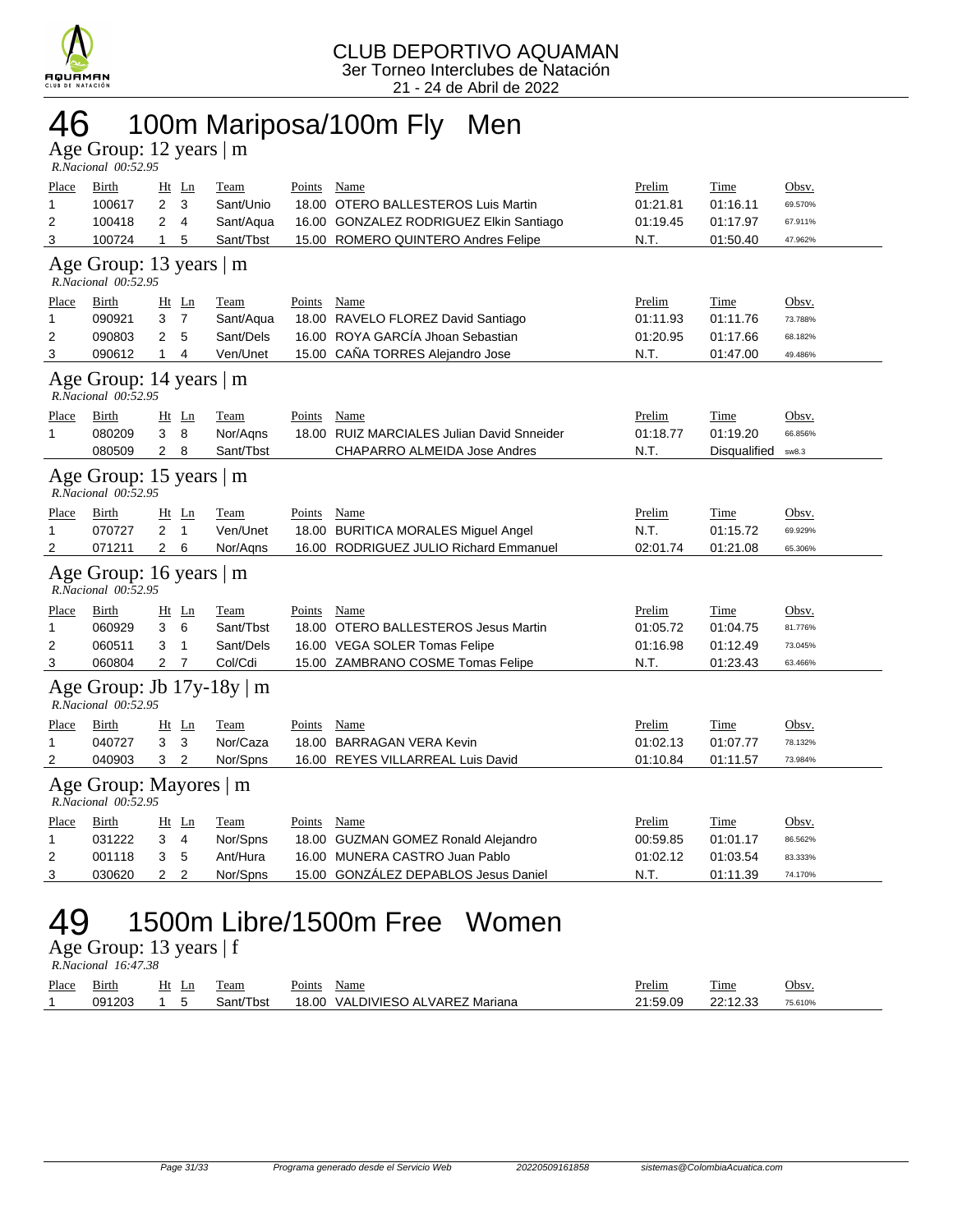CLUB DEPORTIVO AQUAMAN
3er Torneo Interclubes de Natación
21 - 24 de Abril de 2022

# 46 100m Mariposa/100m Fly Men

## Age Group: 12 years | m
*R.Nacional 00:52.95*

| Place | Birth | Ht | Ln | Team | Points | Name | Prelim | Time | Obsv. |
|---|---|---|---|---|---|---|---|---|---|
| 1 | 100617 | 2 | 3 | Sant/Unio | 18.00 | OTERO BALLESTEROS Luis Martin | 01:21.81 | 01:16.11 | 69.570% |
| 2 | 100418 | 2 | 4 | Sant/Aqua | 16.00 | GONZALEZ RODRIGUEZ Elkin Santiago | 01:19.45 | 01:17.97 | 67.911% |
| 3 | 100724 | 1 | 5 | Sant/Tbst | 15.00 | ROMERO QUINTERO Andres Felipe | N.T. | 01:50.40 | 47.962% |

## Age Group: 13 years | m
*R.Nacional 00:52.95*

| Place | Birth | Ht | Ln | Team | Points | Name | Prelim | Time | Obsv. |
|---|---|---|---|---|---|---|---|---|---|
| 1 | 090921 | 3 | 7 | Sant/Aqua | 18.00 | RAVELO FLOREZ David Santiago | 01:11.93 | 01:11.76 | 73.788% |
| 2 | 090803 | 2 | 5 | Sant/Dels | 16.00 | ROYA GARCÍA Jhoan Sebastian | 01:20.95 | 01:17.66 | 68.182% |
| 3 | 090612 | 1 | 4 | Ven/Unet | 15.00 | CAÑA TORRES Alejandro Jose | N.T. | 01:47.00 | 49.486% |

## Age Group: 14 years | m
*R.Nacional 00:52.95*

| Place | Birth | Ht | Ln | Team | Points | Name | Prelim | Time | Obsv. |
|---|---|---|---|---|---|---|---|---|---|
| 1 | 080209 | 3 | 8 | Nor/Aqns | 18.00 | RUIZ MARCIALES Julian David Sneider | 01:18.77 | 01:19.20 | 66.856% |
| | 080509 | 2 | 8 | Sant/Tbst | | CHAPARRO ALMEIDA Jose Andres | N.T. | Disqualified | sw8.3 |

## Age Group: 15 years | m
*R.Nacional 00:52.95*

| Place | Birth | Ht | Ln | Team | Points | Name | Prelim | Time | Obsv. |
|---|---|---|---|---|---|---|---|---|---|
| 1 | 070727 | 2 | 1 | Ven/Unet | 18.00 | BURITICA MORALES Miguel Angel | N.T. | 01:15.72 | 69.929% |
| 2 | 071211 | 2 | 6 | Nor/Aqns | 16.00 | RODRIGUEZ JULIO Richard Emmanuel | 02:01.74 | 01:21.08 | 65.306% |

## Age Group: 16 years | m
*R.Nacional 00:52.95*

| Place | Birth | Ht | Ln | Team | Points | Name | Prelim | Time | Obsv. |
|---|---|---|---|---|---|---|---|---|---|
| 1 | 060929 | 3 | 6 | Sant/Tbst | 18.00 | OTERO BALLESTEROS Jesus Martin | 01:05.72 | 01:04.75 | 81.776% |
| 2 | 060511 | 3 | 1 | Sant/Dels | 16.00 | VEGA SOLER Tomas Felipe | 01:16.98 | 01:12.49 | 73.045% |
| 3 | 060804 | 2 | 7 | Col/Cdi | 15.00 | ZAMBRANO COSME Tomas Felipe | N.T. | 01:23.43 | 63.466% |

## Age Group: Jb 17y-18y | m
*R.Nacional 00:52.95*

| Place | Birth | Ht | Ln | Team | Points | Name | Prelim | Time | Obsv. |
|---|---|---|---|---|---|---|---|---|---|
| 1 | 040727 | 3 | 3 | Nor/Caza | 18.00 | BARRAGAN VERA Kevin | 01:02.13 | 01:07.77 | 78.132% |
| 2 | 040903 | 3 | 2 | Nor/Spns | 16.00 | REYES VILLARREAL Luis David | 01:10.84 | 01:11.57 | 73.984% |

## Age Group: Mayores | m
*R.Nacional 00:52.95*

| Place | Birth | Ht | Ln | Team | Points | Name | Prelim | Time | Obsv. |
|---|---|---|---|---|---|---|---|---|---|
| 1 | 031222 | 3 | 4 | Nor/Spns | 18.00 | GUZMAN GOMEZ Ronald Alejandro | 00:59.85 | 01:01.17 | 86.562% |
| 2 | 001118 | 3 | 5 | Ant/Hura | 16.00 | MUNERA CASTRO Juan Pablo | 01:02.12 | 01:03.54 | 83.333% |
| 3 | 030620 | 2 | 2 | Nor/Spns | 15.00 | GONZÁLEZ DEPABLOS Jesus Daniel | N.T. | 01:11.39 | 74.170% |

# 49 1500m Libre/1500m Free Women

## Age Group: 13 years | f
*R.Nacional 16:47.38*

| Place | Birth | Ht | Ln | Team | Points | Name | Prelim | Time | Obsv. |
|---|---|---|---|---|---|---|---|---|---|
| 1 | 091203 | 1 | 5 | Sant/Tbst | 18.00 | VALDIVIESO ALVAREZ Mariana | 21:59.09 | 22:12.33 | 75.610% |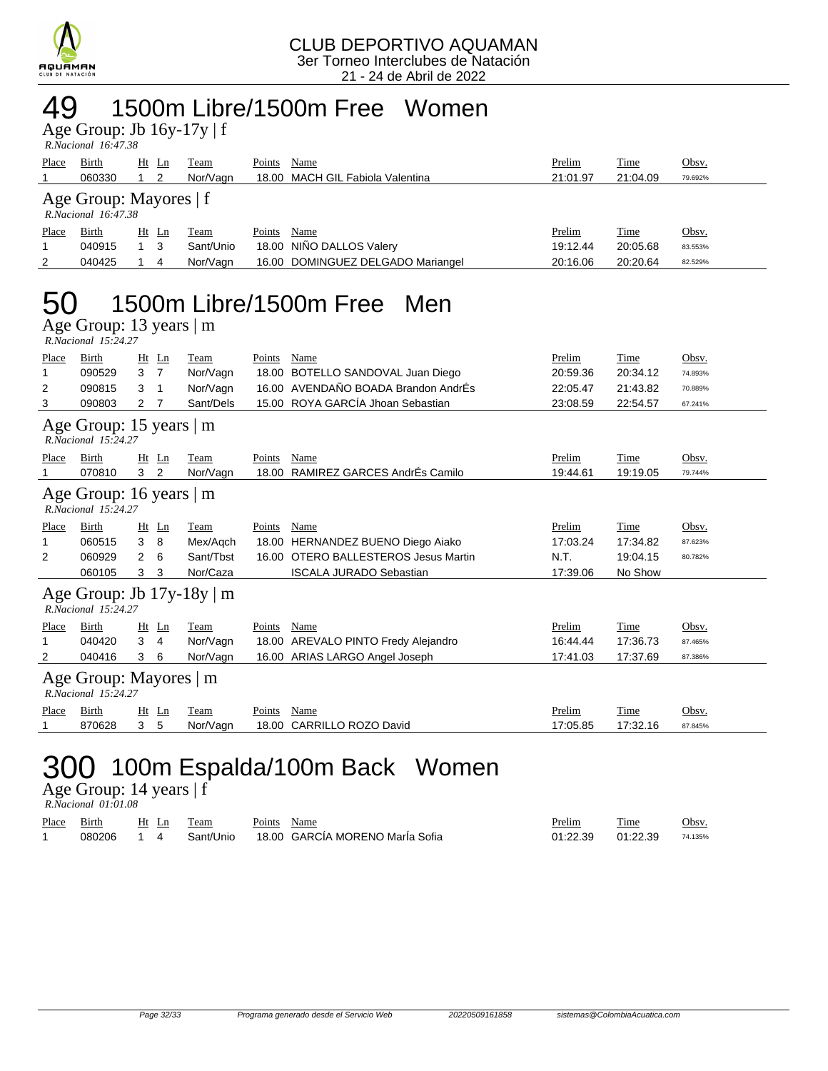# 49 1500m Libre/1500m Free Women

## Age Group: Jb 16y-17y | f

*R.Nacional 16:47.38*

| Place | Birth | Ht | Ln | Team | Points | Name | Prelim | Time | Obsv. |
|---|---|---|---|---|---|---|---|---|---|
| 1 | 060330 | 1 | 2 | Nor/Vagn | 18.00 | MACH GIL Fabiola Valentina | 21:01.97 | 21:04.09 | 79.692% |

## Age Group: Mayores | f

*R.Nacional 16:47.38*

| Place | Birth | Ht | Ln | Team | Points | Name | Prelim | Time | Obsv. |
|---|---|---|---|---|---|---|---|---|---|
| 1 | 040915 | 1 | 3 | Sant/Unio | 18.00 | NIÑO DALLOS Valery | 19:12.44 | 20:05.68 | 83.553% |
| 2 | 040425 | 1 | 4 | Nor/Vagn | 16.00 | DOMINGUEZ DELGADO Mariangel | 20:16.06 | 20:20.64 | 82.529% |

# 50 1500m Libre/1500m Free Men

## Age Group: 13 years | m

*R.Nacional 15:24.27*

| Place | Birth | Ht | Ln | Team | Points | Name | Prelim | Time | Obsv. |
|---|---|---|---|---|---|---|---|---|---|
| 1 | 090529 | 3 | 7 | Nor/Vagn | 18.00 | BOTELLO SANDOVAL Juan Diego | 20:59.36 | 20:34.12 | 74.893% |
| 2 | 090815 | 3 | 1 | Nor/Vagn | 16.00 | AVENDAÑO BOADA Brandon AndrÉs | 22:05.47 | 21:43.82 | 70.889% |
| 3 | 090803 | 2 | 7 | Sant/Dels | 15.00 | ROYA GARCÍA Jhoan Sebastian | 23:08.59 | 22:54.57 | 67.241% |

## Age Group: 15 years | m

*R.Nacional 15:24.27*

| Place | Birth | Ht | Ln | Team | Points | Name | Prelim | Time | Obsv. |
|---|---|---|---|---|---|---|---|---|---|
| 1 | 070810 | 3 | 2 | Nor/Vagn | 18.00 | RAMIREZ GARCES AndrÉs Camilo | 19:44.61 | 19:19.05 | 79.744% |

## Age Group: 16 years | m

*R.Nacional 15:24.27*

| Place | Birth | Ht | Ln | Team | Points | Name | Prelim | Time | Obsv. |
|---|---|---|---|---|---|---|---|---|---|
| 1 | 060515 | 3 | 8 | Mex/Aqch | 18.00 | HERNANDEZ BUENO Diego Aiako | 17:03.24 | 17:34.82 | 87.623% |
| 2 | 060929 | 2 | 6 | Sant/Tbst | 16.00 | OTERO BALLESTEROS Jesus Martin | N.T. | 19:04.15 | 80.782% |
| | 060105 | 3 | 3 | Nor/Caza | | ISCALA JURADO Sebastian | 17:39.06 | No Show | |

## Age Group: Jb 17y-18y | m

*R.Nacional 15:24.27*

| Place | Birth | Ht | Ln | Team | Points | Name | Prelim | Time | Obsv. |
|---|---|---|---|---|---|---|---|---|---|
| 1 | 040420 | 3 | 4 | Nor/Vagn | 18.00 | AREVALO PINTO Fredy Alejandro | 16:44.44 | 17:36.73 | 87.465% |
| 2 | 040416 | 3 | 6 | Nor/Vagn | 16.00 | ARIAS LARGO Angel Joseph | 17:41.03 | 17:37.69 | 87.386% |

## Age Group: Mayores | m

*R.Nacional 15:24.27*

| Place | Birth | Ht | Ln | Team | Points | Name | Prelim | Time | Obsv. |
|---|---|---|---|---|---|---|---|---|---|
| 1 | 870628 | 3 | 5 | Nor/Vagn | 18.00 | CARRILLO ROZO David | 17:05.85 | 17:32.16 | 87.845% |

# 300 100m Espalda/100m Back Women

## Age Group: 14 years | f

*R.Nacional 01:01.08*

| Place | Birth | Ht | Ln | Team | Points | Name | Prelim | Time | Obsv. |
|---|---|---|---|---|---|---|---|---|---|
| 1 | 080206 | 1 | 4 | Sant/Unio | 18.00 | GARCÍA MORENO MarÍa Sofia | 01:22.39 | 01:22.39 | 74.135% |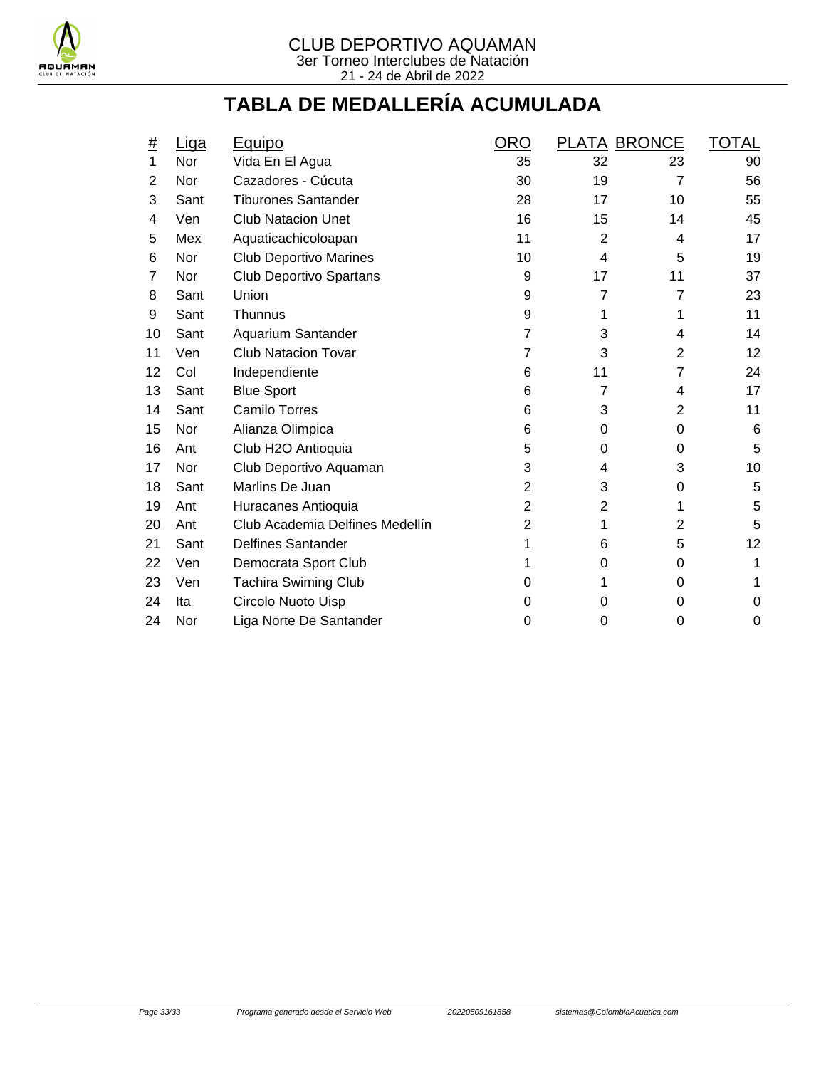CLUB DEPORTIVO AQUAMAN

3er Torneo Interclubes de Natación

21 - 24 de Abril de 2022

# TABLA DE MEDALLERÍA ACUMULADA

| # | Liga | Equipo | ORO | PLATA | BRONCE | TOTAL |
|---|---|---|---|---|---|---|
| 1 | Nor | Vida En El Agua | 35 | 32 | 23 | 90 |
| 2 | Nor | Cazadores - Cúcuta | 30 | 19 | 7 | 56 |
| 3 | Sant | Tiburones Santander | 28 | 17 | 10 | 55 |
| 4 | Ven | Club Natacion Unet | 16 | 15 | 14 | 45 |
| 5 | Mex | Aquaticachicoloapan | 11 | 2 | 4 | 17 |
| 6 | Nor | Club Deportivo Marines | 10 | 4 | 5 | 19 |
| 7 | Nor | Club Deportivo Spartans | 9 | 17 | 11 | 37 |
| 8 | Sant | Union | 9 | 7 | 7 | 23 |
| 9 | Sant | Thunnus | 9 | 1 | 1 | 11 |
| 10 | Sant | Aquarium Santander | 7 | 3 | 4 | 14 |
| 11 | Ven | Club Natacion Tovar | 7 | 3 | 2 | 12 |
| 12 | Col | Independiente | 6 | 11 | 7 | 24 |
| 13 | Sant | Blue Sport | 6 | 7 | 4 | 17 |
| 14 | Sant | Camilo Torres | 6 | 3 | 2 | 11 |
| 15 | Nor | Alianza Olimpica | 6 | 0 | 0 | 6 |
| 16 | Ant | Club H2O Antioquia | 5 | 0 | 0 | 5 |
| 17 | Nor | Club Deportivo Aquaman | 3 | 4 | 3 | 10 |
| 18 | Sant | Marlins De Juan | 2 | 3 | 0 | 5 |
| 19 | Ant | Huracanes Antioquia | 2 | 2 | 1 | 5 |
| 20 | Ant | Club Academia Delfines Medellín | 2 | 1 | 2 | 5 |
| 21 | Sant | Delfines Santander | 1 | 6 | 5 | 12 |
| 22 | Ven | Democrata Sport Club | 1 | 0 | 0 | 1 |
| 23 | Ven | Tachira Swiming Club | 0 | 1 | 0 | 1 |
| 24 | Ita | Circolo Nuoto Uisp | 0 | 0 | 0 | 0 |
| 24 | Nor | Liga Norte De Santander | 0 | 0 | 0 | 0 |